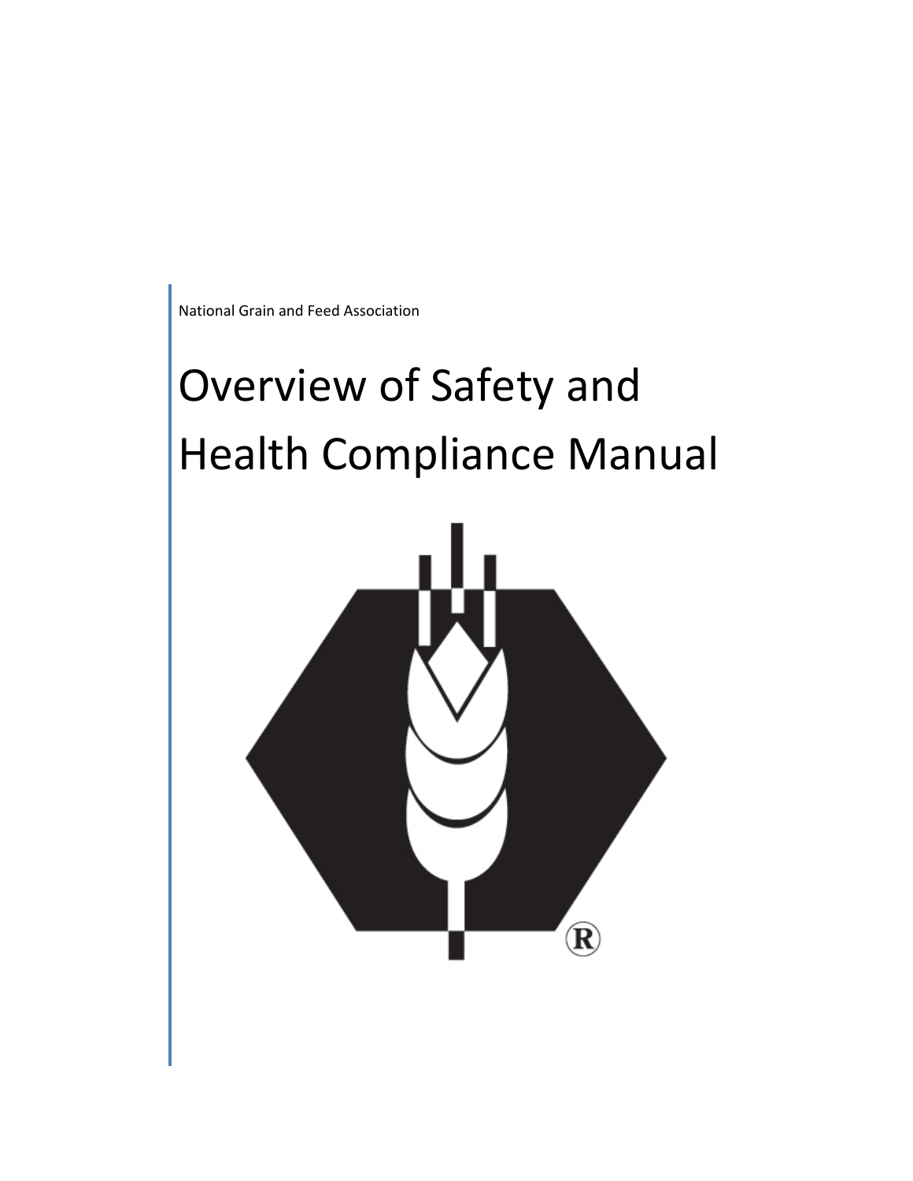National Grain and Feed Association

# Overview of Safety and Health Compliance Manual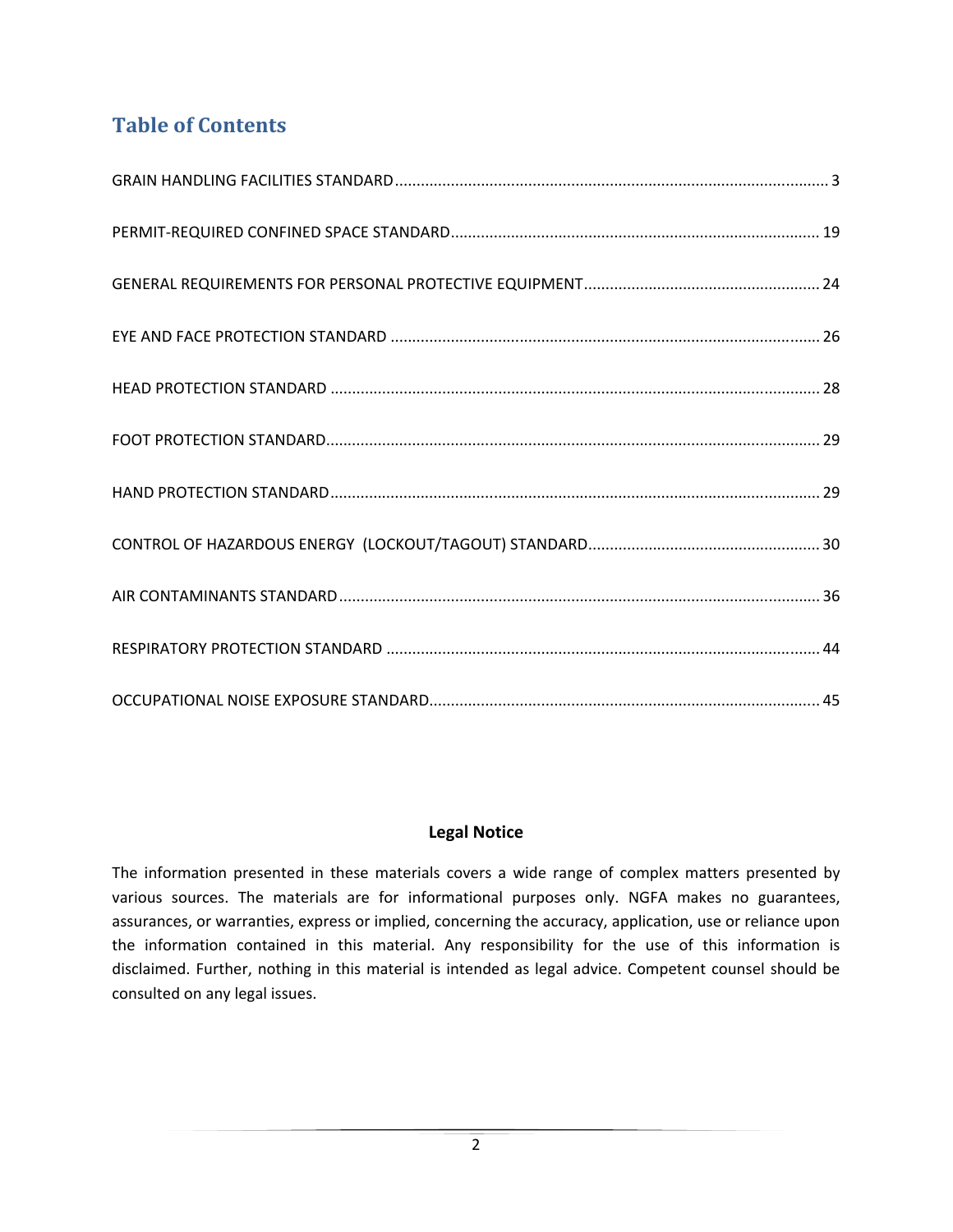# Table of Contents

GRAIN HANDLING FACILITIES STANDARD ........................................................................................................ 3

PERMIT-REQUIRED CONFINED SPACE STANDARD ..................................................................................... 19

GENERAL REQUIREMENTS FOR PERSONAL PROTECTIVE EQUIPMENT ..................................................... 24

EYE AND FACE PROTECTION STANDARD .................................................................................................. 26

HEAD PROTECTION STANDARD ................................................................................................................ 28

FOOT PROTECTION STANDARD ................................................................................................................. 29

HAND PROTECTION STANDARD ................................................................................................................ 29

CONTROL OF HAZARDOUS ENERGY (LOCKOUT/TAGOUT) STANDARD ..................................................... 30

AIR CONTAMINANTS STANDARD .............................................................................................................. 36

RESPIRATORY PROTECTION STANDARD ................................................................................................... 44

OCCUPATIONAL NOISE EXPOSURE STANDARD ......................................................................................... 45

**Legal Notice**

The information presented in these materials covers a wide range of complex matters presented by various sources. The materials are for informational purposes only. NGFA makes no guarantees, assurances, or warranties, express or implied, concerning the accuracy, application, use or reliance upon the information contained in this material. Any responsibility for the use of this information is disclaimed. Further, nothing in this material is intended as legal advice. Competent counsel should be consulted on any legal issues.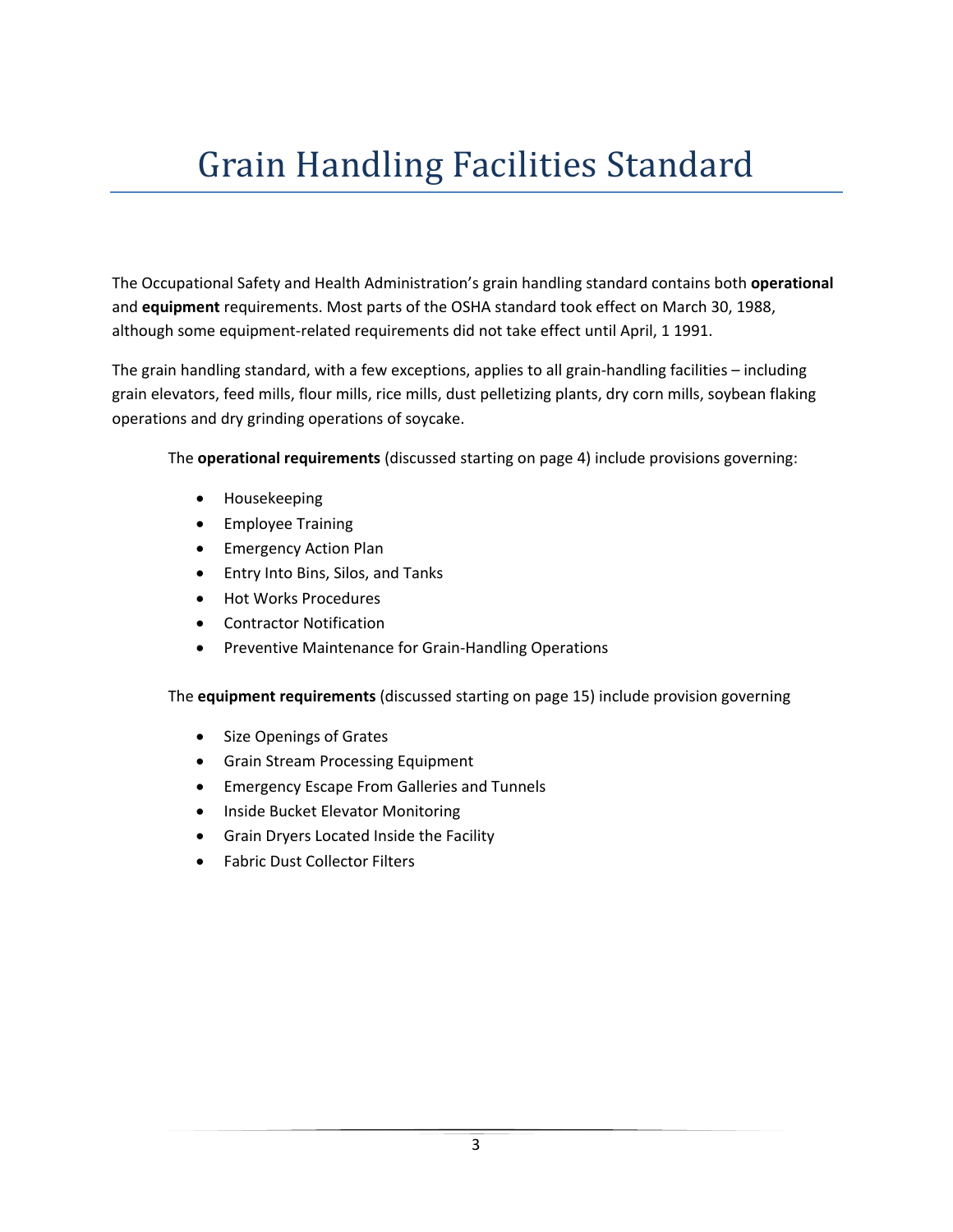# Grain Handling Facilities Standard

The Occupational Safety and Health Administration's grain handling standard contains both **operational** and **equipment** requirements. Most parts of the OSHA standard took effect on March 30, 1988, although some equipment-related requirements did not take effect until April, 1 1991.

The grain handling standard, with a few exceptions, applies to all grain-handling facilities – including grain elevators, feed mills, flour mills, rice mills, dust pelletizing plants, dry corn mills, soybean flaking operations and dry grinding operations of soycake.

The **operational requirements** (discussed starting on page 4) include provisions governing:

- Housekeeping
- Employee Training
- Emergency Action Plan
- Entry Into Bins, Silos, and Tanks
- Hot Works Procedures
- Contractor Notification
- Preventive Maintenance for Grain-Handling Operations

The **equipment requirements** (discussed starting on page 15) include provision governing

- Size Openings of Grates
- Grain Stream Processing Equipment
- Emergency Escape From Galleries and Tunnels
- Inside Bucket Elevator Monitoring
- Grain Dryers Located Inside the Facility
- Fabric Dust Collector Filters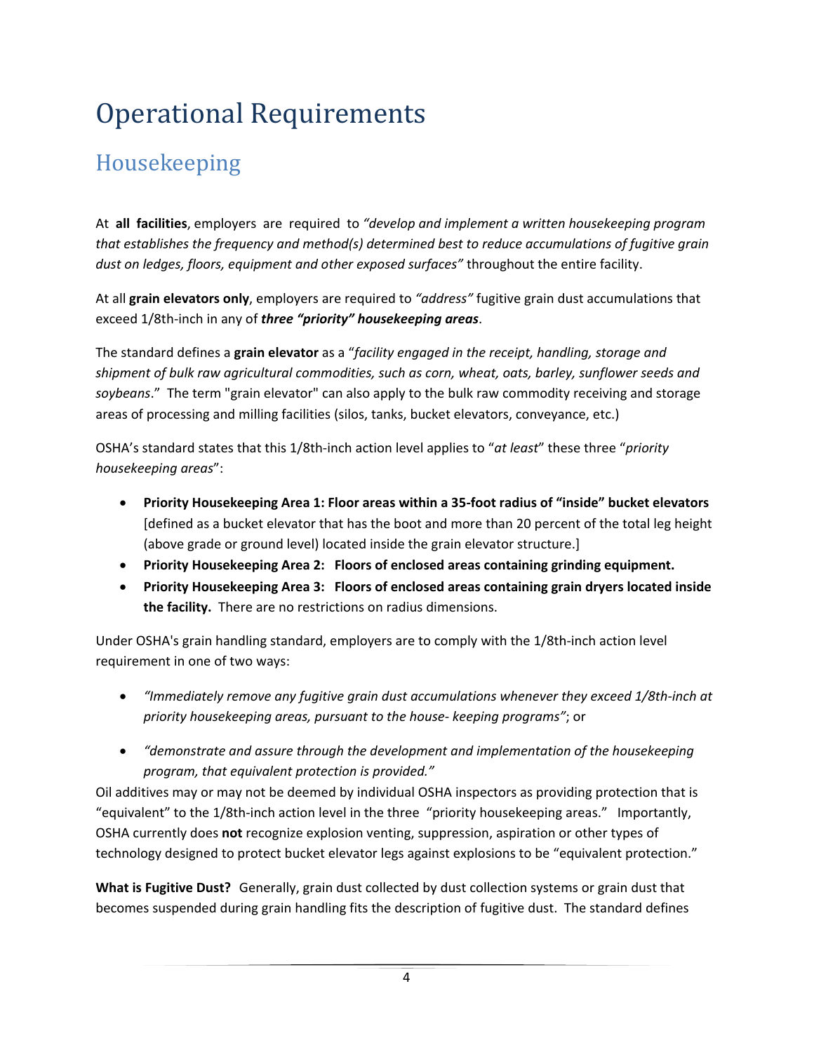# Operational Requirements

## Housekeeping

At **all facilities**, employers are required to *"develop and implement a written housekeeping program that establishes the frequency and method(s) determined best to reduce accumulations of fugitive grain dust on ledges, floors, equipment and other exposed surfaces"* throughout the entire facility.

At all **grain elevators only**, employers are required to *"address"* fugitive grain dust accumulations that exceed 1/8th-inch in any of ***three "priority" housekeeping areas***.

The standard defines a **grain elevator** as a "*facility engaged in the receipt, handling, storage and shipment of bulk raw agricultural commodities, such as corn, wheat, oats, barley, sunflower seeds and soybeans*." The term "grain elevator" can also apply to the bulk raw commodity receiving and storage areas of processing and milling facilities (silos, tanks, bucket elevators, conveyance, etc.)

OSHA's standard states that this 1/8th-inch action level applies to "*at least*" these three "*priority housekeeping areas*":

- **Priority Housekeeping Area 1: Floor areas within a 35-foot radius of "inside" bucket elevators** [defined as a bucket elevator that has the boot and more than 20 percent of the total leg height (above grade or ground level) located inside the grain elevator structure.]
- **Priority Housekeeping Area 2: Floors of enclosed areas containing grinding equipment.**
- **Priority Housekeeping Area 3: Floors of enclosed areas containing grain dryers located inside the facility.** There are no restrictions on radius dimensions.

Under OSHA's grain handling standard, employers are to comply with the 1/8th-inch action level requirement in one of two ways:

- *"Immediately remove any fugitive grain dust accumulations whenever they exceed 1/8th-inch at priority housekeeping areas, pursuant to the house- keeping programs"*; or
- *"demonstrate and assure through the development and implementation of the housekeeping program, that equivalent protection is provided."*

Oil additives may or may not be deemed by individual OSHA inspectors as providing protection that is "equivalent" to the 1/8th-inch action level in the three "priority housekeeping areas." Importantly, OSHA currently does **not** recognize explosion venting, suppression, aspiration or other types of technology designed to protect bucket elevator legs against explosions to be "equivalent protection."

**What is Fugitive Dust?** Generally, grain dust collected by dust collection systems or grain dust that becomes suspended during grain handling fits the description of fugitive dust. The standard defines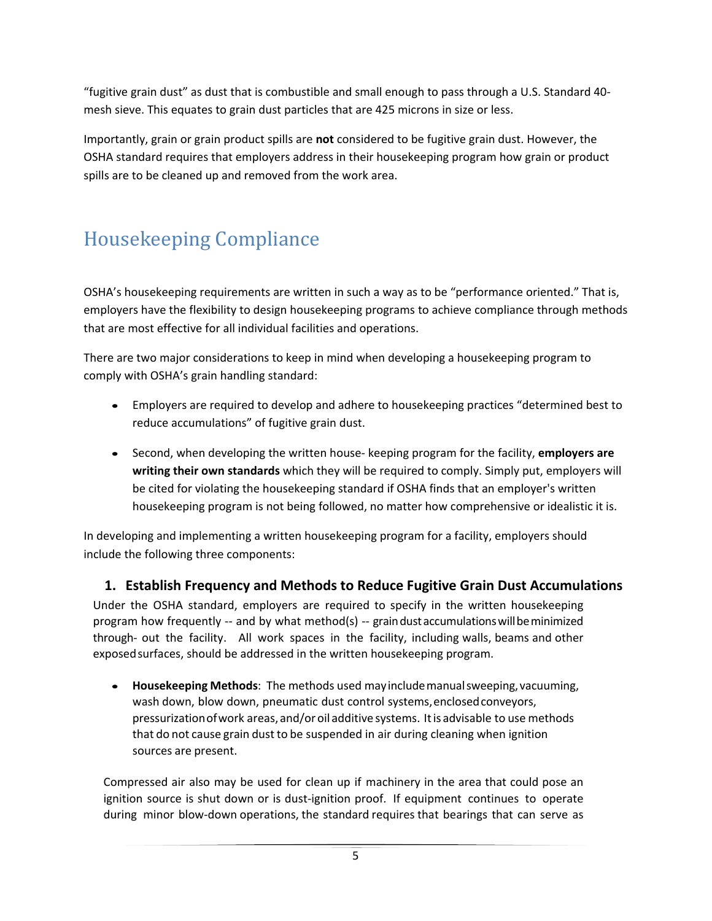"fugitive grain dust" as dust that is combustible and small enough to pass through a U.S. Standard 40-mesh sieve. This equates to grain dust particles that are 425 microns in size or less.

Importantly, grain or grain product spills are **not** considered to be fugitive grain dust. However, the OSHA standard requires that employers address in their housekeeping program how grain or product spills are to be cleaned up and removed from the work area.

# Housekeeping Compliance

OSHA's housekeeping requirements are written in such a way as to be "performance oriented." That is, employers have the flexibility to design housekeeping programs to achieve compliance through methods that are most effective for all individual facilities and operations.

There are two major considerations to keep in mind when developing a housekeeping program to comply with OSHA's grain handling standard:

- Employers are required to develop and adhere to housekeeping practices "determined best to reduce accumulations" of fugitive grain dust.
- Second, when developing the written house- keeping program for the facility, **employers are writing their own standards** which they will be required to comply. Simply put, employers will be cited for violating the housekeeping standard if OSHA finds that an employer's written housekeeping program is not being followed, no matter how comprehensive or idealistic it is.

In developing and implementing a written housekeeping program for a facility, employers should include the following three components:

### 1. Establish Frequency and Methods to Reduce Fugitive Grain Dust Accumulations

Under the OSHA standard, employers are required to specify in the written housekeeping program how frequently -- and by what method(s) -- grain dust accumulations will be minimized through- out the facility. All work spaces in the facility, including walls, beams and other exposed surfaces, should be addressed in the written housekeeping program.

- **Housekeeping Methods**: The methods used may include manual sweeping, vacuuming, wash down, blow down, pneumatic dust control systems, enclosed conveyors, pressurization of work areas, and/or oil additive systems. It is advisable to use methods that do not cause grain dust to be suspended in air during cleaning when ignition sources are present.

Compressed air also may be used for clean up if machinery in the area that could pose an ignition source is shut down or is dust-ignition proof. If equipment continues to operate during minor blow-down operations, the standard requires that bearings that can serve as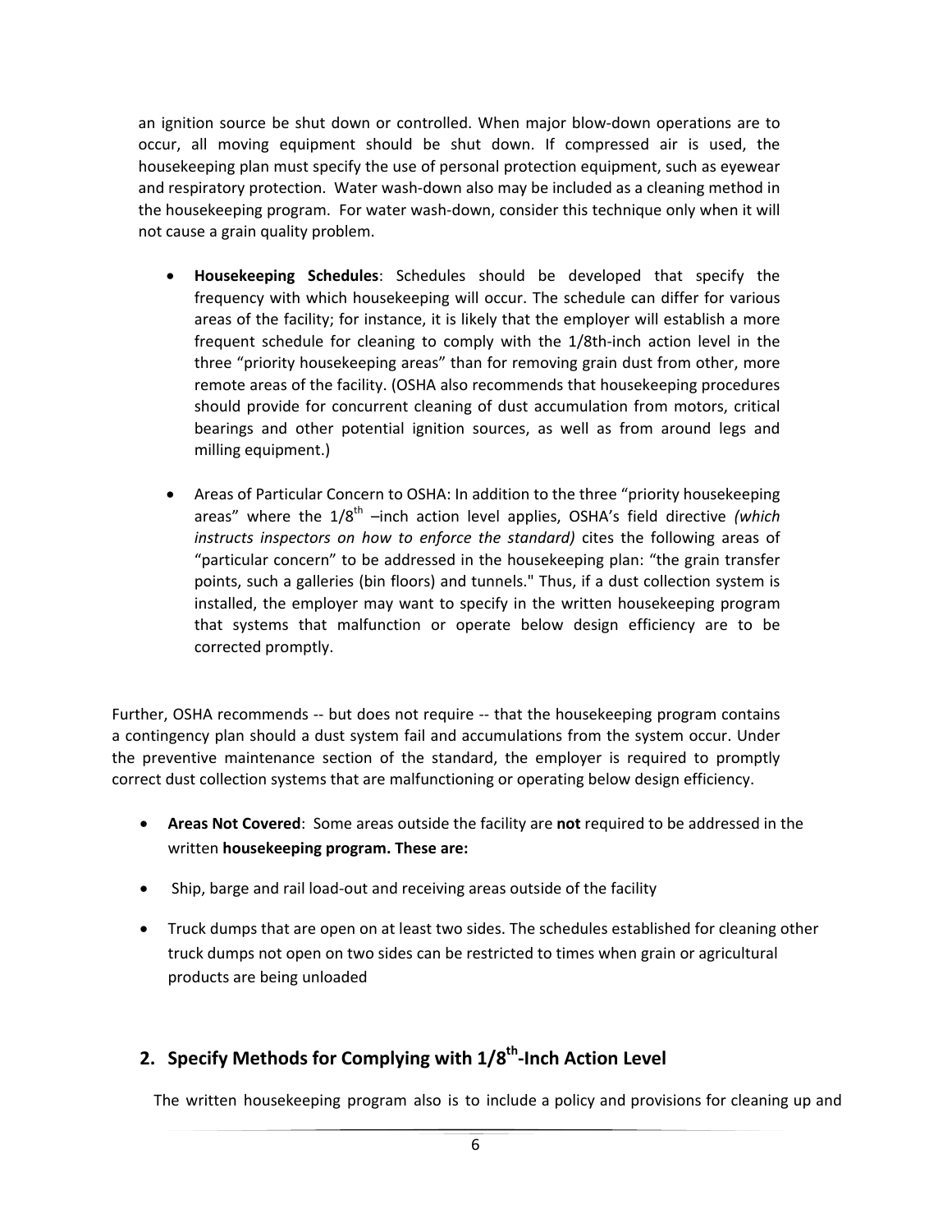an ignition source be shut down or controlled. When major blow-down operations are to occur, all moving equipment should be shut down. If compressed air is used, the housekeeping plan must specify the use of personal protection equipment, such as eyewear and respiratory protection. Water wash-down also may be included as a cleaning method in the housekeeping program. For water wash-down, consider this technique only when it will not cause a grain quality problem.

- **Housekeeping Schedules**: Schedules should be developed that specify the frequency with which housekeeping will occur. The schedule can differ for various areas of the facility; for instance, it is likely that the employer will establish a more frequent schedule for cleaning to comply with the 1/8th-inch action level in the three "priority housekeeping areas" than for removing grain dust from other, more remote areas of the facility. (OSHA also recommends that housekeeping procedures should provide for concurrent cleaning of dust accumulation from motors, critical bearings and other potential ignition sources, as well as from around legs and milling equipment.)

- Areas of Particular Concern to OSHA: In addition to the three "priority housekeeping areas" where the 1/8th –inch action level applies, OSHA's field directive *(which instructs inspectors on how to enforce the standard)* cites the following areas of "particular concern" to be addressed in the housekeeping plan: "the grain transfer points, such a galleries (bin floors) and tunnels." Thus, if a dust collection system is installed, the employer may want to specify in the written housekeeping program that systems that malfunction or operate below design efficiency are to be corrected promptly.

Further, OSHA recommends -- but does not require -- that the housekeeping program contains a contingency plan should a dust system fail and accumulations from the system occur. Under the preventive maintenance section of the standard, the employer is required to promptly correct dust collection systems that are malfunctioning or operating below design efficiency.

- **Areas Not Covered**: Some areas outside the facility are **not** required to be addressed in the written **housekeeping program. These are:**
- Ship, barge and rail load-out and receiving areas outside of the facility
- Truck dumps that are open on at least two sides. The schedules established for cleaning other truck dumps not open on two sides can be restricted to times when grain or agricultural products are being unloaded

## 2. Specify Methods for Complying with 1/8th-Inch Action Level

The written housekeeping program also is to include a policy and provisions for cleaning up and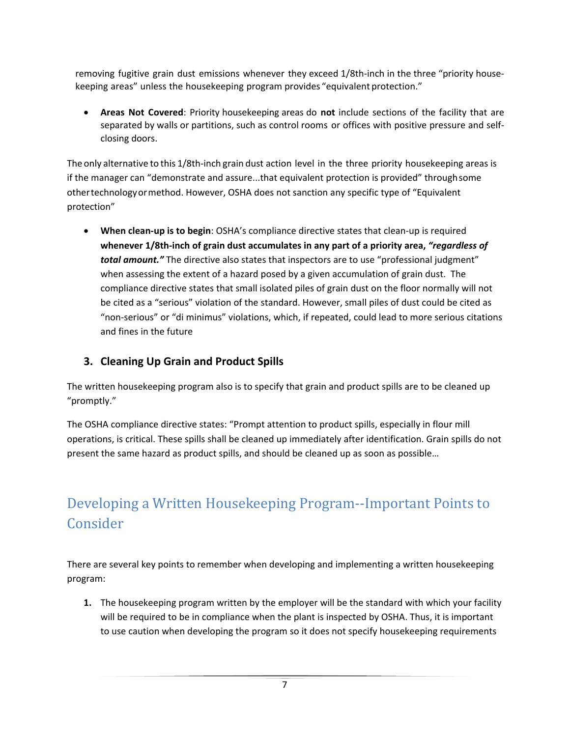removing fugitive grain dust emissions whenever they exceed 1/8th-inch in the three "priority house-keeping areas" unless the housekeeping program provides "equivalent protection."

- **Areas Not Covered**: Priority housekeeping areas do **not** include sections of the facility that are separated by walls or partitions, such as control rooms or offices with positive pressure and self-closing doors.

The only alternative to this 1/8th-inch grain dust action level in the three priority housekeeping areas is if the manager can "demonstrate and assure...that equivalent protection is provided" through some other technology or method. However, OSHA does not sanction any specific type of "Equivalent protection"

- **When clean-up is to begin**: OSHA's compliance directive states that clean-up is required **whenever 1/8th-inch of grain dust accumulates in any part of a priority area, *"regardless of total amount."*** The directive also states that inspectors are to use "professional judgment" when assessing the extent of a hazard posed by a given accumulation of grain dust. The compliance directive states that small isolated piles of grain dust on the floor normally will not be cited as a "serious" violation of the standard. However, small piles of dust could be cited as "non-serious" or "di minimus" violations, which, if repeated, could lead to more serious citations and fines in the future

### 3. Cleaning Up Grain and Product Spills

The written housekeeping program also is to specify that grain and product spills are to be cleaned up "promptly."

The OSHA compliance directive states: "Prompt attention to product spills, especially in flour mill operations, is critical. These spills shall be cleaned up immediately after identification. Grain spills do not present the same hazard as product spills, and should be cleaned up as soon as possible…

## Developing a Written Housekeeping Program--Important Points to Consider

There are several key points to remember when developing and implementing a written housekeeping program:

1. The housekeeping program written by the employer will be the standard with which your facility will be required to be in compliance when the plant is inspected by OSHA. Thus, it is important to use caution when developing the program so it does not specify housekeeping requirements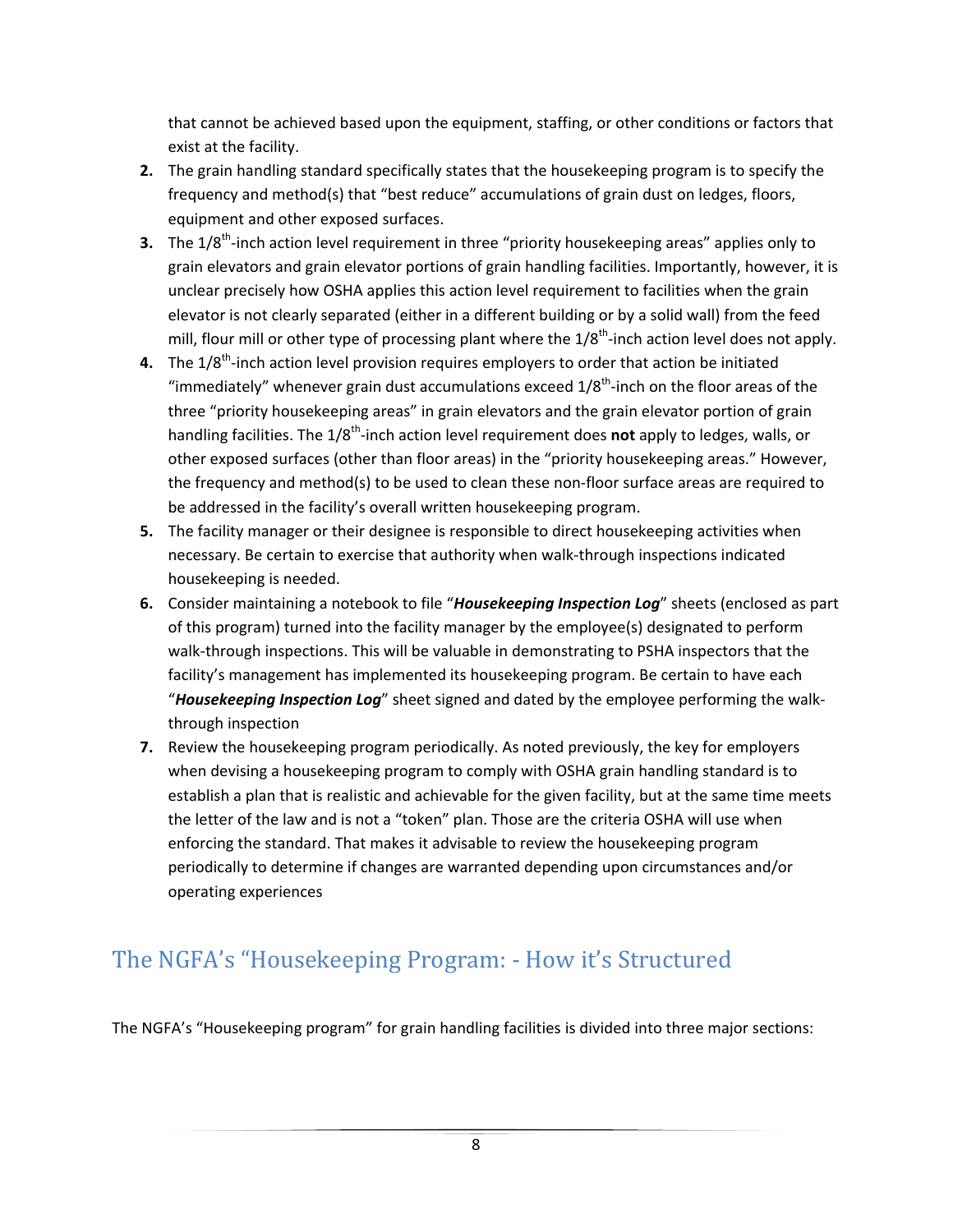that cannot be achieved based upon the equipment, staffing, or other conditions or factors that exist at the facility.

2. The grain handling standard specifically states that the housekeeping program is to specify the frequency and method(s) that "best reduce" accumulations of grain dust on ledges, floors, equipment and other exposed surfaces.
3. The 1/8th-inch action level requirement in three "priority housekeeping areas" applies only to grain elevators and grain elevator portions of grain handling facilities. Importantly, however, it is unclear precisely how OSHA applies this action level requirement to facilities when the grain elevator is not clearly separated (either in a different building or by a solid wall) from the feed mill, flour mill or other type of processing plant where the 1/8th-inch action level does not apply.
4. The 1/8th-inch action level provision requires employers to order that action be initiated "immediately" whenever grain dust accumulations exceed 1/8th-inch on the floor areas of the three "priority housekeeping areas" in grain elevators and the grain elevator portion of grain handling facilities. The 1/8th-inch action level requirement does **not** apply to ledges, walls, or other exposed surfaces (other than floor areas) in the "priority housekeeping areas." However, the frequency and method(s) to be used to clean these non-floor surface areas are required to be addressed in the facility's overall written housekeeping program.
5. The facility manager or their designee is responsible to direct housekeeping activities when necessary. Be certain to exercise that authority when walk-through inspections indicated housekeeping is needed.
6. Consider maintaining a notebook to file "***Housekeeping Inspection Log***" sheets (enclosed as part of this program) turned into the facility manager by the employee(s) designated to perform walk-through inspections. This will be valuable in demonstrating to PSHA inspectors that the facility's management has implemented its housekeeping program. Be certain to have each "***Housekeeping Inspection Log***" sheet signed and dated by the employee performing the walk-through inspection
7. Review the housekeeping program periodically. As noted previously, the key for employers when devising a housekeeping program to comply with OSHA grain handling standard is to establish a plan that is realistic and achievable for the given facility, but at the same time meets the letter of the law and is not a "token" plan. Those are the criteria OSHA will use when enforcing the standard. That makes it advisable to review the housekeeping program periodically to determine if changes are warranted depending upon circumstances and/or operating experiences

## The NGFA's "Housekeeping Program: - How it's Structured

The NGFA's "Housekeeping program" for grain handling facilities is divided into three major sections: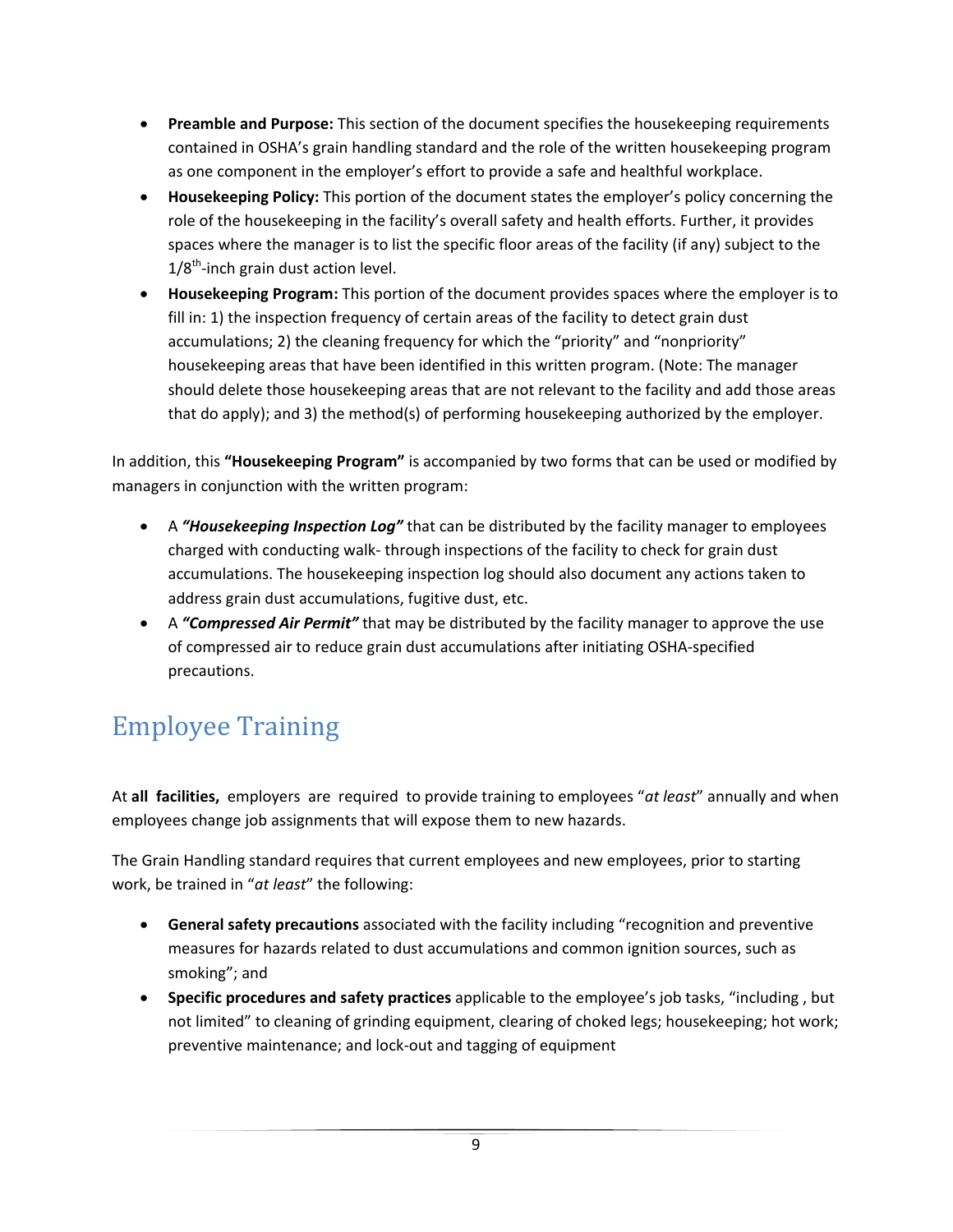- **Preamble and Purpose:** This section of the document specifies the housekeeping requirements contained in OSHA's grain handling standard and the role of the written housekeeping program as one component in the employer's effort to provide a safe and healthful workplace.
- **Housekeeping Policy:** This portion of the document states the employer's policy concerning the role of the housekeeping in the facility's overall safety and health efforts. Further, it provides spaces where the manager is to list the specific floor areas of the facility (if any) subject to the $1/8^{th}$-inch grain dust action level.
- **Housekeeping Program:** This portion of the document provides spaces where the employer is to fill in: 1) the inspection frequency of certain areas of the facility to detect grain dust accumulations; 2) the cleaning frequency for which the "priority" and "nonpriority" housekeeping areas that have been identified in this written program. (Note: The manager should delete those housekeeping areas that are not relevant to the facility and add those areas that do apply); and 3) the method(s) of performing housekeeping authorized by the employer.

In addition, this **"Housekeeping Program"** is accompanied by two forms that can be used or modified by managers in conjunction with the written program:

- A ***"Housekeeping Inspection Log"*** that can be distributed by the facility manager to employees charged with conducting walk- through inspections of the facility to check for grain dust accumulations. The housekeeping inspection log should also document any actions taken to address grain dust accumulations, fugitive dust, etc.
- A ***"Compressed Air Permit"*** that may be distributed by the facility manager to approve the use of compressed air to reduce grain dust accumulations after initiating OSHA-specified precautions.

## Employee Training

At **all facilities,** employers are required to provide training to employees "*at least*" annually and when employees change job assignments that will expose them to new hazards.

The Grain Handling standard requires that current employees and new employees, prior to starting work, be trained in "*at least*" the following:

- **General safety precautions** associated with the facility including "recognition and preventive measures for hazards related to dust accumulations and common ignition sources, such as smoking"; and
- **Specific procedures and safety practices** applicable to the employee's job tasks, "including , but not limited" to cleaning of grinding equipment, clearing of choked legs; housekeeping; hot work; preventive maintenance; and lock-out and tagging of equipment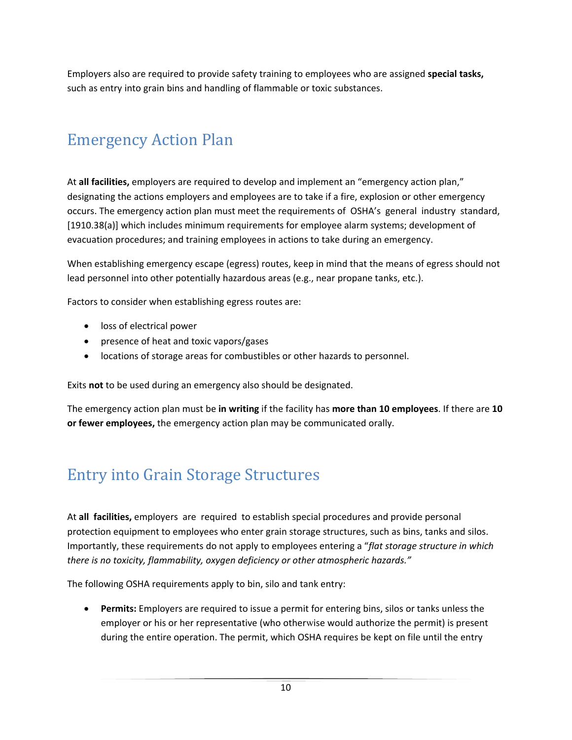Employers also are required to provide safety training to employees who are assigned **special tasks,** such as entry into grain bins and handling of flammable or toxic substances.

## Emergency Action Plan

At **all facilities,** employers are required to develop and implement an "emergency action plan," designating the actions employers and employees are to take if a fire, explosion or other emergency occurs. The emergency action plan must meet the requirements of OSHA's general industry standard, [1910.38(a)] which includes minimum requirements for employee alarm systems; development of evacuation procedures; and training employees in actions to take during an emergency.

When establishing emergency escape (egress) routes, keep in mind that the means of egress should not lead personnel into other potentially hazardous areas (e.g., near propane tanks, etc.).

Factors to consider when establishing egress routes are:

- loss of electrical power
- presence of heat and toxic vapors/gases
- locations of storage areas for combustibles or other hazards to personnel.

Exits **not** to be used during an emergency also should be designated.

The emergency action plan must be **in writing** if the facility has **more than 10 employees**. If there are **10 or fewer employees,** the emergency action plan may be communicated orally.

## Entry into Grain Storage Structures

At **all facilities,** employers are required to establish special procedures and provide personal protection equipment to employees who enter grain storage structures, such as bins, tanks and silos. Importantly, these requirements do not apply to employees entering a "*flat storage structure in which there is no toxicity, flammability, oxygen deficiency or other atmospheric hazards."*

The following OSHA requirements apply to bin, silo and tank entry:

- **Permits:** Employers are required to issue a permit for entering bins, silos or tanks unless the employer or his or her representative (who otherwise would authorize the permit) is present during the entire operation. The permit, which OSHA requires be kept on file until the entry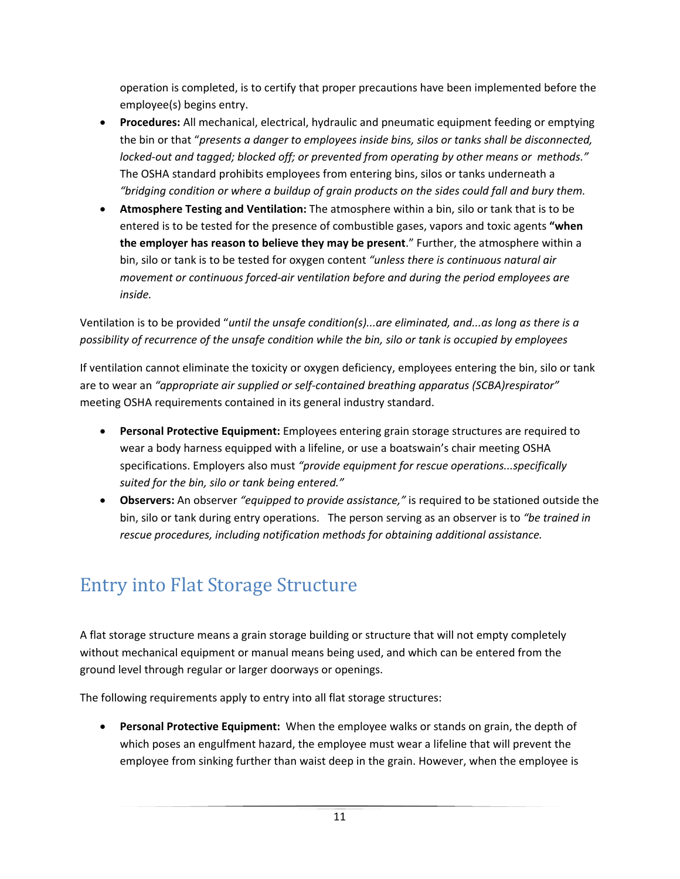operation is completed, is to certify that proper precautions have been implemented before the employee(s) begins entry.

- **Procedures:** All mechanical, electrical, hydraulic and pneumatic equipment feeding or emptying the bin or that "*presents a danger to employees inside bins, silos or tanks shall be disconnected, locked-out and tagged; blocked off; or prevented from operating by other means or methods."* The OSHA standard prohibits employees from entering bins, silos or tanks underneath a *"bridging condition or where a buildup of grain products on the sides could fall and bury them.*
- **Atmosphere Testing and Ventilation:** The atmosphere within a bin, silo or tank that is to be entered is to be tested for the presence of combustible gases, vapors and toxic agents **"when the employer has reason to believe they may be present**." Further, the atmosphere within a bin, silo or tank is to be tested for oxygen content *"unless there is continuous natural air movement or continuous forced-air ventilation before and during the period employees are inside.*

Ventilation is to be provided "*until the unsafe condition(s)...are eliminated, and...as long as there is a possibility of recurrence of the unsafe condition while the bin, silo or tank is occupied by employees*

If ventilation cannot eliminate the toxicity or oxygen deficiency, employees entering the bin, silo or tank are to wear an *"appropriate air supplied or self-contained breathing apparatus (SCBA)respirator"* meeting OSHA requirements contained in its general industry standard.

- **Personal Protective Equipment:** Employees entering grain storage structures are required to wear a body harness equipped with a lifeline, or use a boatswain's chair meeting OSHA specifications. Employers also must *"provide equipment for rescue operations...specifically suited for the bin, silo or tank being entered."*
- **Observers:** An observer *"equipped to provide assistance,"* is required to be stationed outside the bin, silo or tank during entry operations. The person serving as an observer is to *"be trained in rescue procedures, including notification methods for obtaining additional assistance.*

# Entry into Flat Storage Structure

A flat storage structure means a grain storage building or structure that will not empty completely without mechanical equipment or manual means being used, and which can be entered from the ground level through regular or larger doorways or openings.

The following requirements apply to entry into all flat storage structures:

- **Personal Protective Equipment:** When the employee walks or stands on grain, the depth of which poses an engulfment hazard, the employee must wear a lifeline that will prevent the employee from sinking further than waist deep in the grain. However, when the employee is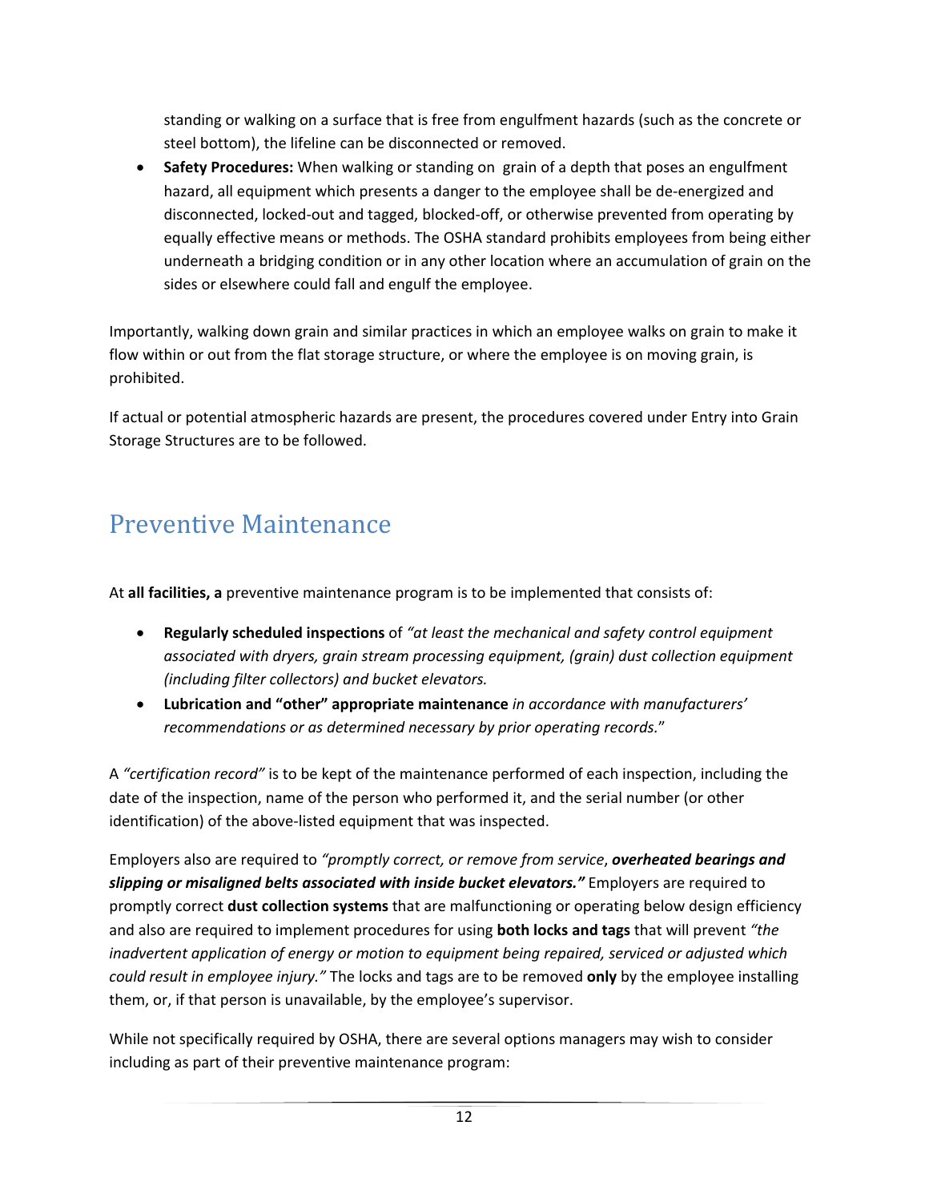standing or walking on a surface that is free from engulfment hazards (such as the concrete or steel bottom), the lifeline can be disconnected or removed.

- **Safety Procedures:** When walking or standing on grain of a depth that poses an engulfment hazard, all equipment which presents a danger to the employee shall be de-energized and disconnected, locked-out and tagged, blocked-off, or otherwise prevented from operating by equally effective means or methods. The OSHA standard prohibits employees from being either underneath a bridging condition or in any other location where an accumulation of grain on the sides or elsewhere could fall and engulf the employee.

Importantly, walking down grain and similar practices in which an employee walks on grain to make it flow within or out from the flat storage structure, or where the employee is on moving grain, is prohibited.

If actual or potential atmospheric hazards are present, the procedures covered under Entry into Grain Storage Structures are to be followed.

## Preventive Maintenance

At **all facilities, a** preventive maintenance program is to be implemented that consists of:

- **Regularly scheduled inspections** of *"at least the mechanical and safety control equipment associated with dryers, grain stream processing equipment, (grain) dust collection equipment (including filter collectors) and bucket elevators.*
- **Lubrication and "other" appropriate maintenance** *in accordance with manufacturers' recommendations or as determined necessary by prior operating records.*"

A *"certification record"* is to be kept of the maintenance performed of each inspection, including the date of the inspection, name of the person who performed it, and the serial number (or other identification) of the above-listed equipment that was inspected.

Employers also are required to *"promptly correct, or remove from service*, ***overheated bearings and slipping or misaligned belts associated with inside bucket elevators."*** Employers are required to promptly correct **dust collection systems** that are malfunctioning or operating below design efficiency and also are required to implement procedures for using **both locks and tags** that will prevent *"the inadvertent application of energy or motion to equipment being repaired, serviced or adjusted which could result in employee injury."* The locks and tags are to be removed **only** by the employee installing them, or, if that person is unavailable, by the employee's supervisor.

While not specifically required by OSHA, there are several options managers may wish to consider including as part of their preventive maintenance program: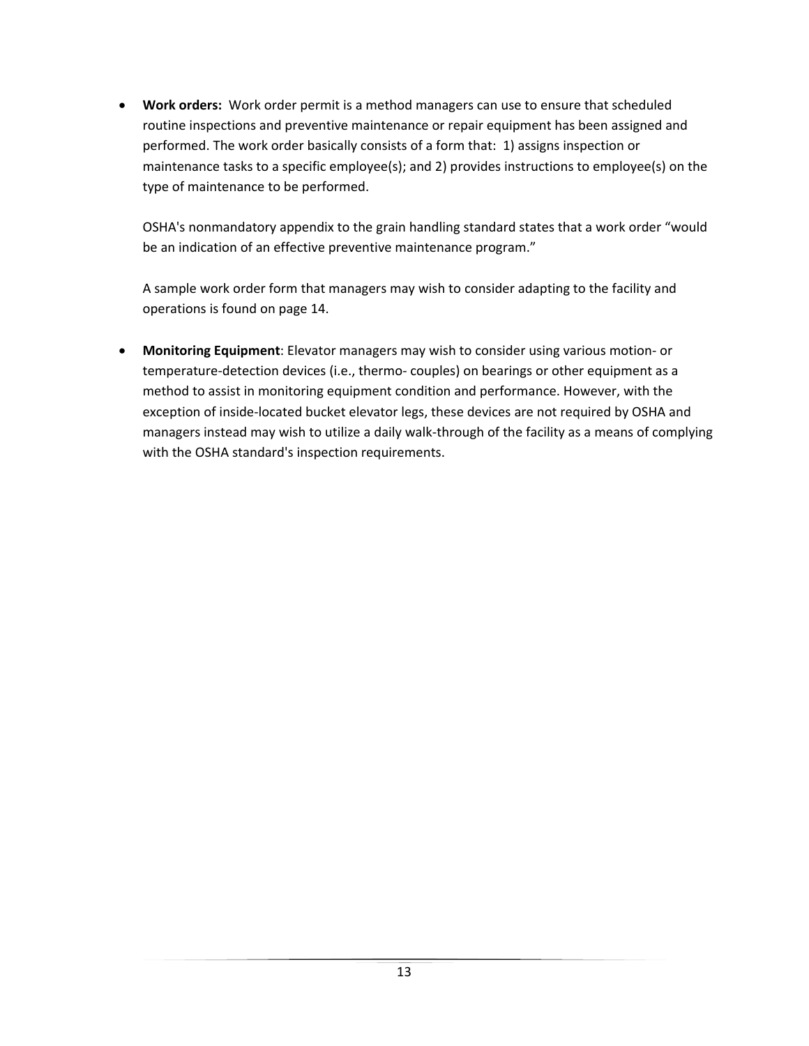- **Work orders:** Work order permit is a method managers can use to ensure that scheduled routine inspections and preventive maintenance or repair equipment has been assigned and performed. The work order basically consists of a form that: 1) assigns inspection or maintenance tasks to a specific employee(s); and 2) provides instructions to employee(s) on the type of maintenance to be performed.

  OSHA's nonmandatory appendix to the grain handling standard states that a work order "would be an indication of an effective preventive maintenance program."

  A sample work order form that managers may wish to consider adapting to the facility and operations is found on page 14.

- **Monitoring Equipment**: Elevator managers may wish to consider using various motion- or temperature-detection devices (i.e., thermo- couples) on bearings or other equipment as a method to assist in monitoring equipment condition and performance. However, with the exception of inside-located bucket elevator legs, these devices are not required by OSHA and managers instead may wish to utilize a daily walk-through of the facility as a means of complying with the OSHA standard's inspection requirements.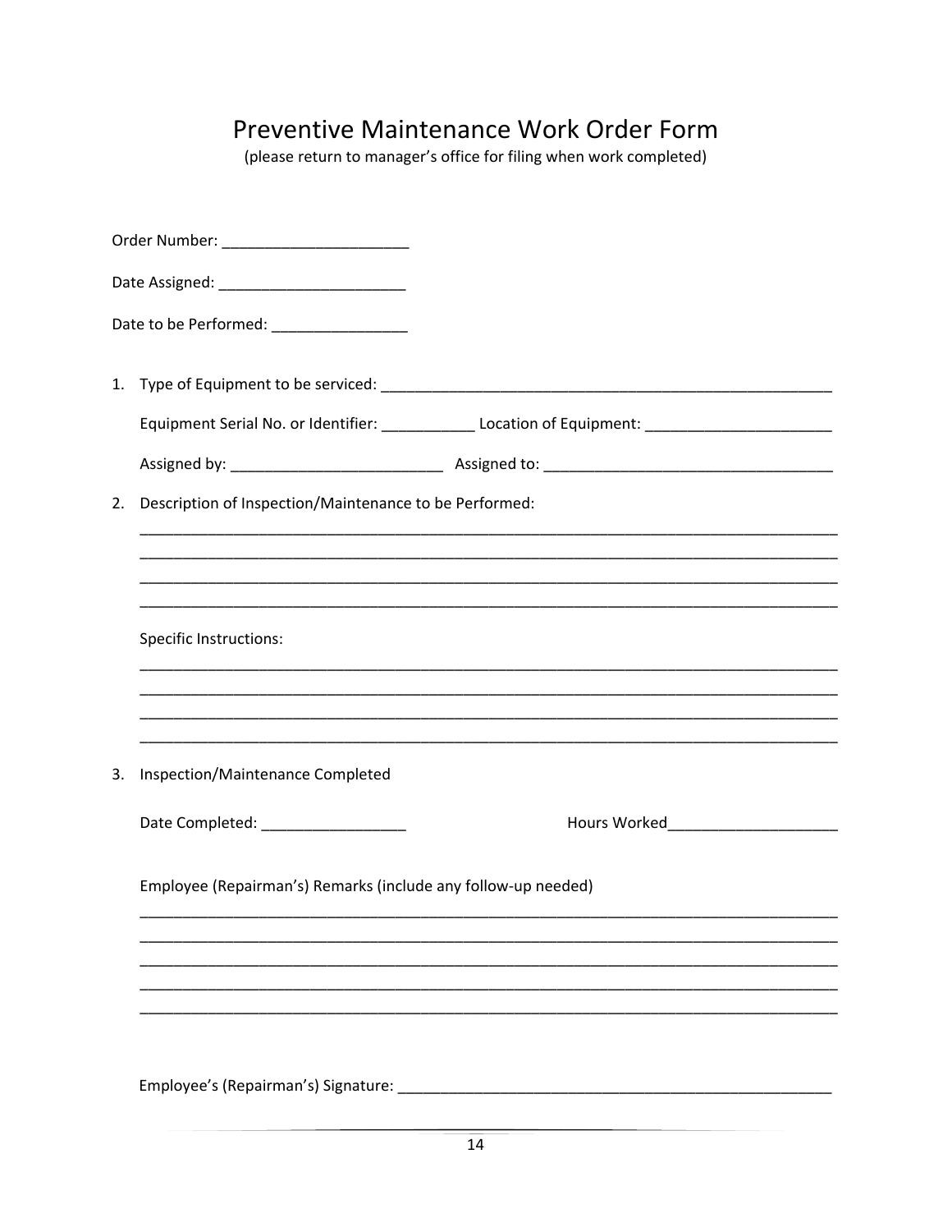# Preventive Maintenance Work Order Form

(please return to manager's office for filing when work completed)

Order Number: ______________________

Date Assigned: ______________________

Date to be Performed: ________________

1. Type of Equipment to be serviced: ________________________________________________________

   Equipment Serial No. or Identifier: ___________ Location of Equipment: ______________________

   Assigned by: _________________________ Assigned to: _________________________________

2. Description of Inspection/Maintenance to be Performed:

   ______________________________________________________________________________________
   ______________________________________________________________________________________
   ______________________________________________________________________________________
   ______________________________________________________________________________________

   Specific Instructions:

   ______________________________________________________________________________________
   ______________________________________________________________________________________
   ______________________________________________________________________________________
   ______________________________________________________________________________________

3. Inspection/Maintenance Completed

   Date Completed: _________________ Hours Worked____________________

   Employee (Repairman's) Remarks (include any follow-up needed)

   ______________________________________________________________________________________
   ______________________________________________________________________________________
   ______________________________________________________________________________________
   ______________________________________________________________________________________
   ______________________________________________________________________________________

   Employee's (Repairman's) Signature: _____________________________________________________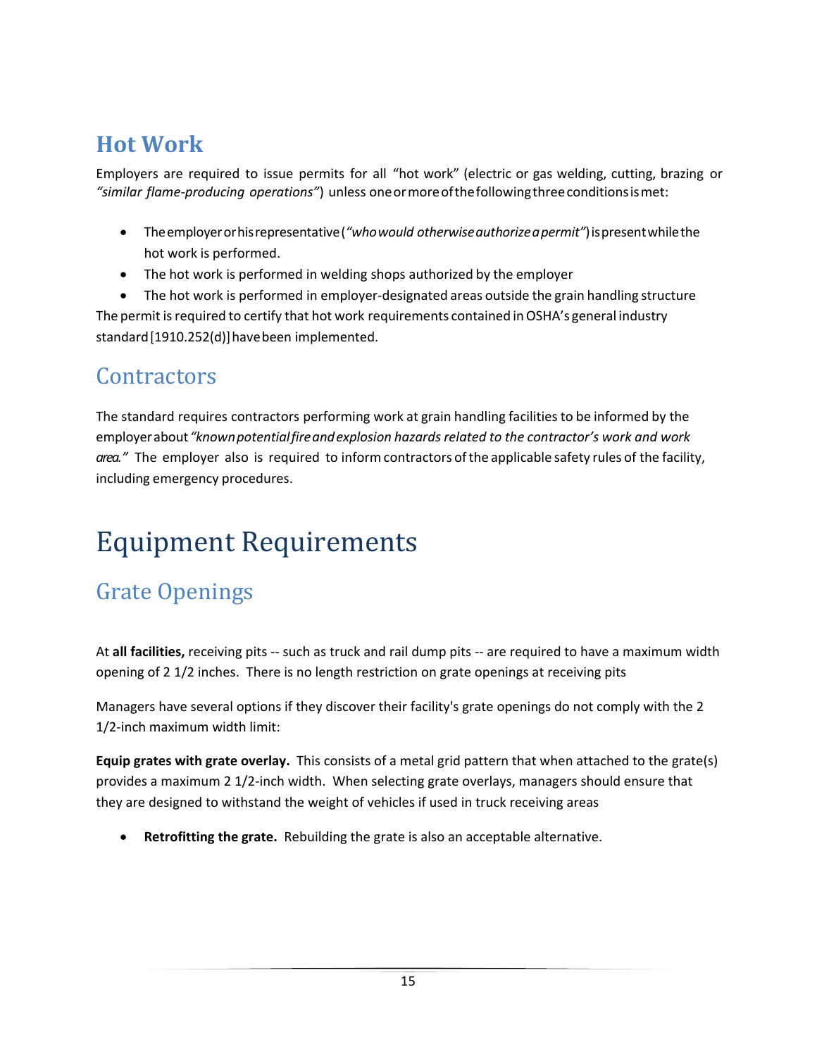## Hot Work

Employers are required to issue permits for all "hot work" (electric or gas welding, cutting, brazing or *"similar flame-producing operations"*) unless one or more of the following three conditions is met:

- The employer or his representative (*"who would otherwise authorize a permit"*) is present while the hot work is performed.
- The hot work is performed in welding shops authorized by the employer
- The hot work is performed in employer-designated areas outside the grain handling structure

The permit is required to certify that hot work requirements contained in OSHA's general industry standard [1910.252(d)] have been implemented.

## Contractors

The standard requires contractors performing work at grain handling facilities to be informed by the employer about *"known potential fire and explosion hazards related to the contractor's work and work area."* The employer also is required to inform contractors of the applicable safety rules of the facility, including emergency procedures.

# Equipment Requirements

## Grate Openings

At **all facilities,** receiving pits -- such as truck and rail dump pits -- are required to have a maximum width opening of 2 1/2 inches. There is no length restriction on grate openings at receiving pits

Managers have several options if they discover their facility's grate openings do not comply with the 2 1/2-inch maximum width limit:

**Equip grates with grate overlay.** This consists of a metal grid pattern that when attached to the grate(s) provides a maximum 2 1/2-inch width. When selecting grate overlays, managers should ensure that they are designed to withstand the weight of vehicles if used in truck receiving areas

- **Retrofitting the grate.** Rebuilding the grate is also an acceptable alternative.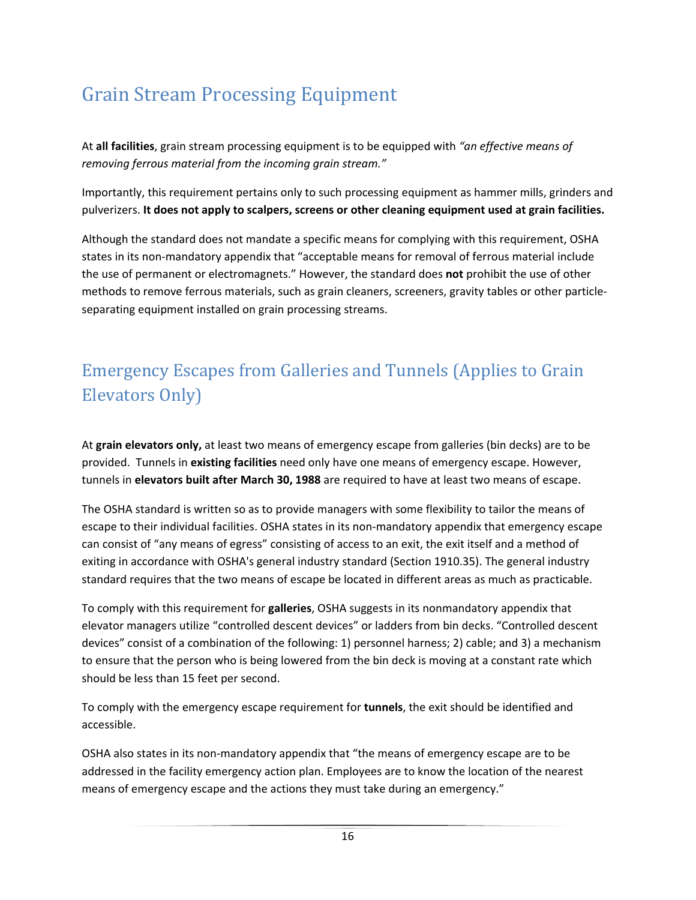## Grain Stream Processing Equipment

At **all facilities**, grain stream processing equipment is to be equipped with *"an effective means of removing ferrous material from the incoming grain stream."*

Importantly, this requirement pertains only to such processing equipment as hammer mills, grinders and pulverizers. **It does not apply to scalpers, screens or other cleaning equipment used at grain facilities.**

Although the standard does not mandate a specific means for complying with this requirement, OSHA states in its non-mandatory appendix that "acceptable means for removal of ferrous material include the use of permanent or electromagnets." However, the standard does **not** prohibit the use of other methods to remove ferrous materials, such as grain cleaners, screeners, gravity tables or other particle-separating equipment installed on grain processing streams.

## Emergency Escapes from Galleries and Tunnels (Applies to Grain Elevators Only)

At **grain elevators only,** at least two means of emergency escape from galleries (bin decks) are to be provided. Tunnels in **existing facilities** need only have one means of emergency escape. However, tunnels in **elevators built after March 30, 1988** are required to have at least two means of escape.

The OSHA standard is written so as to provide managers with some flexibility to tailor the means of escape to their individual facilities. OSHA states in its non-mandatory appendix that emergency escape can consist of "any means of egress" consisting of access to an exit, the exit itself and a method of exiting in accordance with OSHA's general industry standard (Section 1910.35). The general industry standard requires that the two means of escape be located in different areas as much as practicable.

To comply with this requirement for **galleries**, OSHA suggests in its nonmandatory appendix that elevator managers utilize "controlled descent devices" or ladders from bin decks. "Controlled descent devices" consist of a combination of the following: 1) personnel harness; 2) cable; and 3) a mechanism to ensure that the person who is being lowered from the bin deck is moving at a constant rate which should be less than 15 feet per second.

To comply with the emergency escape requirement for **tunnels**, the exit should be identified and accessible.

OSHA also states in its non-mandatory appendix that "the means of emergency escape are to be addressed in the facility emergency action plan. Employees are to know the location of the nearest means of emergency escape and the actions they must take during an emergency."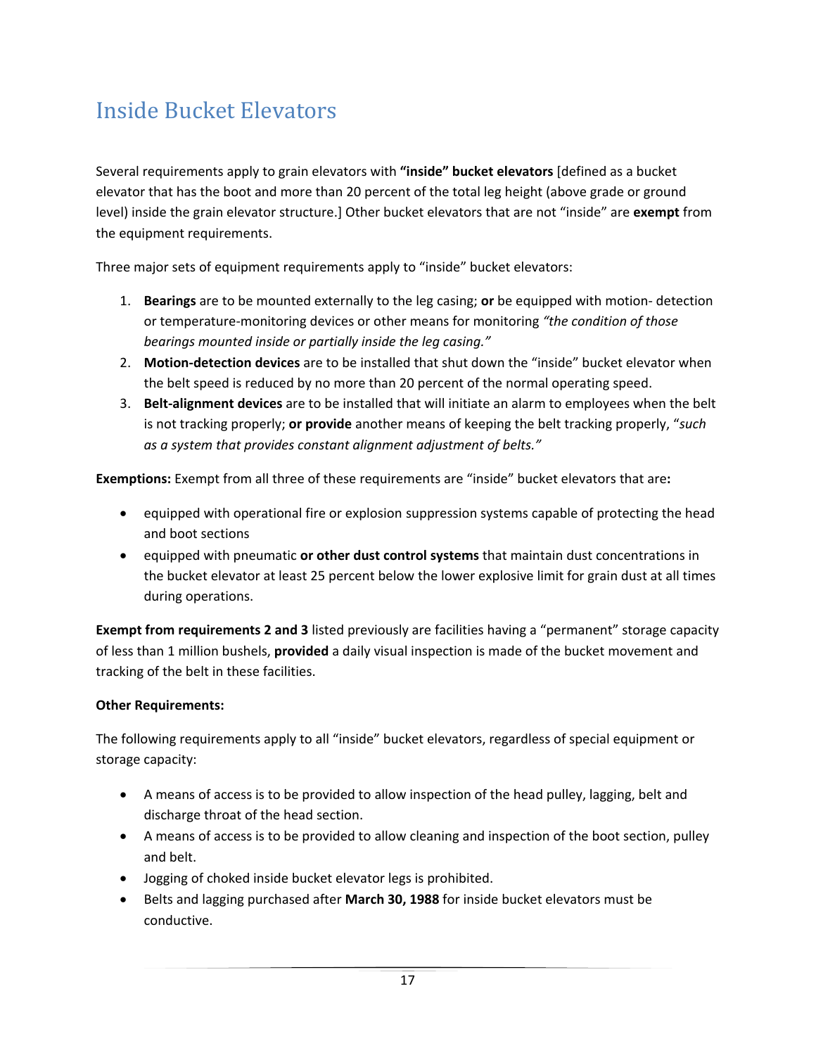# Inside Bucket Elevators

Several requirements apply to grain elevators with **"inside" bucket elevators** [defined as a bucket elevator that has the boot and more than 20 percent of the total leg height (above grade or ground level) inside the grain elevator structure.] Other bucket elevators that are not "inside" are **exempt** from the equipment requirements.

Three major sets of equipment requirements apply to "inside" bucket elevators:

1. **Bearings** are to be mounted externally to the leg casing; **or** be equipped with motion- detection or temperature-monitoring devices or other means for monitoring *"the condition of those bearings mounted inside or partially inside the leg casing."*
2. **Motion-detection devices** are to be installed that shut down the "inside" bucket elevator when the belt speed is reduced by no more than 20 percent of the normal operating speed.
3. **Belt-alignment devices** are to be installed that will initiate an alarm to employees when the belt is not tracking properly; **or provide** another means of keeping the belt tracking properly, "*such as a system that provides constant alignment adjustment of belts."*

**Exemptions:** Exempt from all three of these requirements are "inside" bucket elevators that are**:**

- equipped with operational fire or explosion suppression systems capable of protecting the head and boot sections
- equipped with pneumatic **or other dust control systems** that maintain dust concentrations in the bucket elevator at least 25 percent below the lower explosive limit for grain dust at all times during operations.

**Exempt from requirements 2 and 3** listed previously are facilities having a "permanent" storage capacity of less than 1 million bushels, **provided** a daily visual inspection is made of the bucket movement and tracking of the belt in these facilities.

**Other Requirements:**

The following requirements apply to all "inside" bucket elevators, regardless of special equipment or storage capacity:

- A means of access is to be provided to allow inspection of the head pulley, lagging, belt and discharge throat of the head section.
- A means of access is to be provided to allow cleaning and inspection of the boot section, pulley and belt.
- Jogging of choked inside bucket elevator legs is prohibited.
- Belts and lagging purchased after **March 30, 1988** for inside bucket elevators must be conductive.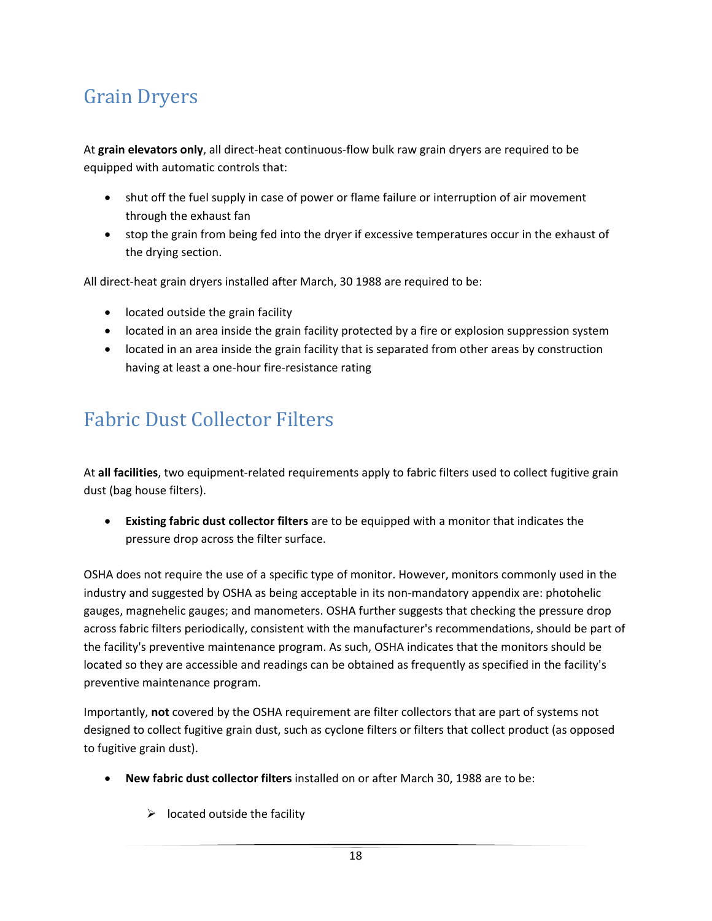## Grain Dryers

At **grain elevators only**, all direct-heat continuous-flow bulk raw grain dryers are required to be equipped with automatic controls that:

- shut off the fuel supply in case of power or flame failure or interruption of air movement through the exhaust fan
- stop the grain from being fed into the dryer if excessive temperatures occur in the exhaust of the drying section.

All direct-heat grain dryers installed after March, 30 1988 are required to be:

- located outside the grain facility
- located in an area inside the grain facility protected by a fire or explosion suppression system
- located in an area inside the grain facility that is separated from other areas by construction having at least a one-hour fire-resistance rating

## Fabric Dust Collector Filters

At **all facilities**, two equipment-related requirements apply to fabric filters used to collect fugitive grain dust (bag house filters).

- **Existing fabric dust collector filters** are to be equipped with a monitor that indicates the pressure drop across the filter surface.

OSHA does not require the use of a specific type of monitor. However, monitors commonly used in the industry and suggested by OSHA as being acceptable in its non-mandatory appendix are: photohelic gauges, magnehelic gauges; and manometers. OSHA further suggests that checking the pressure drop across fabric filters periodically, consistent with the manufacturer's recommendations, should be part of the facility's preventive maintenance program. As such, OSHA indicates that the monitors should be located so they are accessible and readings can be obtained as frequently as specified in the facility's preventive maintenance program.

Importantly, **not** covered by the OSHA requirement are filter collectors that are part of systems not designed to collect fugitive grain dust, such as cyclone filters or filters that collect product (as opposed to fugitive grain dust).

- **New fabric dust collector filters** installed on or after March 30, 1988 are to be:
  - located outside the facility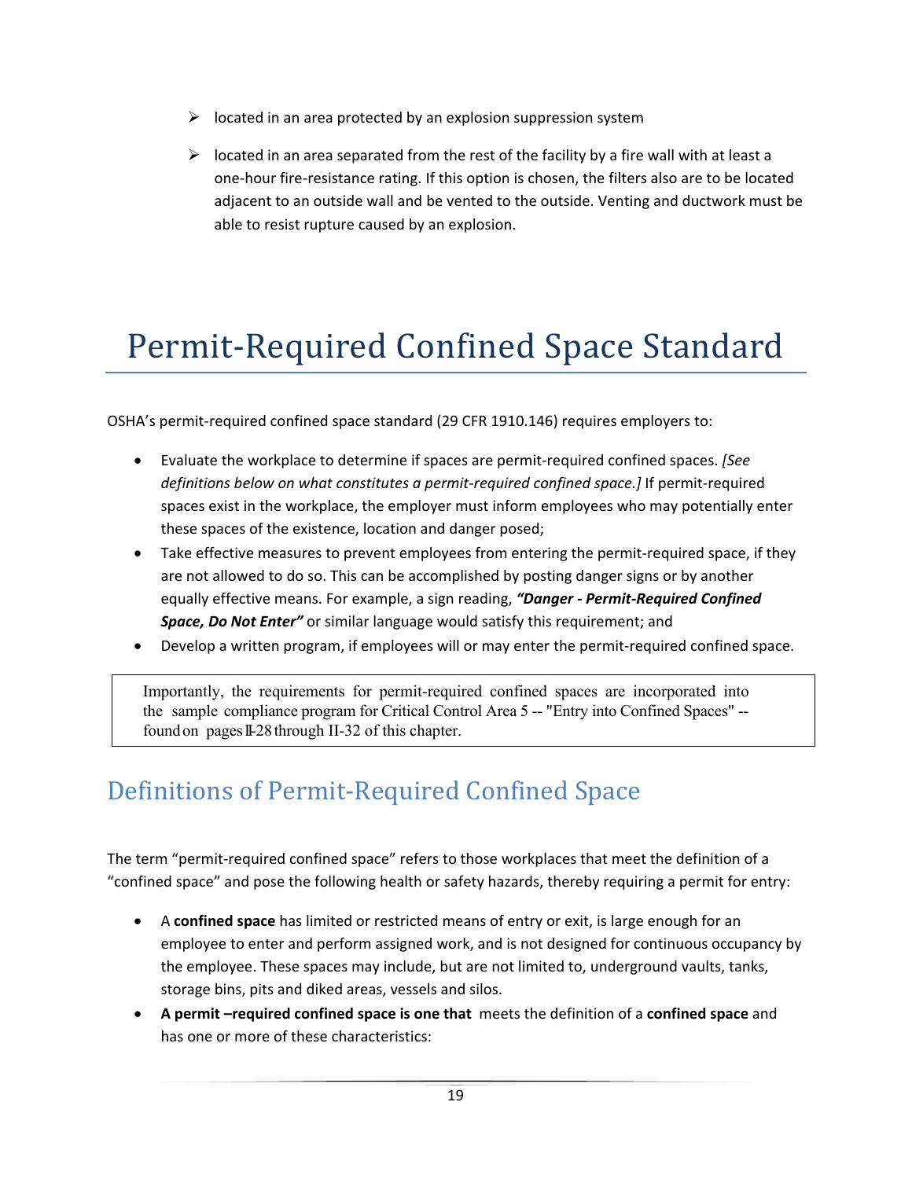- located in an area protected by an explosion suppression system
- located in an area separated from the rest of the facility by a fire wall with at least a one-hour fire-resistance rating. If this option is chosen, the filters also are to be located adjacent to an outside wall and be vented to the outside. Venting and ductwork must be able to resist rupture caused by an explosion.

# Permit-Required Confined Space Standard

OSHA's permit-required confined space standard (29 CFR 1910.146) requires employers to:

- Evaluate the workplace to determine if spaces are permit-required confined spaces. *[See definitions below on what constitutes a permit-required confined space.]* If permit-required spaces exist in the workplace, the employer must inform employees who may potentially enter these spaces of the existence, location and danger posed;
- Take effective measures to prevent employees from entering the permit-required space, if they are not allowed to do so. This can be accomplished by posting danger signs or by another equally effective means. For example, a sign reading, ***"Danger - Permit-Required Confined Space, Do Not Enter"*** or similar language would satisfy this requirement; and
- Develop a written program, if employees will or may enter the permit-required confined space.

> Importantly, the requirements for permit-required confined spaces are incorporated into the sample compliance program for Critical Control Area 5 -- "Entry into Confined Spaces" -- found on pages II-28 through II-32 of this chapter.

## Definitions of Permit-Required Confined Space

The term "permit-required confined space" refers to those workplaces that meet the definition of a "confined space" and pose the following health or safety hazards, thereby requiring a permit for entry:

- A **confined space** has limited or restricted means of entry or exit, is large enough for an employee to enter and perform assigned work, and is not designed for continuous occupancy by the employee. These spaces may include, but are not limited to, underground vaults, tanks, storage bins, pits and diked areas, vessels and silos.
- **A permit –required confined space is one that** meets the definition of a **confined space** and has one or more of these characteristics: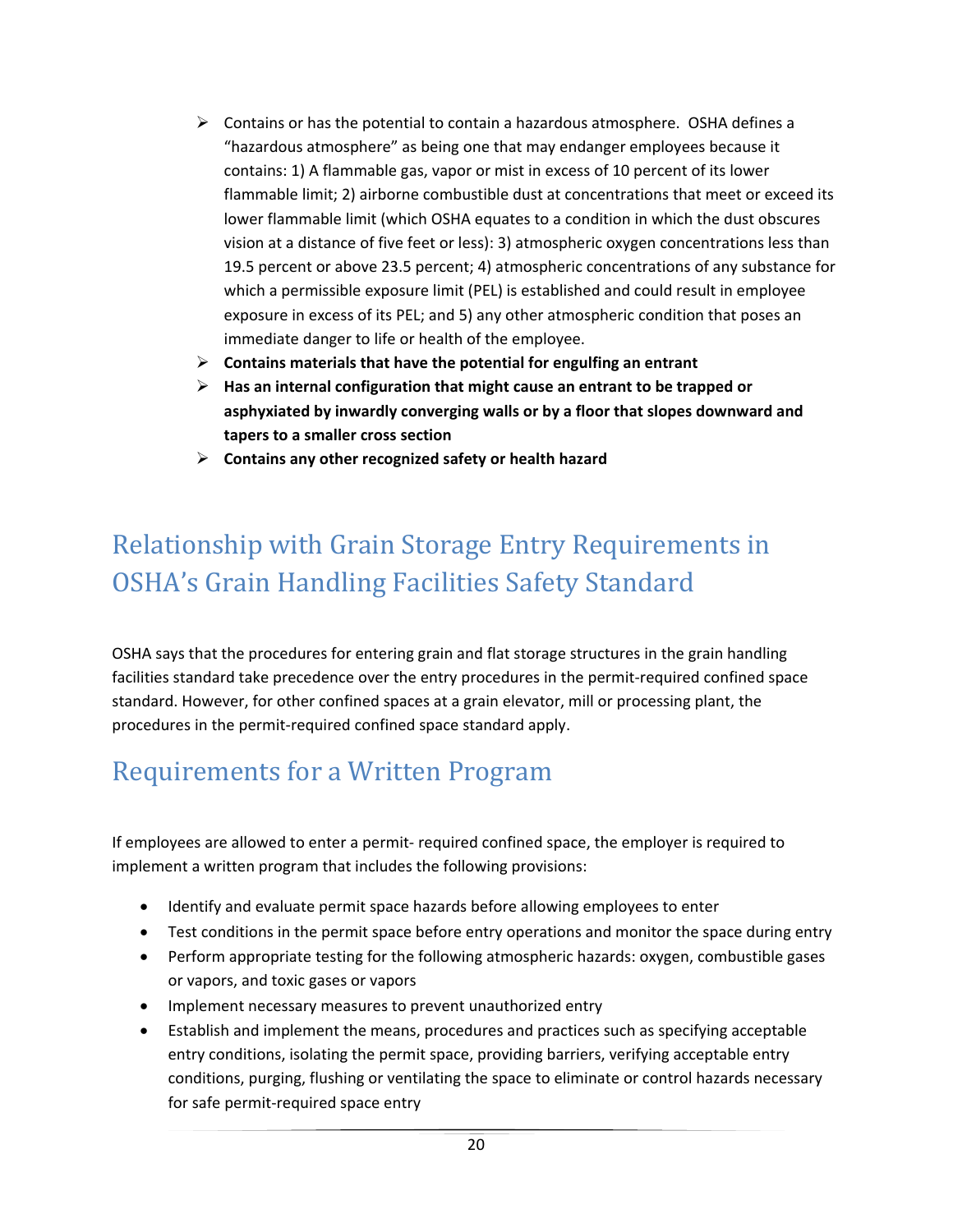- Contains or has the potential to contain a hazardous atmosphere. OSHA defines a "hazardous atmosphere" as being one that may endanger employees because it contains: 1) A flammable gas, vapor or mist in excess of 10 percent of its lower flammable limit; 2) airborne combustible dust at concentrations that meet or exceed its lower flammable limit (which OSHA equates to a condition in which the dust obscures vision at a distance of five feet or less): 3) atmospheric oxygen concentrations less than 19.5 percent or above 23.5 percent; 4) atmospheric concentrations of any substance for which a permissible exposure limit (PEL) is established and could result in employee exposure in excess of its PEL; and 5) any other atmospheric condition that poses an immediate danger to life or health of the employee.
- **Contains materials that have the potential for engulfing an entrant**
- **Has an internal configuration that might cause an entrant to be trapped or asphyxiated by inwardly converging walls or by a floor that slopes downward and tapers to a smaller cross section**
- **Contains any other recognized safety or health hazard**

## Relationship with Grain Storage Entry Requirements in OSHA's Grain Handling Facilities Safety Standard

OSHA says that the procedures for entering grain and flat storage structures in the grain handling facilities standard take precedence over the entry procedures in the permit-required confined space standard. However, for other confined spaces at a grain elevator, mill or processing plant, the procedures in the permit-required confined space standard apply.

## Requirements for a Written Program

If employees are allowed to enter a permit- required confined space, the employer is required to implement a written program that includes the following provisions:

- Identify and evaluate permit space hazards before allowing employees to enter
- Test conditions in the permit space before entry operations and monitor the space during entry
- Perform appropriate testing for the following atmospheric hazards: oxygen, combustible gases or vapors, and toxic gases or vapors
- Implement necessary measures to prevent unauthorized entry
- Establish and implement the means, procedures and practices such as specifying acceptable entry conditions, isolating the permit space, providing barriers, verifying acceptable entry conditions, purging, flushing or ventilating the space to eliminate or control hazards necessary for safe permit-required space entry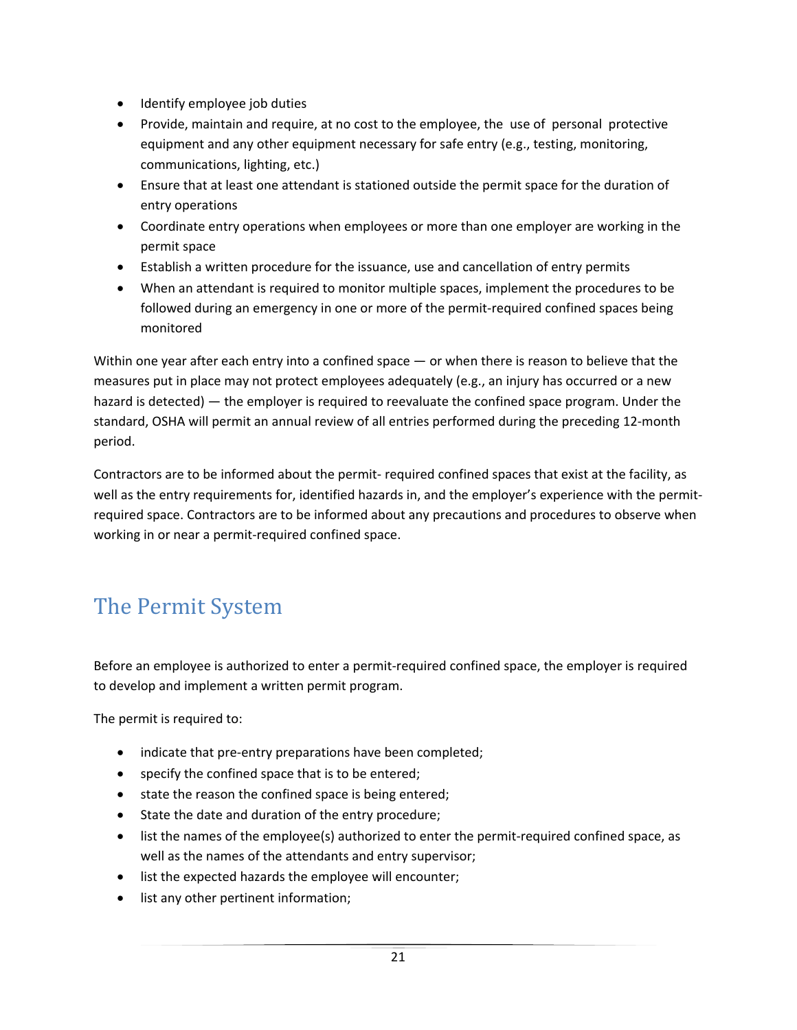- Identify employee job duties
- Provide, maintain and require, at no cost to the employee, the use of personal protective equipment and any other equipment necessary for safe entry (e.g., testing, monitoring, communications, lighting, etc.)
- Ensure that at least one attendant is stationed outside the permit space for the duration of entry operations
- Coordinate entry operations when employees or more than one employer are working in the permit space
- Establish a written procedure for the issuance, use and cancellation of entry permits
- When an attendant is required to monitor multiple spaces, implement the procedures to be followed during an emergency in one or more of the permit-required confined spaces being monitored

Within one year after each entry into a confined space — or when there is reason to believe that the measures put in place may not protect employees adequately (e.g., an injury has occurred or a new hazard is detected) — the employer is required to reevaluate the confined space program. Under the standard, OSHA will permit an annual review of all entries performed during the preceding 12-month period.

Contractors are to be informed about the permit- required confined spaces that exist at the facility, as well as the entry requirements for, identified hazards in, and the employer's experience with the permit-required space. Contractors are to be informed about any precautions and procedures to observe when working in or near a permit-required confined space.

## The Permit System

Before an employee is authorized to enter a permit-required confined space, the employer is required to develop and implement a written permit program.

The permit is required to:

- indicate that pre-entry preparations have been completed;
- specify the confined space that is to be entered;
- state the reason the confined space is being entered;
- State the date and duration of the entry procedure;
- list the names of the employee(s) authorized to enter the permit-required confined space, as well as the names of the attendants and entry supervisor;
- list the expected hazards the employee will encounter;
- list any other pertinent information;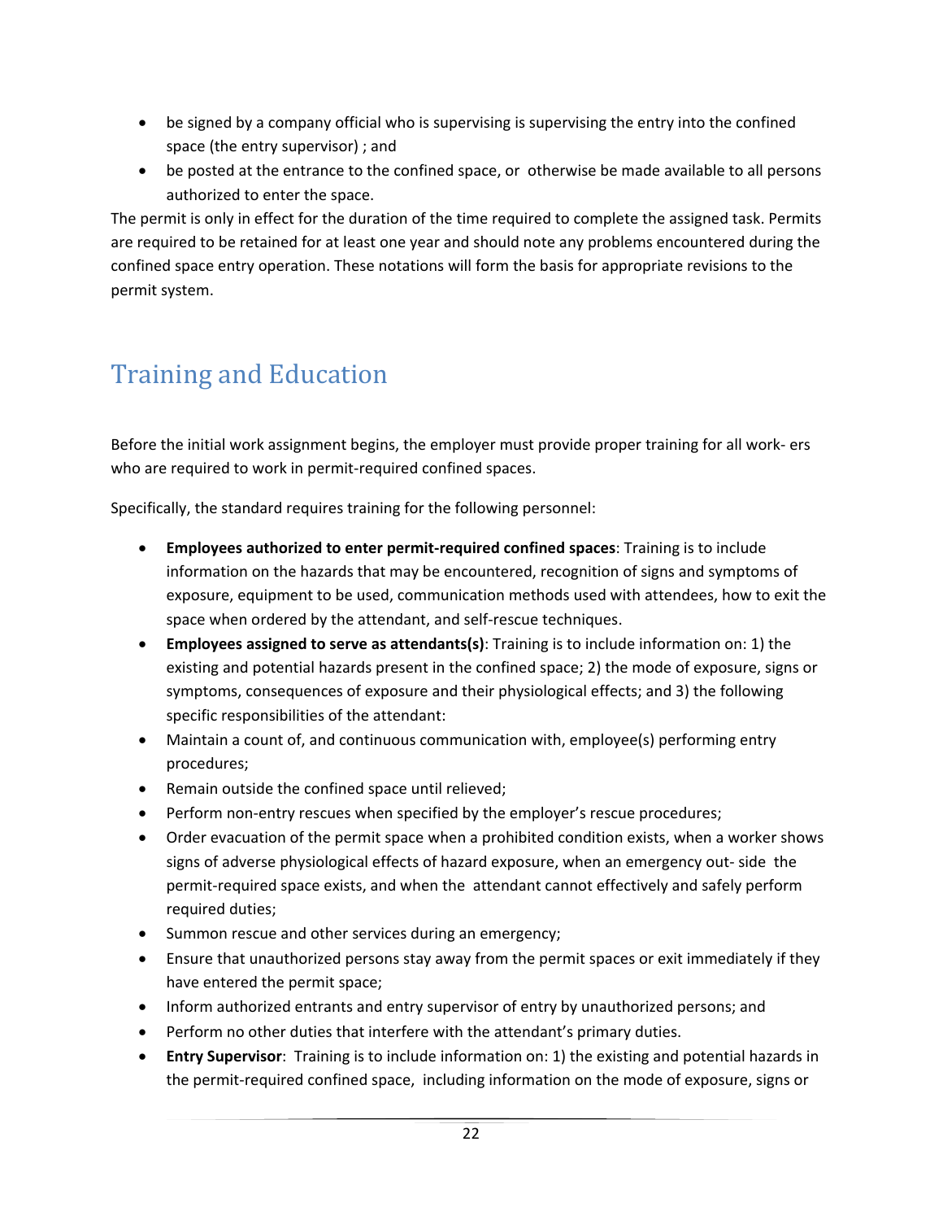- be signed by a company official who is supervising is supervising the entry into the confined space (the entry supervisor) ; and
- be posted at the entrance to the confined space, or otherwise be made available to all persons authorized to enter the space.

The permit is only in effect for the duration of the time required to complete the assigned task. Permits are required to be retained for at least one year and should note any problems encountered during the confined space entry operation. These notations will form the basis for appropriate revisions to the permit system.

## Training and Education

Before the initial work assignment begins, the employer must provide proper training for all work- ers who are required to work in permit-required confined spaces.

Specifically, the standard requires training for the following personnel:

- **Employees authorized to enter permit-required confined spaces**: Training is to include information on the hazards that may be encountered, recognition of signs and symptoms of exposure, equipment to be used, communication methods used with attendees, how to exit the space when ordered by the attendant, and self-rescue techniques.
- **Employees assigned to serve as attendants(s)**: Training is to include information on: 1) the existing and potential hazards present in the confined space; 2) the mode of exposure, signs or symptoms, consequences of exposure and their physiological effects; and 3) the following specific responsibilities of the attendant:
- Maintain a count of, and continuous communication with, employee(s) performing entry procedures;
- Remain outside the confined space until relieved;
- Perform non-entry rescues when specified by the employer's rescue procedures;
- Order evacuation of the permit space when a prohibited condition exists, when a worker shows signs of adverse physiological effects of hazard exposure, when an emergency out- side the permit-required space exists, and when the attendant cannot effectively and safely perform required duties;
- Summon rescue and other services during an emergency;
- Ensure that unauthorized persons stay away from the permit spaces or exit immediately if they have entered the permit space;
- Inform authorized entrants and entry supervisor of entry by unauthorized persons; and
- Perform no other duties that interfere with the attendant's primary duties.
- **Entry Supervisor**: Training is to include information on: 1) the existing and potential hazards in the permit-required confined space, including information on the mode of exposure, signs or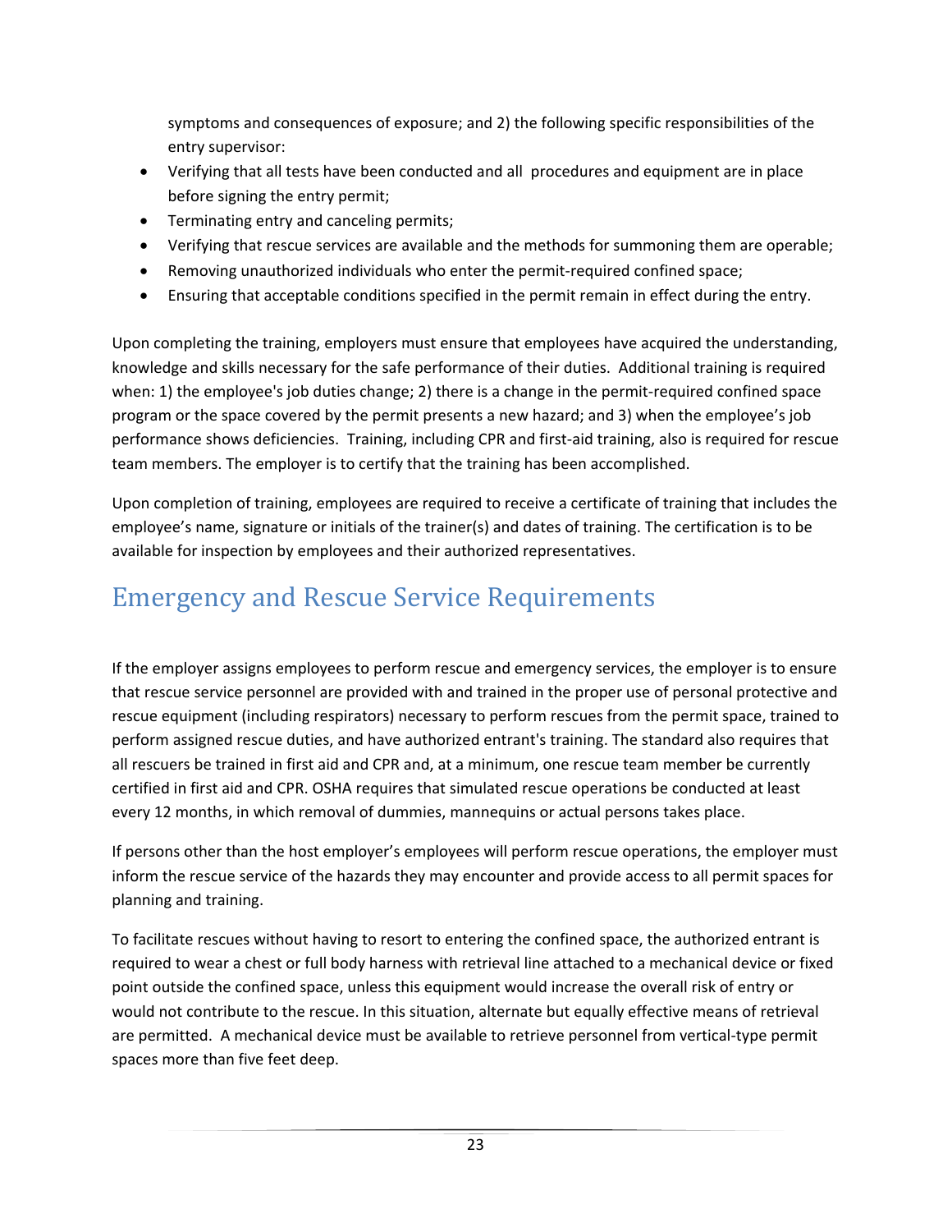symptoms and consequences of exposure; and 2) the following specific responsibilities of the entry supervisor:

- Verifying that all tests have been conducted and all procedures and equipment are in place before signing the entry permit;
- Terminating entry and canceling permits;
- Verifying that rescue services are available and the methods for summoning them are operable;
- Removing unauthorized individuals who enter the permit-required confined space;
- Ensuring that acceptable conditions specified in the permit remain in effect during the entry.

Upon completing the training, employers must ensure that employees have acquired the understanding, knowledge and skills necessary for the safe performance of their duties. Additional training is required when: 1) the employee's job duties change; 2) there is a change in the permit-required confined space program or the space covered by the permit presents a new hazard; and 3) when the employee's job performance shows deficiencies. Training, including CPR and first-aid training, also is required for rescue team members. The employer is to certify that the training has been accomplished.

Upon completion of training, employees are required to receive a certificate of training that includes the employee's name, signature or initials of the trainer(s) and dates of training. The certification is to be available for inspection by employees and their authorized representatives.

## Emergency and Rescue Service Requirements

If the employer assigns employees to perform rescue and emergency services, the employer is to ensure that rescue service personnel are provided with and trained in the proper use of personal protective and rescue equipment (including respirators) necessary to perform rescues from the permit space, trained to perform assigned rescue duties, and have authorized entrant's training. The standard also requires that all rescuers be trained in first aid and CPR and, at a minimum, one rescue team member be currently certified in first aid and CPR. OSHA requires that simulated rescue operations be conducted at least every 12 months, in which removal of dummies, mannequins or actual persons takes place.

If persons other than the host employer's employees will perform rescue operations, the employer must inform the rescue service of the hazards they may encounter and provide access to all permit spaces for planning and training.

To facilitate rescues without having to resort to entering the confined space, the authorized entrant is required to wear a chest or full body harness with retrieval line attached to a mechanical device or fixed point outside the confined space, unless this equipment would increase the overall risk of entry or would not contribute to the rescue. In this situation, alternate but equally effective means of retrieval are permitted. A mechanical device must be available to retrieve personnel from vertical-type permit spaces more than five feet deep.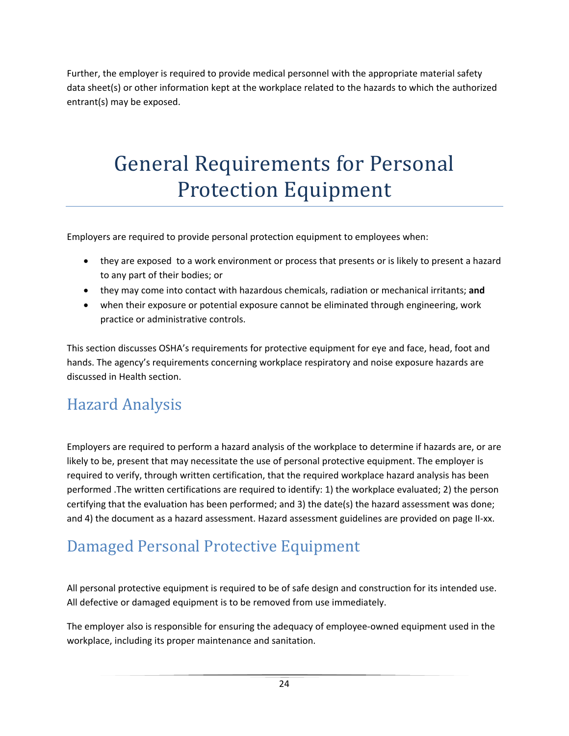Further, the employer is required to provide medical personnel with the appropriate material safety data sheet(s) or other information kept at the workplace related to the hazards to which the authorized entrant(s) may be exposed.

# General Requirements for Personal Protection Equipment

Employers are required to provide personal protection equipment to employees when:

- they are exposed to a work environment or process that presents or is likely to present a hazard to any part of their bodies; or
- they may come into contact with hazardous chemicals, radiation or mechanical irritants; **and**
- when their exposure or potential exposure cannot be eliminated through engineering, work practice or administrative controls.

This section discusses OSHA's requirements for protective equipment for eye and face, head, foot and hands. The agency's requirements concerning workplace respiratory and noise exposure hazards are discussed in Health section.

## Hazard Analysis

Employers are required to perform a hazard analysis of the workplace to determine if hazards are, or are likely to be, present that may necessitate the use of personal protective equipment. The employer is required to verify, through written certification, that the required workplace hazard analysis has been performed .The written certifications are required to identify: 1) the workplace evaluated; 2) the person certifying that the evaluation has been performed; and 3) the date(s) the hazard assessment was done; and 4) the document as a hazard assessment. Hazard assessment guidelines are provided on page II-xx.

## Damaged Personal Protective Equipment

All personal protective equipment is required to be of safe design and construction for its intended use. All defective or damaged equipment is to be removed from use immediately.

The employer also is responsible for ensuring the adequacy of employee-owned equipment used in the workplace, including its proper maintenance and sanitation.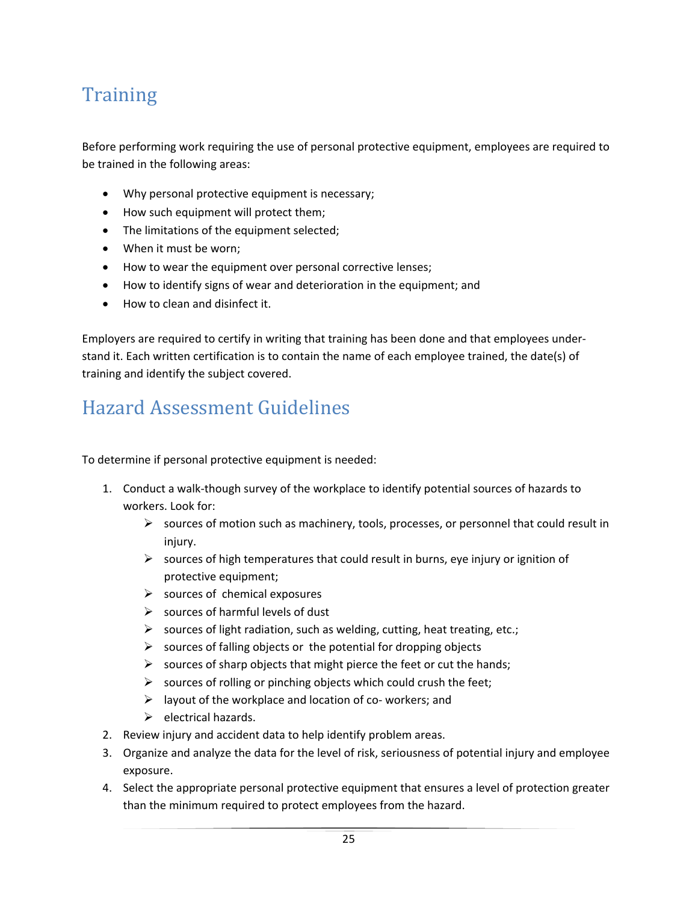## Training

Before performing work requiring the use of personal protective equipment, employees are required to be trained in the following areas:

- Why personal protective equipment is necessary;
- How such equipment will protect them;
- The limitations of the equipment selected;
- When it must be worn;
- How to wear the equipment over personal corrective lenses;
- How to identify signs of wear and deterioration in the equipment; and
- How to clean and disinfect it.

Employers are required to certify in writing that training has been done and that employees understand it. Each written certification is to contain the name of each employee trained, the date(s) of training and identify the subject covered.

## Hazard Assessment Guidelines

To determine if personal protective equipment is needed:

1. Conduct a walk-though survey of the workplace to identify potential sources of hazards to workers. Look for:
   - sources of motion such as machinery, tools, processes, or personnel that could result in injury.
   - sources of high temperatures that could result in burns, eye injury or ignition of protective equipment;
   - sources of chemical exposures
   - sources of harmful levels of dust
   - sources of light radiation, such as welding, cutting, heat treating, etc.;
   - sources of falling objects or the potential for dropping objects
   - sources of sharp objects that might pierce the feet or cut the hands;
   - sources of rolling or pinching objects which could crush the feet;
   - layout of the workplace and location of co- workers; and
   - electrical hazards.
2. Review injury and accident data to help identify problem areas.
3. Organize and analyze the data for the level of risk, seriousness of potential injury and employee exposure.
4. Select the appropriate personal protective equipment that ensures a level of protection greater than the minimum required to protect employees from the hazard.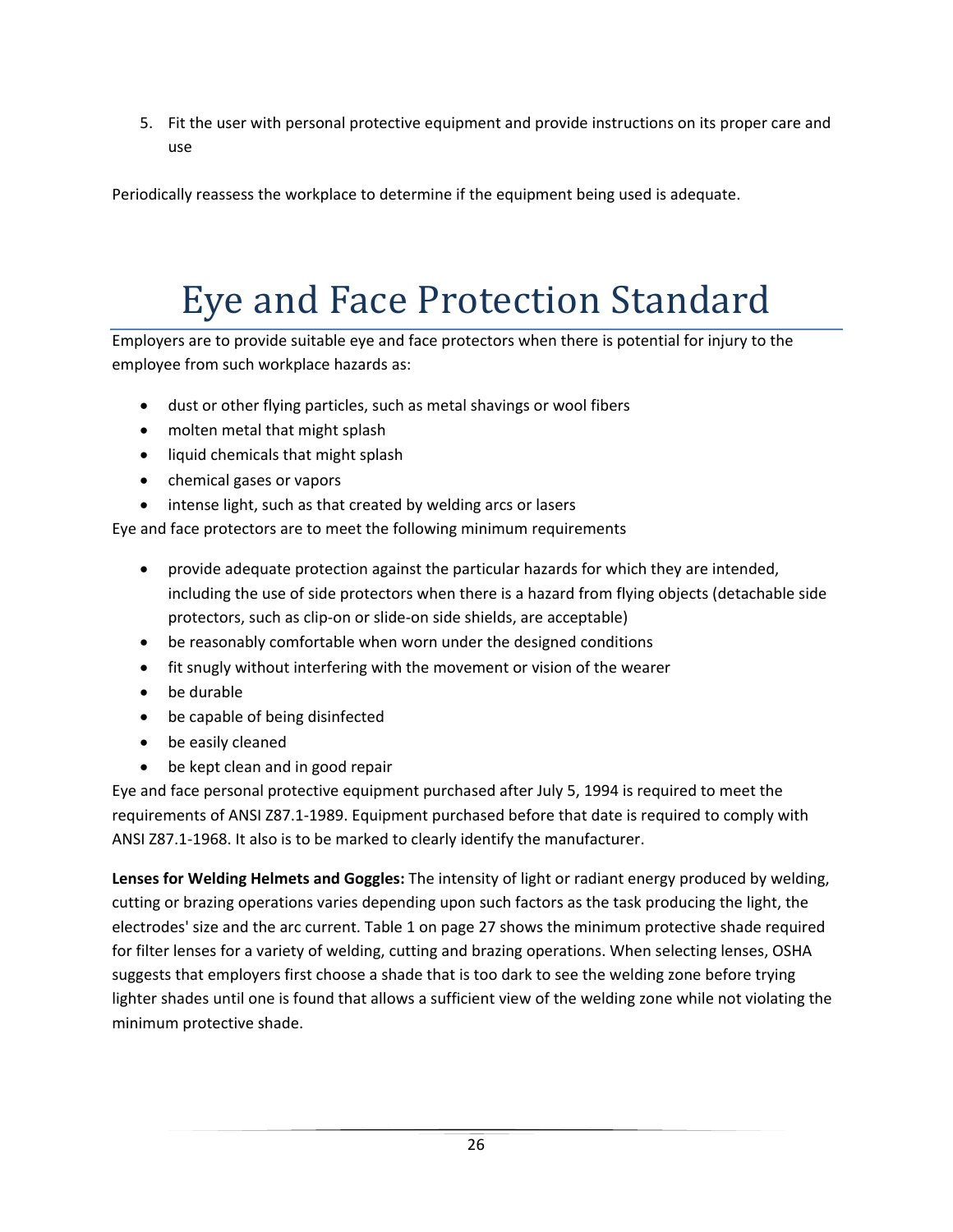5. Fit the user with personal protective equipment and provide instructions on its proper care and use

Periodically reassess the workplace to determine if the equipment being used is adequate.

# Eye and Face Protection Standard

Employers are to provide suitable eye and face protectors when there is potential for injury to the employee from such workplace hazards as:

- dust or other flying particles, such as metal shavings or wool fibers
- molten metal that might splash
- liquid chemicals that might splash
- chemical gases or vapors
- intense light, such as that created by welding arcs or lasers

Eye and face protectors are to meet the following minimum requirements

- provide adequate protection against the particular hazards for which they are intended, including the use of side protectors when there is a hazard from flying objects (detachable side protectors, such as clip-on or slide-on side shields, are acceptable)
- be reasonably comfortable when worn under the designed conditions
- fit snugly without interfering with the movement or vision of the wearer
- be durable
- be capable of being disinfected
- be easily cleaned
- be kept clean and in good repair

Eye and face personal protective equipment purchased after July 5, 1994 is required to meet the requirements of ANSI Z87.1-1989. Equipment purchased before that date is required to comply with ANSI Z87.1-1968. It also is to be marked to clearly identify the manufacturer.

**Lenses for Welding Helmets and Goggles:** The intensity of light or radiant energy produced by welding, cutting or brazing operations varies depending upon such factors as the task producing the light, the electrodes' size and the arc current. Table 1 on page 27 shows the minimum protective shade required for filter lenses for a variety of welding, cutting and brazing operations. When selecting lenses, OSHA suggests that employers first choose a shade that is too dark to see the welding zone before trying lighter shades until one is found that allows a sufficient view of the welding zone while not violating the minimum protective shade.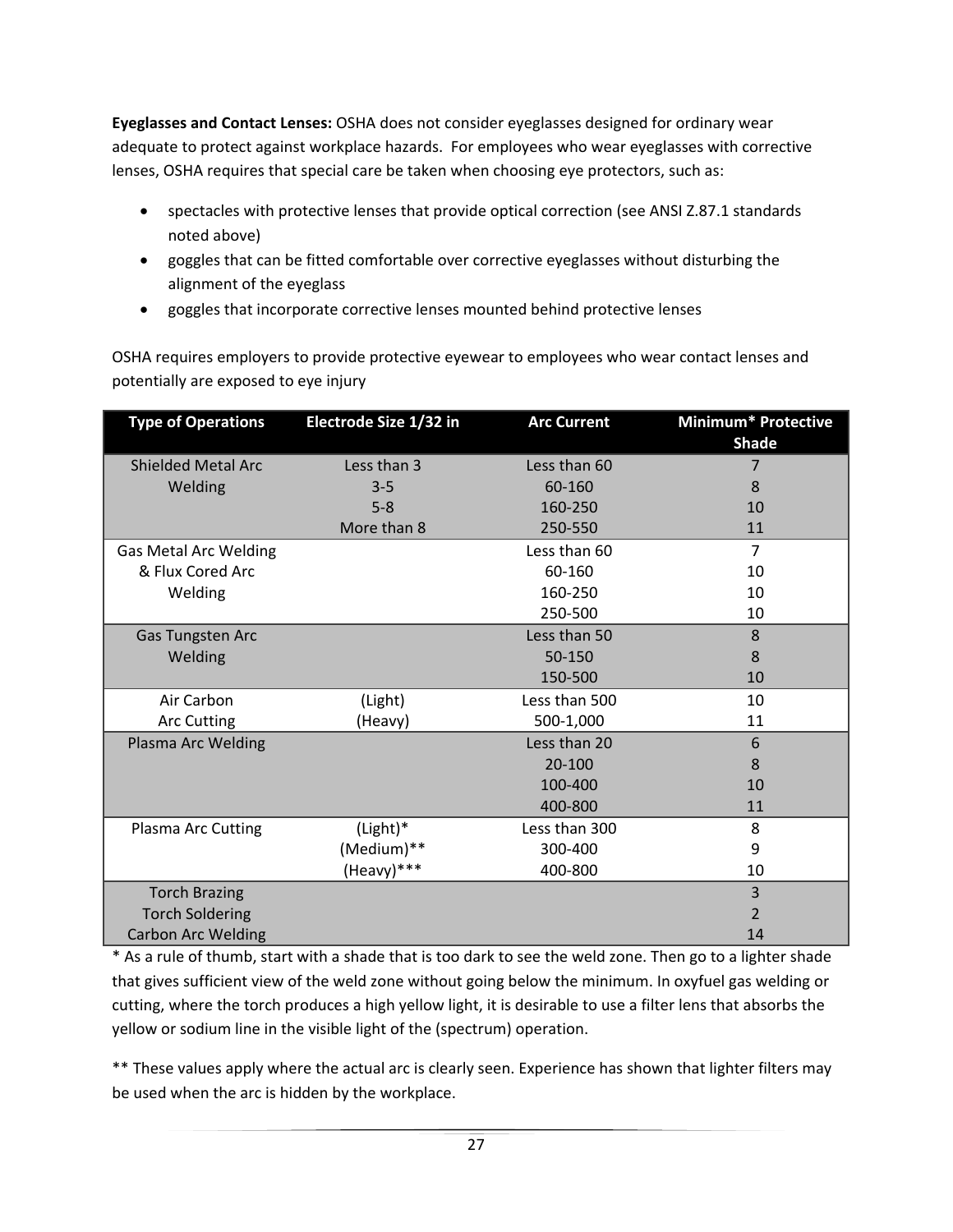**Eyeglasses and Contact Lenses:** OSHA does not consider eyeglasses designed for ordinary wear adequate to protect against workplace hazards. For employees who wear eyeglasses with corrective lenses, OSHA requires that special care be taken when choosing eye protectors, such as:

- spectacles with protective lenses that provide optical correction (see ANSI Z.87.1 standards noted above)
- goggles that can be fitted comfortable over corrective eyeglasses without disturbing the alignment of the eyeglass
- goggles that incorporate corrective lenses mounted behind protective lenses

OSHA requires employers to provide protective eyewear to employees who wear contact lenses and potentially are exposed to eye injury

| Type of Operations | Electrode Size 1/32 in | Arc Current | Minimum* Protective Shade |
|---|---|---|---|
| Shielded Metal Arc Welding | Less than 3 | Less than 60 | 7 |
| | 3-5 | 60-160 | 8 |
| | 5-8 | 160-250 | 10 |
| | More than 8 | 250-550 | 11 |
| Gas Metal Arc Welding & Flux Cored Arc Welding | | Less than 60 | 7 |
| | | 60-160 | 10 |
| | | 160-250 | 10 |
| | | 250-500 | 10 |
| Gas Tungsten Arc Welding | | Less than 50 | 8 |
| | | 50-150 | 8 |
| | | 150-500 | 10 |
| Air Carbon Arc Cutting | (Light) | Less than 500 | 10 |
| | (Heavy) | 500-1,000 | 11 |
| Plasma Arc Welding | | Less than 20 | 6 |
| | | 20-100 | 8 |
| | | 100-400 | 10 |
| | | 400-800 | 11 |
| Plasma Arc Cutting | (Light)* | Less than 300 | 8 |
| | (Medium)** | 300-400 | 9 |
| | (Heavy)*** | 400-800 | 10 |
| Torch Brazing | | | 3 |
| Torch Soldering | | | 2 |
| Carbon Arc Welding | | | 14 |

* As a rule of thumb, start with a shade that is too dark to see the weld zone. Then go to a lighter shade that gives sufficient view of the weld zone without going below the minimum. In oxyfuel gas welding or cutting, where the torch produces a high yellow light, it is desirable to use a filter lens that absorbs the yellow or sodium line in the visible light of the (spectrum) operation.

** These values apply where the actual arc is clearly seen. Experience has shown that lighter filters may be used when the arc is hidden by the workplace.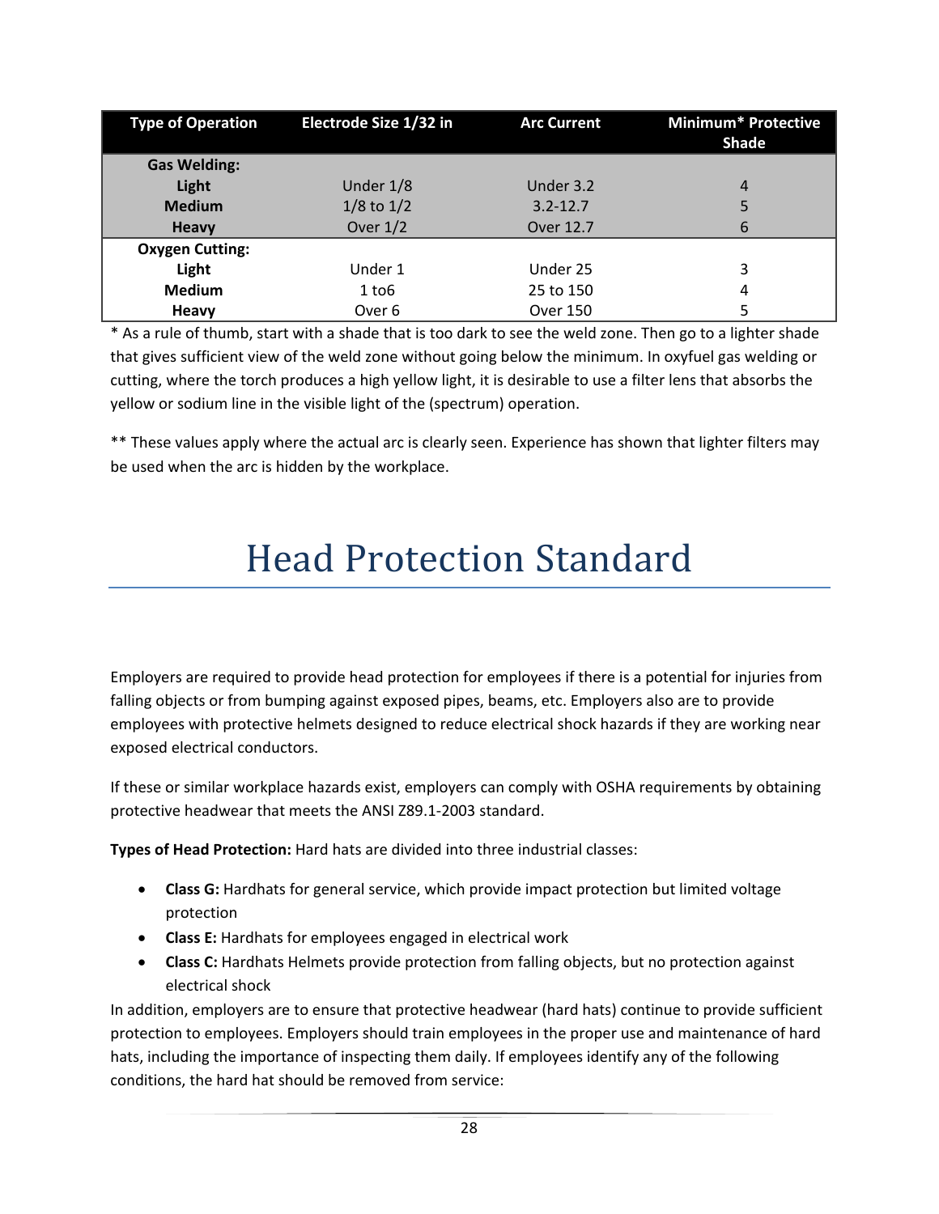| Type of Operation | Electrode Size 1/32 in | Arc Current | Minimum* Protective Shade |
|---|---|---|---|
| **Gas Welding:** | | | |
| **Light** | Under 1/8 | Under 3.2 | 4 |
| **Medium** | 1/8 to 1/2 | 3.2-12.7 | 5 |
| **Heavy** | Over 1/2 | Over 12.7 | 6 |
| **Oxygen Cutting:** | | | |
| **Light** | Under 1 | Under 25 | 3 |
| **Medium** | 1 to6 | 25 to 150 | 4 |
| **Heavy** | Over 6 | Over 150 | 5 |

* As a rule of thumb, start with a shade that is too dark to see the weld zone. Then go to a lighter shade that gives sufficient view of the weld zone without going below the minimum. In oxyfuel gas welding or cutting, where the torch produces a high yellow light, it is desirable to use a filter lens that absorbs the yellow or sodium line in the visible light of the (spectrum) operation.

** These values apply where the actual arc is clearly seen. Experience has shown that lighter filters may be used when the arc is hidden by the workplace.

# Head Protection Standard

Employers are required to provide head protection for employees if there is a potential for injuries from falling objects or from bumping against exposed pipes, beams, etc. Employers also are to provide employees with protective helmets designed to reduce electrical shock hazards if they are working near exposed electrical conductors.

If these or similar workplace hazards exist, employers can comply with OSHA requirements by obtaining protective headwear that meets the ANSI Z89.1-2003 standard.

**Types of Head Protection:** Hard hats are divided into three industrial classes:

- **Class G:** Hardhats for general service, which provide impact protection but limited voltage protection
- **Class E:** Hardhats for employees engaged in electrical work
- **Class C:** Hardhats Helmets provide protection from falling objects, but no protection against electrical shock

In addition, employers are to ensure that protective headwear (hard hats) continue to provide sufficient protection to employees. Employers should train employees in the proper use and maintenance of hard hats, including the importance of inspecting them daily. If employees identify any of the following conditions, the hard hat should be removed from service: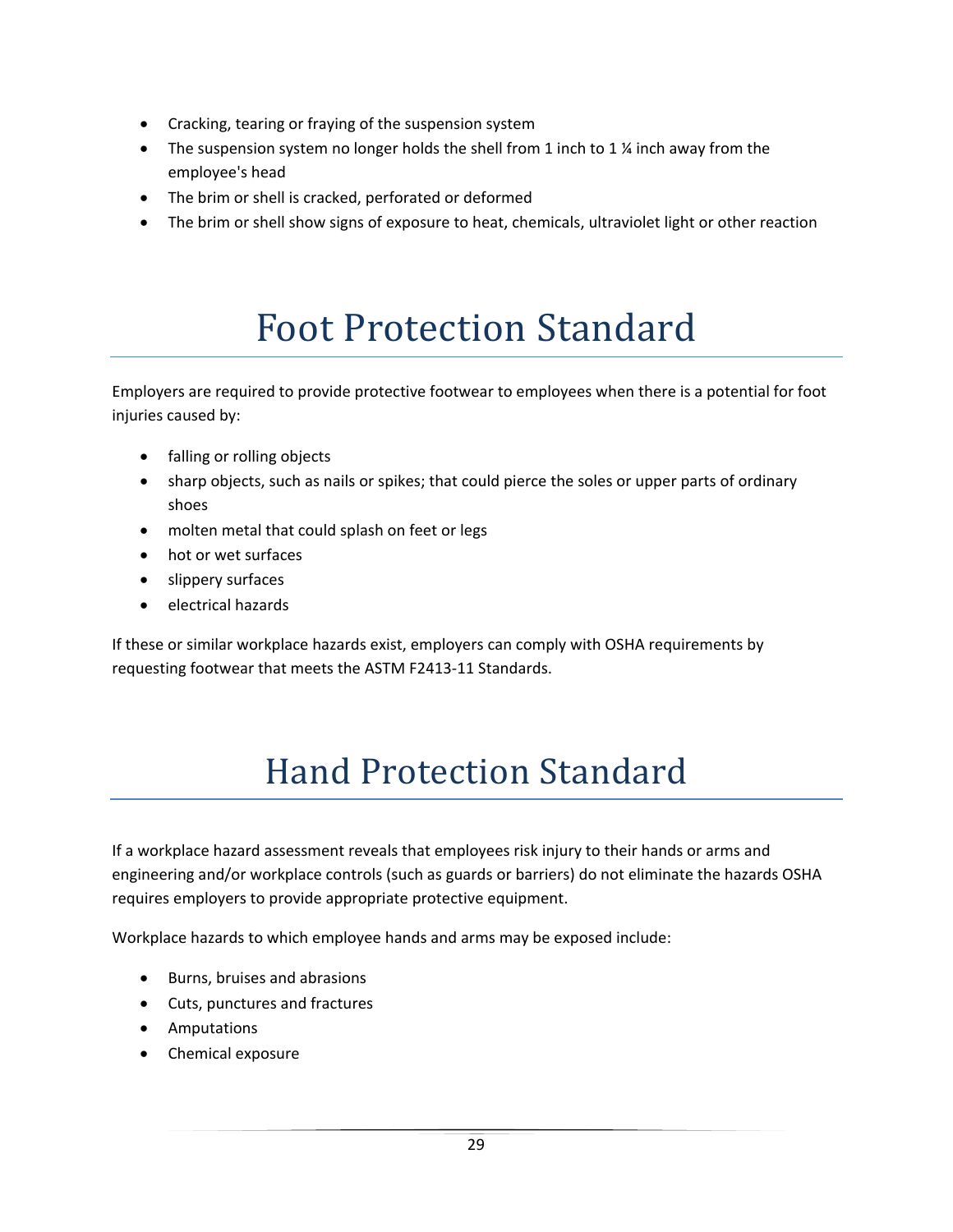- Cracking, tearing or fraying of the suspension system
- The suspension system no longer holds the shell from 1 inch to 1 ¼ inch away from the employee's head
- The brim or shell is cracked, perforated or deformed
- The brim or shell show signs of exposure to heat, chemicals, ultraviolet light or other reaction

# Foot Protection Standard

Employers are required to provide protective footwear to employees when there is a potential for foot injuries caused by:

- falling or rolling objects
- sharp objects, such as nails or spikes; that could pierce the soles or upper parts of ordinary shoes
- molten metal that could splash on feet or legs
- hot or wet surfaces
- slippery surfaces
- electrical hazards

If these or similar workplace hazards exist, employers can comply with OSHA requirements by requesting footwear that meets the ASTM F2413-11 Standards.

# Hand Protection Standard

If a workplace hazard assessment reveals that employees risk injury to their hands or arms and engineering and/or workplace controls (such as guards or barriers) do not eliminate the hazards OSHA requires employers to provide appropriate protective equipment.

Workplace hazards to which employee hands and arms may be exposed include:

- Burns, bruises and abrasions
- Cuts, punctures and fractures
- Amputations
- Chemical exposure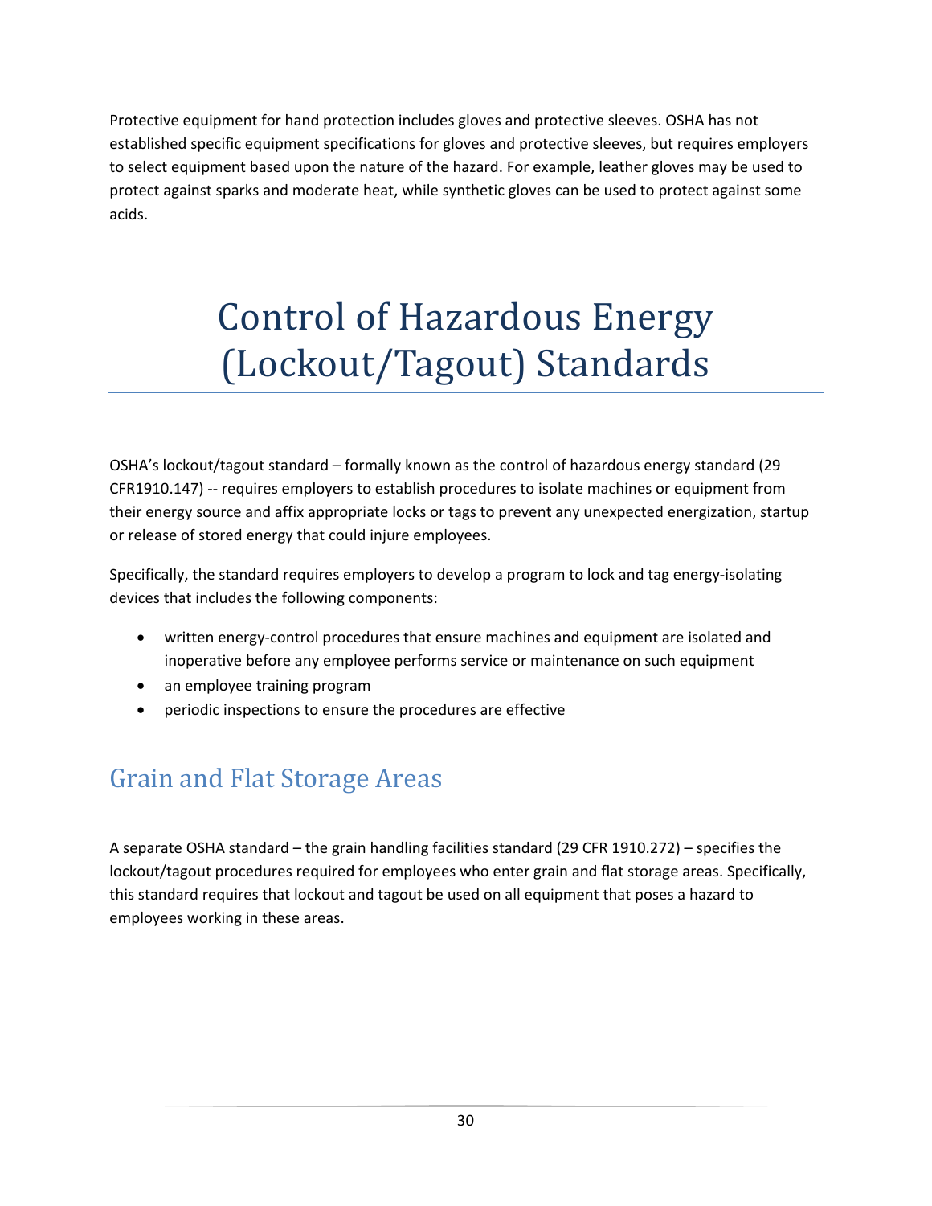Protective equipment for hand protection includes gloves and protective sleeves. OSHA has not established specific equipment specifications for gloves and protective sleeves, but requires employers to select equipment based upon the nature of the hazard. For example, leather gloves may be used to protect against sparks and moderate heat, while synthetic gloves can be used to protect against some acids.

# Control of Hazardous Energy (Lockout/Tagout) Standards

OSHA's lockout/tagout standard – formally known as the control of hazardous energy standard (29 CFR1910.147) -- requires employers to establish procedures to isolate machines or equipment from their energy source and affix appropriate locks or tags to prevent any unexpected energization, startup or release of stored energy that could injure employees.

Specifically, the standard requires employers to develop a program to lock and tag energy-isolating devices that includes the following components:

- written energy-control procedures that ensure machines and equipment are isolated and inoperative before any employee performs service or maintenance on such equipment
- an employee training program
- periodic inspections to ensure the procedures are effective

## Grain and Flat Storage Areas

A separate OSHA standard – the grain handling facilities standard (29 CFR 1910.272) – specifies the lockout/tagout procedures required for employees who enter grain and flat storage areas. Specifically, this standard requires that lockout and tagout be used on all equipment that poses a hazard to employees working in these areas.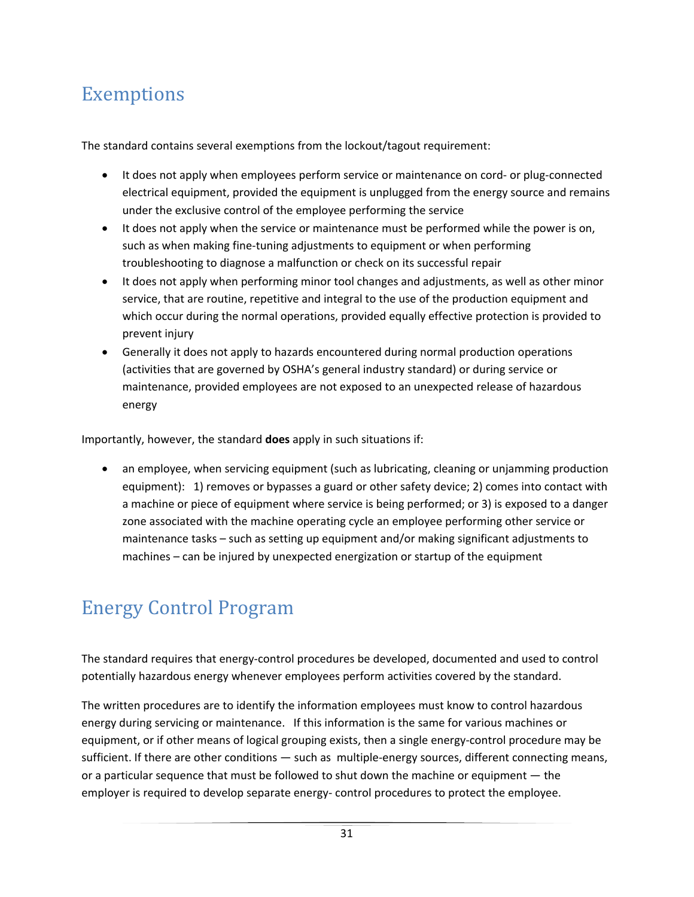## Exemptions

The standard contains several exemptions from the lockout/tagout requirement:

- It does not apply when employees perform service or maintenance on cord- or plug-connected electrical equipment, provided the equipment is unplugged from the energy source and remains under the exclusive control of the employee performing the service
- It does not apply when the service or maintenance must be performed while the power is on, such as when making fine-tuning adjustments to equipment or when performing troubleshooting to diagnose a malfunction or check on its successful repair
- It does not apply when performing minor tool changes and adjustments, as well as other minor service, that are routine, repetitive and integral to the use of the production equipment and which occur during the normal operations, provided equally effective protection is provided to prevent injury
- Generally it does not apply to hazards encountered during normal production operations (activities that are governed by OSHA's general industry standard) or during service or maintenance, provided employees are not exposed to an unexpected release of hazardous energy

Importantly, however, the standard **does** apply in such situations if:

- an employee, when servicing equipment (such as lubricating, cleaning or unjamming production equipment): 1) removes or bypasses a guard or other safety device; 2) comes into contact with a machine or piece of equipment where service is being performed; or 3) is exposed to a danger zone associated with the machine operating cycle an employee performing other service or maintenance tasks – such as setting up equipment and/or making significant adjustments to machines – can be injured by unexpected energization or startup of the equipment

## Energy Control Program

The standard requires that energy-control procedures be developed, documented and used to control potentially hazardous energy whenever employees perform activities covered by the standard.

The written procedures are to identify the information employees must know to control hazardous energy during servicing or maintenance. If this information is the same for various machines or equipment, or if other means of logical grouping exists, then a single energy-control procedure may be sufficient. If there are other conditions — such as multiple-energy sources, different connecting means, or a particular sequence that must be followed to shut down the machine or equipment — the employer is required to develop separate energy- control procedures to protect the employee.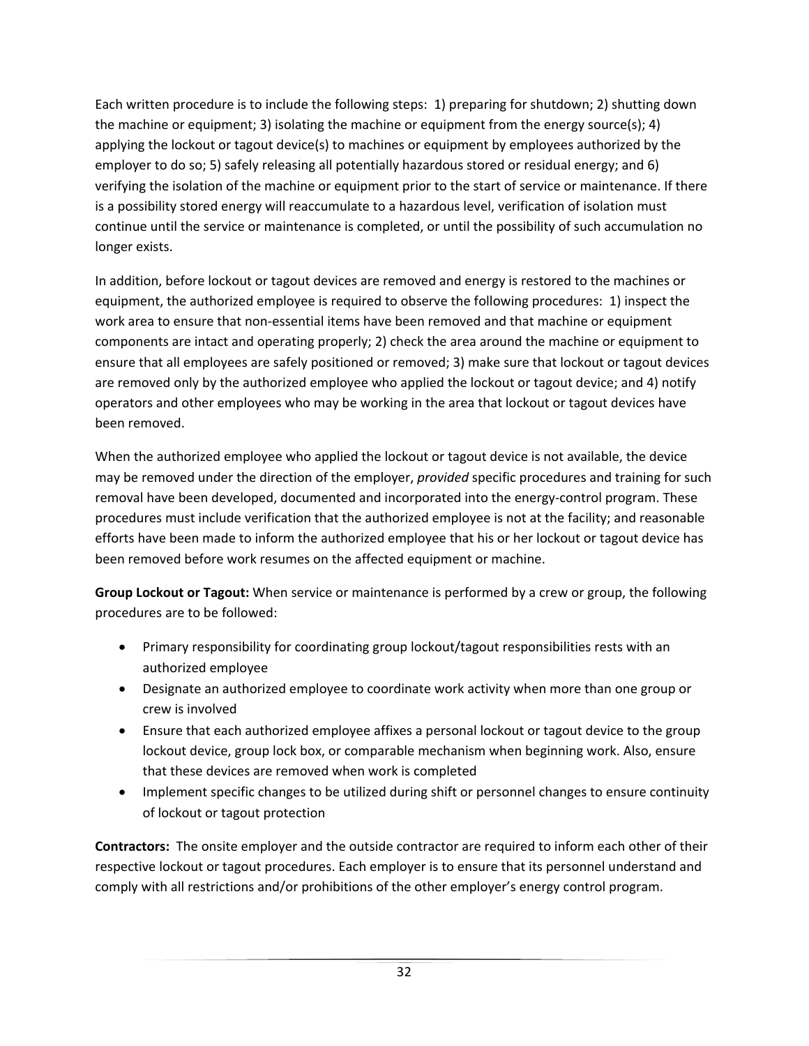Each written procedure is to include the following steps: 1) preparing for shutdown; 2) shutting down the machine or equipment; 3) isolating the machine or equipment from the energy source(s); 4) applying the lockout or tagout device(s) to machines or equipment by employees authorized by the employer to do so; 5) safely releasing all potentially hazardous stored or residual energy; and 6) verifying the isolation of the machine or equipment prior to the start of service or maintenance. If there is a possibility stored energy will reaccumulate to a hazardous level, verification of isolation must continue until the service or maintenance is completed, or until the possibility of such accumulation no longer exists.

In addition, before lockout or tagout devices are removed and energy is restored to the machines or equipment, the authorized employee is required to observe the following procedures: 1) inspect the work area to ensure that non-essential items have been removed and that machine or equipment components are intact and operating properly; 2) check the area around the machine or equipment to ensure that all employees are safely positioned or removed; 3) make sure that lockout or tagout devices are removed only by the authorized employee who applied the lockout or tagout device; and 4) notify operators and other employees who may be working in the area that lockout or tagout devices have been removed.

When the authorized employee who applied the lockout or tagout device is not available, the device may be removed under the direction of the employer, *provided* specific procedures and training for such removal have been developed, documented and incorporated into the energy-control program. These procedures must include verification that the authorized employee is not at the facility; and reasonable efforts have been made to inform the authorized employee that his or her lockout or tagout device has been removed before work resumes on the affected equipment or machine.

**Group Lockout or Tagout:** When service or maintenance is performed by a crew or group, the following procedures are to be followed:

- Primary responsibility for coordinating group lockout/tagout responsibilities rests with an authorized employee
- Designate an authorized employee to coordinate work activity when more than one group or crew is involved
- Ensure that each authorized employee affixes a personal lockout or tagout device to the group lockout device, group lock box, or comparable mechanism when beginning work. Also, ensure that these devices are removed when work is completed
- Implement specific changes to be utilized during shift or personnel changes to ensure continuity of lockout or tagout protection

**Contractors:** The onsite employer and the outside contractor are required to inform each other of their respective lockout or tagout procedures. Each employer is to ensure that its personnel understand and comply with all restrictions and/or prohibitions of the other employer's energy control program.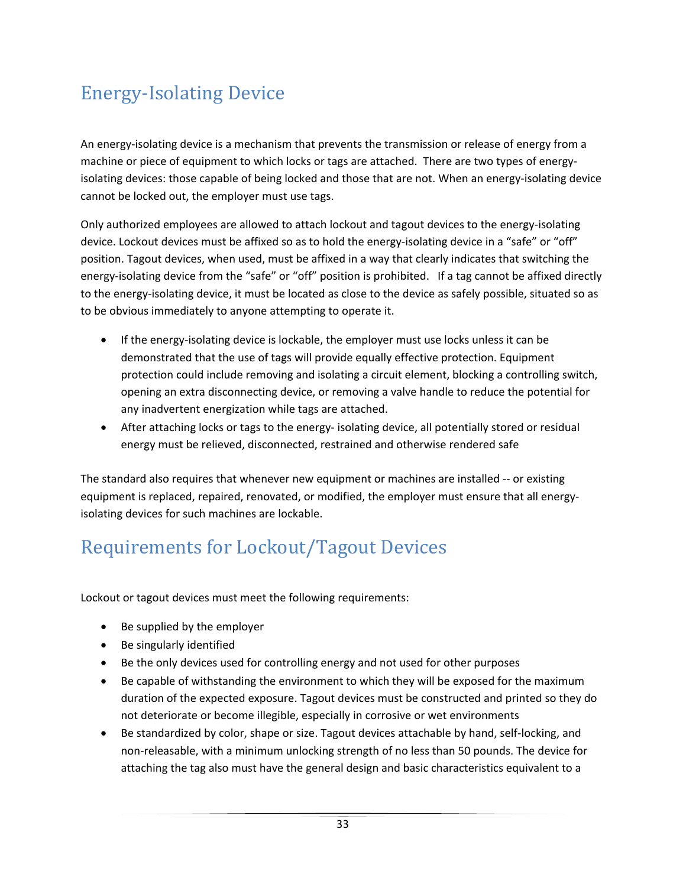## Energy-Isolating Device

An energy-isolating device is a mechanism that prevents the transmission or release of energy from a machine or piece of equipment to which locks or tags are attached. There are two types of energy-isolating devices: those capable of being locked and those that are not. When an energy-isolating device cannot be locked out, the employer must use tags.

Only authorized employees are allowed to attach lockout and tagout devices to the energy-isolating device. Lockout devices must be affixed so as to hold the energy-isolating device in a "safe" or "off" position. Tagout devices, when used, must be affixed in a way that clearly indicates that switching the energy-isolating device from the "safe" or "off" position is prohibited. If a tag cannot be affixed directly to the energy-isolating device, it must be located as close to the device as safely possible, situated so as to be obvious immediately to anyone attempting to operate it.

- If the energy-isolating device is lockable, the employer must use locks unless it can be demonstrated that the use of tags will provide equally effective protection. Equipment protection could include removing and isolating a circuit element, blocking a controlling switch, opening an extra disconnecting device, or removing a valve handle to reduce the potential for any inadvertent energization while tags are attached.
- After attaching locks or tags to the energy- isolating device, all potentially stored or residual energy must be relieved, disconnected, restrained and otherwise rendered safe

The standard also requires that whenever new equipment or machines are installed -- or existing equipment is replaced, repaired, renovated, or modified, the employer must ensure that all energy-isolating devices for such machines are lockable.

## Requirements for Lockout/Tagout Devices

Lockout or tagout devices must meet the following requirements:

- Be supplied by the employer
- Be singularly identified
- Be the only devices used for controlling energy and not used for other purposes
- Be capable of withstanding the environment to which they will be exposed for the maximum duration of the expected exposure. Tagout devices must be constructed and printed so they do not deteriorate or become illegible, especially in corrosive or wet environments
- Be standardized by color, shape or size. Tagout devices attachable by hand, self-locking, and non-releasable, with a minimum unlocking strength of no less than 50 pounds. The device for attaching the tag also must have the general design and basic characteristics equivalent to a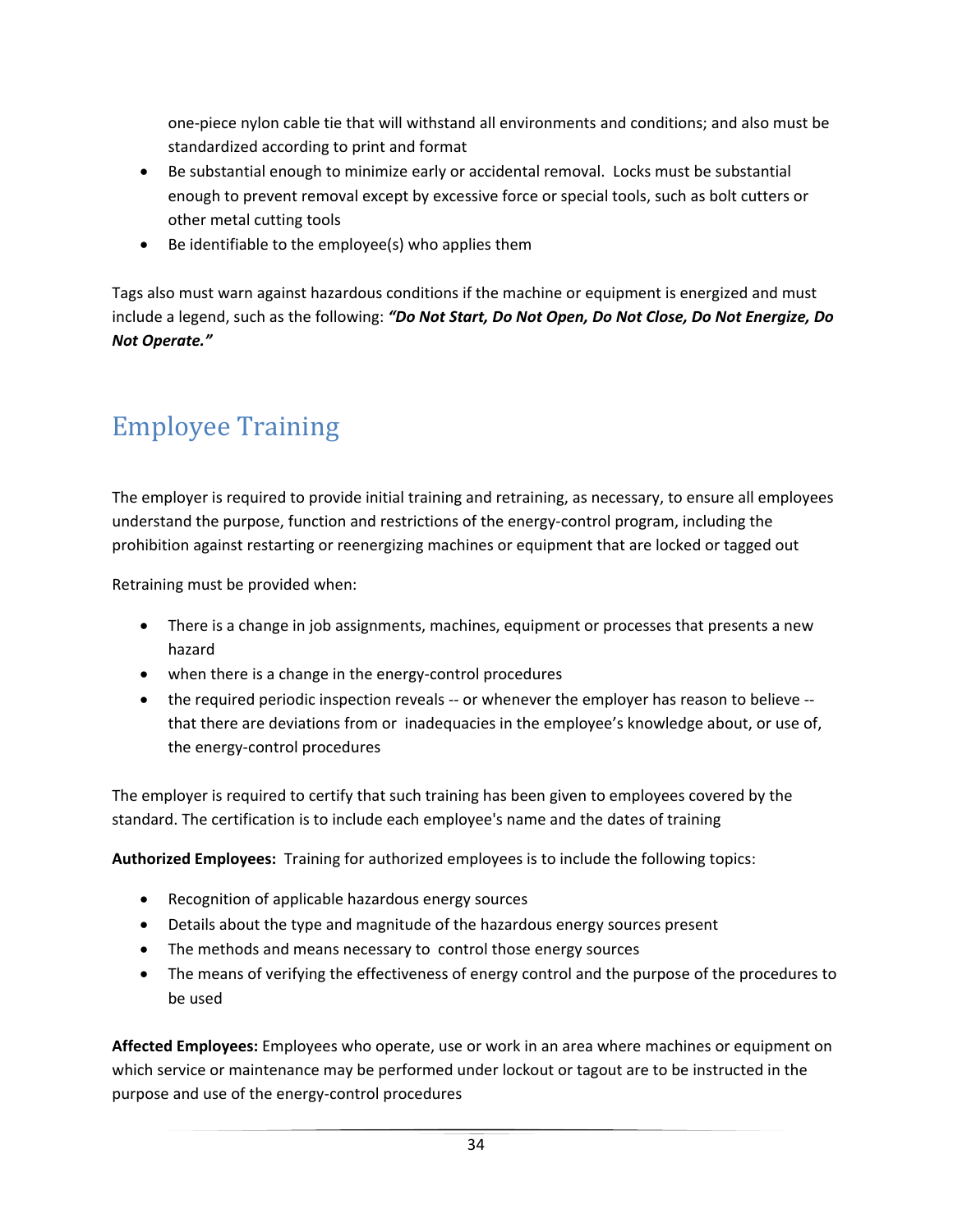one-piece nylon cable tie that will withstand all environments and conditions; and also must be standardized according to print and format

- Be substantial enough to minimize early or accidental removal. Locks must be substantial enough to prevent removal except by excessive force or special tools, such as bolt cutters or other metal cutting tools
- Be identifiable to the employee(s) who applies them

Tags also must warn against hazardous conditions if the machine or equipment is energized and must include a legend, such as the following: ***"Do Not Start, Do Not Open, Do Not Close, Do Not Energize, Do Not Operate."***

# Employee Training

The employer is required to provide initial training and retraining, as necessary, to ensure all employees understand the purpose, function and restrictions of the energy-control program, including the prohibition against restarting or reenergizing machines or equipment that are locked or tagged out

Retraining must be provided when:

- There is a change in job assignments, machines, equipment or processes that presents a new hazard
- when there is a change in the energy-control procedures
- the required periodic inspection reveals -- or whenever the employer has reason to believe -- that there are deviations from or inadequacies in the employee's knowledge about, or use of, the energy-control procedures

The employer is required to certify that such training has been given to employees covered by the standard. The certification is to include each employee's name and the dates of training

**Authorized Employees:** Training for authorized employees is to include the following topics:

- Recognition of applicable hazardous energy sources
- Details about the type and magnitude of the hazardous energy sources present
- The methods and means necessary to control those energy sources
- The means of verifying the effectiveness of energy control and the purpose of the procedures to be used

**Affected Employees:** Employees who operate, use or work in an area where machines or equipment on which service or maintenance may be performed under lockout or tagout are to be instructed in the purpose and use of the energy-control procedures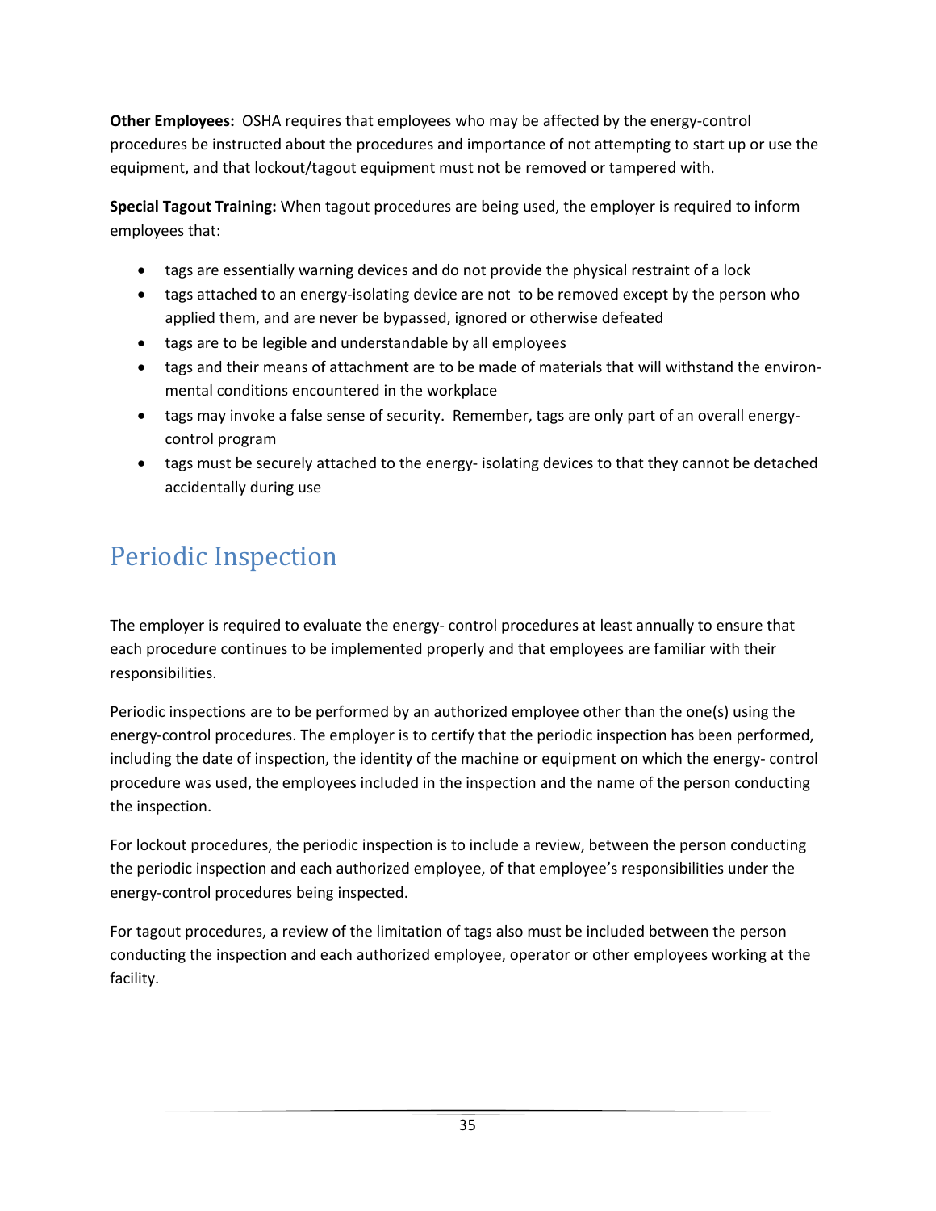**Other Employees:** OSHA requires that employees who may be affected by the energy-control procedures be instructed about the procedures and importance of not attempting to start up or use the equipment, and that lockout/tagout equipment must not be removed or tampered with.

**Special Tagout Training:** When tagout procedures are being used, the employer is required to inform employees that:

- tags are essentially warning devices and do not provide the physical restraint of a lock
- tags attached to an energy-isolating device are not to be removed except by the person who applied them, and are never be bypassed, ignored or otherwise defeated
- tags are to be legible and understandable by all employees
- tags and their means of attachment are to be made of materials that will withstand the environmental conditions encountered in the workplace
- tags may invoke a false sense of security. Remember, tags are only part of an overall energy-control program
- tags must be securely attached to the energy- isolating devices to that they cannot be detached accidentally during use

# Periodic Inspection

The employer is required to evaluate the energy- control procedures at least annually to ensure that each procedure continues to be implemented properly and that employees are familiar with their responsibilities.

Periodic inspections are to be performed by an authorized employee other than the one(s) using the energy-control procedures. The employer is to certify that the periodic inspection has been performed, including the date of inspection, the identity of the machine or equipment on which the energy- control procedure was used, the employees included in the inspection and the name of the person conducting the inspection.

For lockout procedures, the periodic inspection is to include a review, between the person conducting the periodic inspection and each authorized employee, of that employee's responsibilities under the energy-control procedures being inspected.

For tagout procedures, a review of the limitation of tags also must be included between the person conducting the inspection and each authorized employee, operator or other employees working at the facility.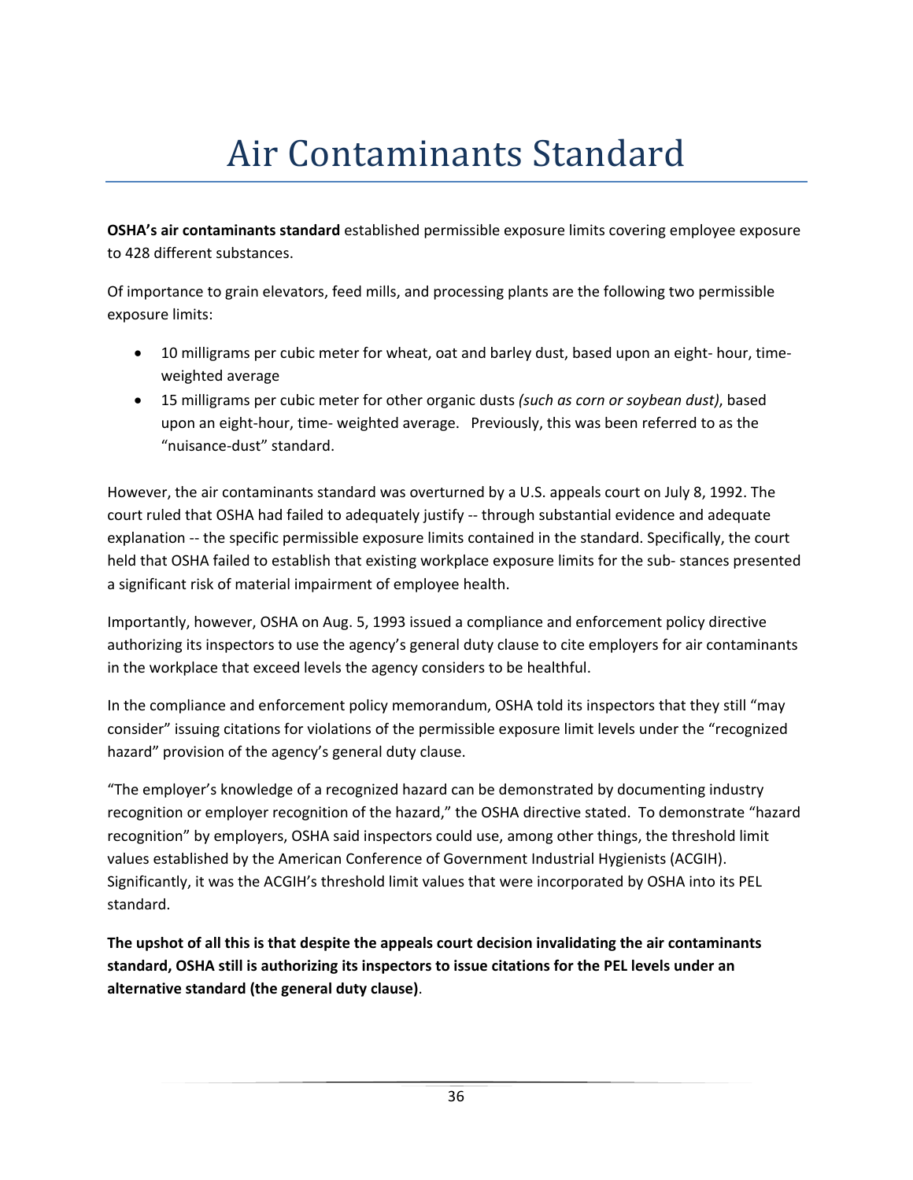# Air Contaminants Standard

**OSHA's air contaminants standard** established permissible exposure limits covering employee exposure to 428 different substances.

Of importance to grain elevators, feed mills, and processing plants are the following two permissible exposure limits:

- 10 milligrams per cubic meter for wheat, oat and barley dust, based upon an eight- hour, time-weighted average
- 15 milligrams per cubic meter for other organic dusts *(such as corn or soybean dust)*, based upon an eight-hour, time- weighted average. Previously, this was been referred to as the "nuisance-dust" standard.

However, the air contaminants standard was overturned by a U.S. appeals court on July 8, 1992. The court ruled that OSHA had failed to adequately justify -- through substantial evidence and adequate explanation -- the specific permissible exposure limits contained in the standard. Specifically, the court held that OSHA failed to establish that existing workplace exposure limits for the sub- stances presented a significant risk of material impairment of employee health.

Importantly, however, OSHA on Aug. 5, 1993 issued a compliance and enforcement policy directive authorizing its inspectors to use the agency's general duty clause to cite employers for air contaminants in the workplace that exceed levels the agency considers to be healthful.

In the compliance and enforcement policy memorandum, OSHA told its inspectors that they still "may consider" issuing citations for violations of the permissible exposure limit levels under the "recognized hazard" provision of the agency's general duty clause.

"The employer's knowledge of a recognized hazard can be demonstrated by documenting industry recognition or employer recognition of the hazard," the OSHA directive stated. To demonstrate "hazard recognition" by employers, OSHA said inspectors could use, among other things, the threshold limit values established by the American Conference of Government Industrial Hygienists (ACGIH). Significantly, it was the ACGIH's threshold limit values that were incorporated by OSHA into its PEL standard.

**The upshot of all this is that despite the appeals court decision invalidating the air contaminants standard, OSHA still is authorizing its inspectors to issue citations for the PEL levels under an alternative standard (the general duty clause)**.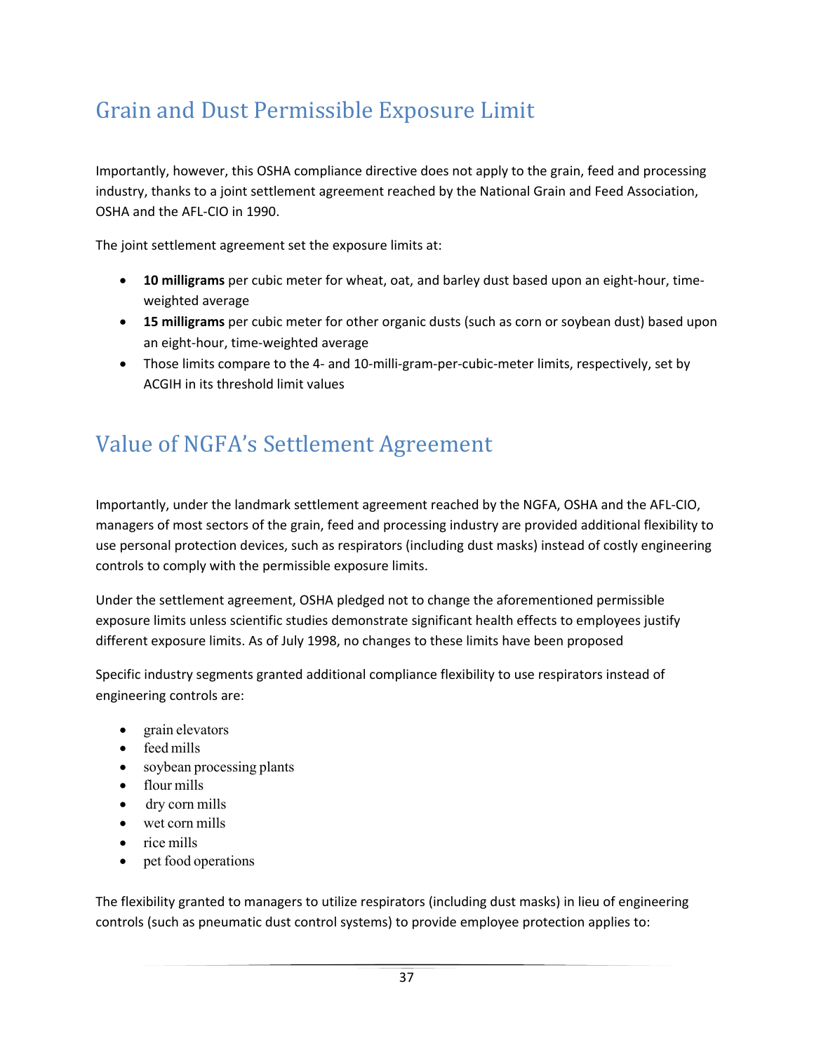## Grain and Dust Permissible Exposure Limit

Importantly, however, this OSHA compliance directive does not apply to the grain, feed and processing industry, thanks to a joint settlement agreement reached by the National Grain and Feed Association, OSHA and the AFL-CIO in 1990.

The joint settlement agreement set the exposure limits at:

- **10 milligrams** per cubic meter for wheat, oat, and barley dust based upon an eight-hour, time-weighted average
- **15 milligrams** per cubic meter for other organic dusts (such as corn or soybean dust) based upon an eight-hour, time-weighted average
- Those limits compare to the 4- and 10-milli-gram-per-cubic-meter limits, respectively, set by ACGIH in its threshold limit values

## Value of NGFA's Settlement Agreement

Importantly, under the landmark settlement agreement reached by the NGFA, OSHA and the AFL-CIO, managers of most sectors of the grain, feed and processing industry are provided additional flexibility to use personal protection devices, such as respirators (including dust masks) instead of costly engineering controls to comply with the permissible exposure limits.

Under the settlement agreement, OSHA pledged not to change the aforementioned permissible exposure limits unless scientific studies demonstrate significant health effects to employees justify different exposure limits. As of July 1998, no changes to these limits have been proposed

Specific industry segments granted additional compliance flexibility to use respirators instead of engineering controls are:

- grain elevators
- feed mills
- soybean processing plants
- flour mills
- dry corn mills
- wet corn mills
- rice mills
- pet food operations

The flexibility granted to managers to utilize respirators (including dust masks) in lieu of engineering controls (such as pneumatic dust control systems) to provide employee protection applies to: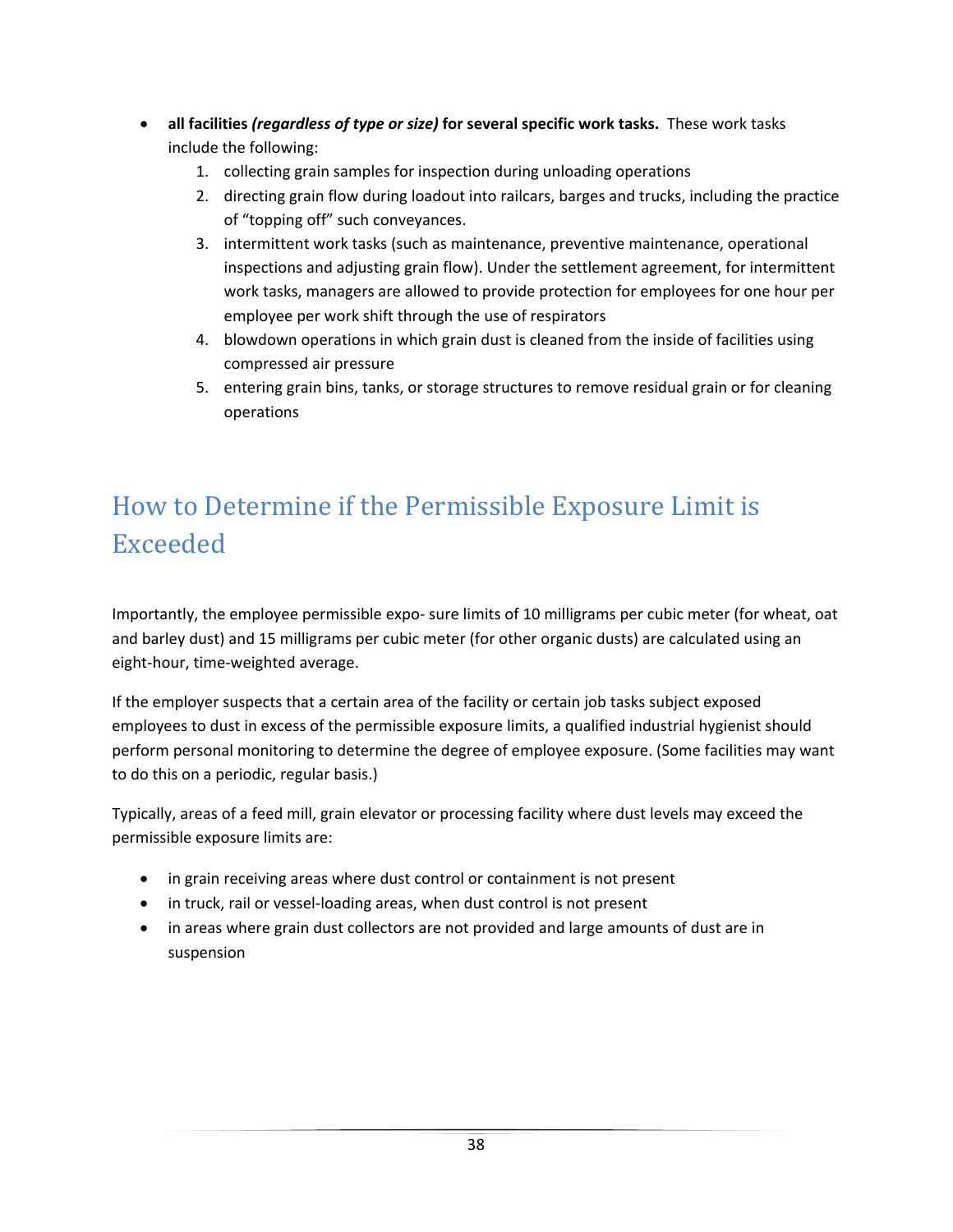- **all facilities *(regardless of type or size)* for several specific work tasks.** These work tasks include the following:
    1. collecting grain samples for inspection during unloading operations
    2. directing grain flow during loadout into railcars, barges and trucks, including the practice of "topping off" such conveyances.
    3. intermittent work tasks (such as maintenance, preventive maintenance, operational inspections and adjusting grain flow). Under the settlement agreement, for intermittent work tasks, managers are allowed to provide protection for employees for one hour per employee per work shift through the use of respirators
    4. blowdown operations in which grain dust is cleaned from the inside of facilities using compressed air pressure
    5. entering grain bins, tanks, or storage structures to remove residual grain or for cleaning operations

## How to Determine if the Permissible Exposure Limit is Exceeded

Importantly, the employee permissible expo- sure limits of 10 milligrams per cubic meter (for wheat, oat and barley dust) and 15 milligrams per cubic meter (for other organic dusts) are calculated using an eight-hour, time-weighted average.

If the employer suspects that a certain area of the facility or certain job tasks subject exposed employees to dust in excess of the permissible exposure limits, a qualified industrial hygienist should perform personal monitoring to determine the degree of employee exposure. (Some facilities may want to do this on a periodic, regular basis.)

Typically, areas of a feed mill, grain elevator or processing facility where dust levels may exceed the permissible exposure limits are:

- in grain receiving areas where dust control or containment is not present
- in truck, rail or vessel-loading areas, when dust control is not present
- in areas where grain dust collectors are not provided and large amounts of dust are in suspension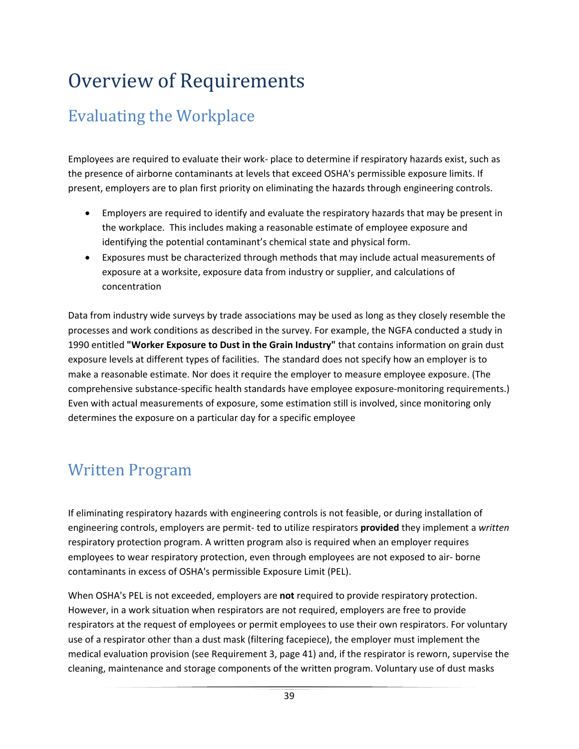# Overview of Requirements

## Evaluating the Workplace

Employees are required to evaluate their work- place to determine if respiratory hazards exist, such as the presence of airborne contaminants at levels that exceed OSHA's permissible exposure limits. If present, employers are to plan first priority on eliminating the hazards through engineering controls.

- Employers are required to identify and evaluate the respiratory hazards that may be present in the workplace. This includes making a reasonable estimate of employee exposure and identifying the potential contaminant's chemical state and physical form.
- Exposures must be characterized through methods that may include actual measurements of exposure at a worksite, exposure data from industry or supplier, and calculations of concentration

Data from industry wide surveys by trade associations may be used as long as they closely resemble the processes and work conditions as described in the survey. For example, the NGFA conducted a study in 1990 entitled **"Worker Exposure to Dust in the Grain Industry"** that contains information on grain dust exposure levels at different types of facilities. The standard does not specify how an employer is to make a reasonable estimate. Nor does it require the employer to measure employee exposure. (The comprehensive substance-specific health standards have employee exposure-monitoring requirements.) Even with actual measurements of exposure, some estimation still is involved, since monitoring only determines the exposure on a particular day for a specific employee

## Written Program

If eliminating respiratory hazards with engineering controls is not feasible, or during installation of engineering controls, employers are permit- ted to utilize respirators **provided** they implement a *written* respiratory protection program. A written program also is required when an employer requires employees to wear respiratory protection, even through employees are not exposed to air- borne contaminants in excess of OSHA's permissible Exposure Limit (PEL).

When OSHA's PEL is not exceeded, employers are **not** required to provide respiratory protection. However, in a work situation when respirators are not required, employers are free to provide respirators at the request of employees or permit employees to use their own respirators. For voluntary use of a respirator other than a dust mask (filtering facepiece), the employer must implement the medical evaluation provision (see Requirement 3, page 41) and, if the respirator is reworn, supervise the cleaning, maintenance and storage components of the written program. Voluntary use of dust masks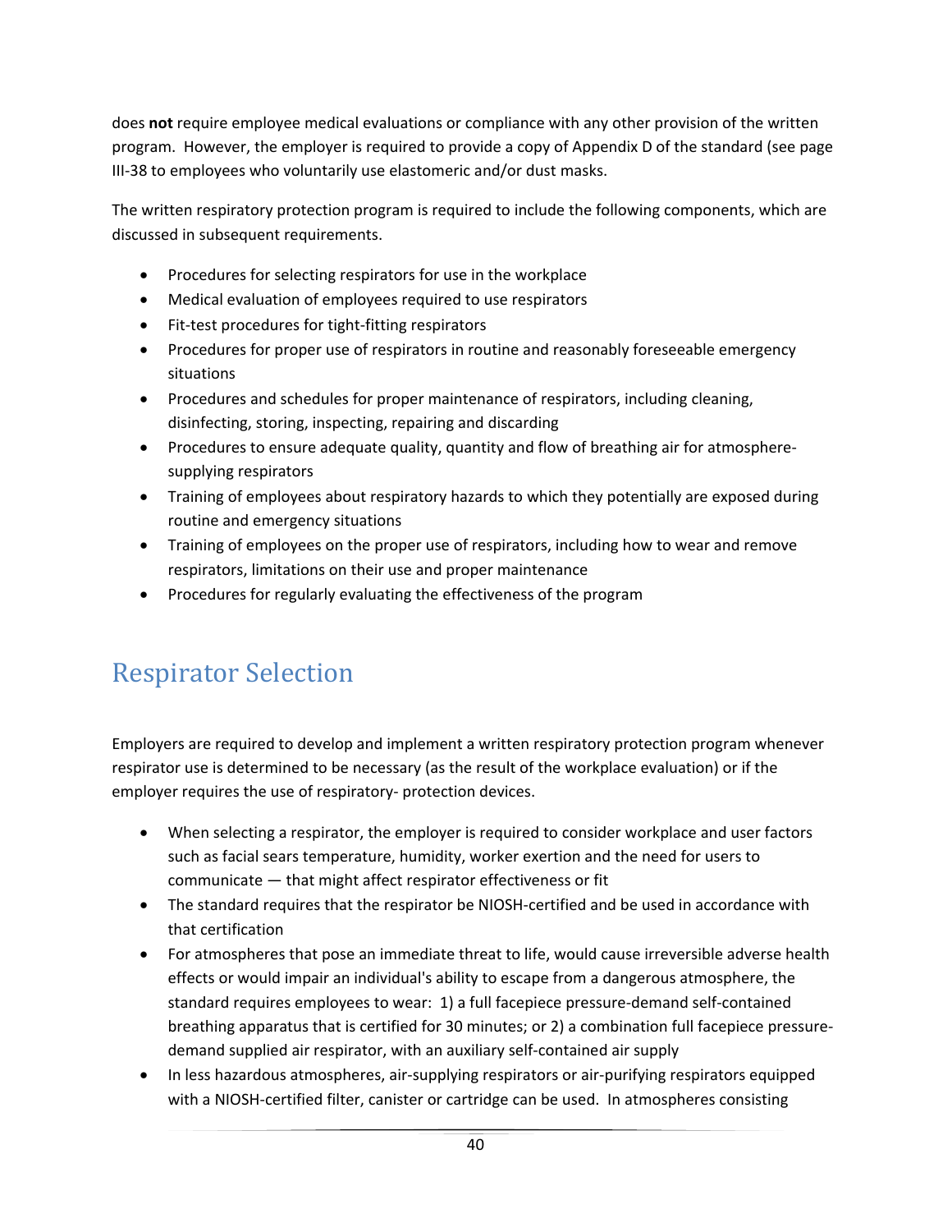does **not** require employee medical evaluations or compliance with any other provision of the written program. However, the employer is required to provide a copy of Appendix D of the standard (see page III-38 to employees who voluntarily use elastomeric and/or dust masks.

The written respiratory protection program is required to include the following components, which are discussed in subsequent requirements.

- Procedures for selecting respirators for use in the workplace
- Medical evaluation of employees required to use respirators
- Fit-test procedures for tight-fitting respirators
- Procedures for proper use of respirators in routine and reasonably foreseeable emergency situations
- Procedures and schedules for proper maintenance of respirators, including cleaning, disinfecting, storing, inspecting, repairing and discarding
- Procedures to ensure adequate quality, quantity and flow of breathing air for atmosphere-supplying respirators
- Training of employees about respiratory hazards to which they potentially are exposed during routine and emergency situations
- Training of employees on the proper use of respirators, including how to wear and remove respirators, limitations on their use and proper maintenance
- Procedures for regularly evaluating the effectiveness of the program

# Respirator Selection

Employers are required to develop and implement a written respiratory protection program whenever respirator use is determined to be necessary (as the result of the workplace evaluation) or if the employer requires the use of respiratory- protection devices.

- When selecting a respirator, the employer is required to consider workplace and user factors such as facial sears temperature, humidity, worker exertion and the need for users to communicate — that might affect respirator effectiveness or fit
- The standard requires that the respirator be NIOSH-certified and be used in accordance with that certification
- For atmospheres that pose an immediate threat to life, would cause irreversible adverse health effects or would impair an individual's ability to escape from a dangerous atmosphere, the standard requires employees to wear: 1) a full facepiece pressure-demand self-contained breathing apparatus that is certified for 30 minutes; or 2) a combination full facepiece pressure-demand supplied air respirator, with an auxiliary self-contained air supply
- In less hazardous atmospheres, air-supplying respirators or air-purifying respirators equipped with a NIOSH-certified filter, canister or cartridge can be used. In atmospheres consisting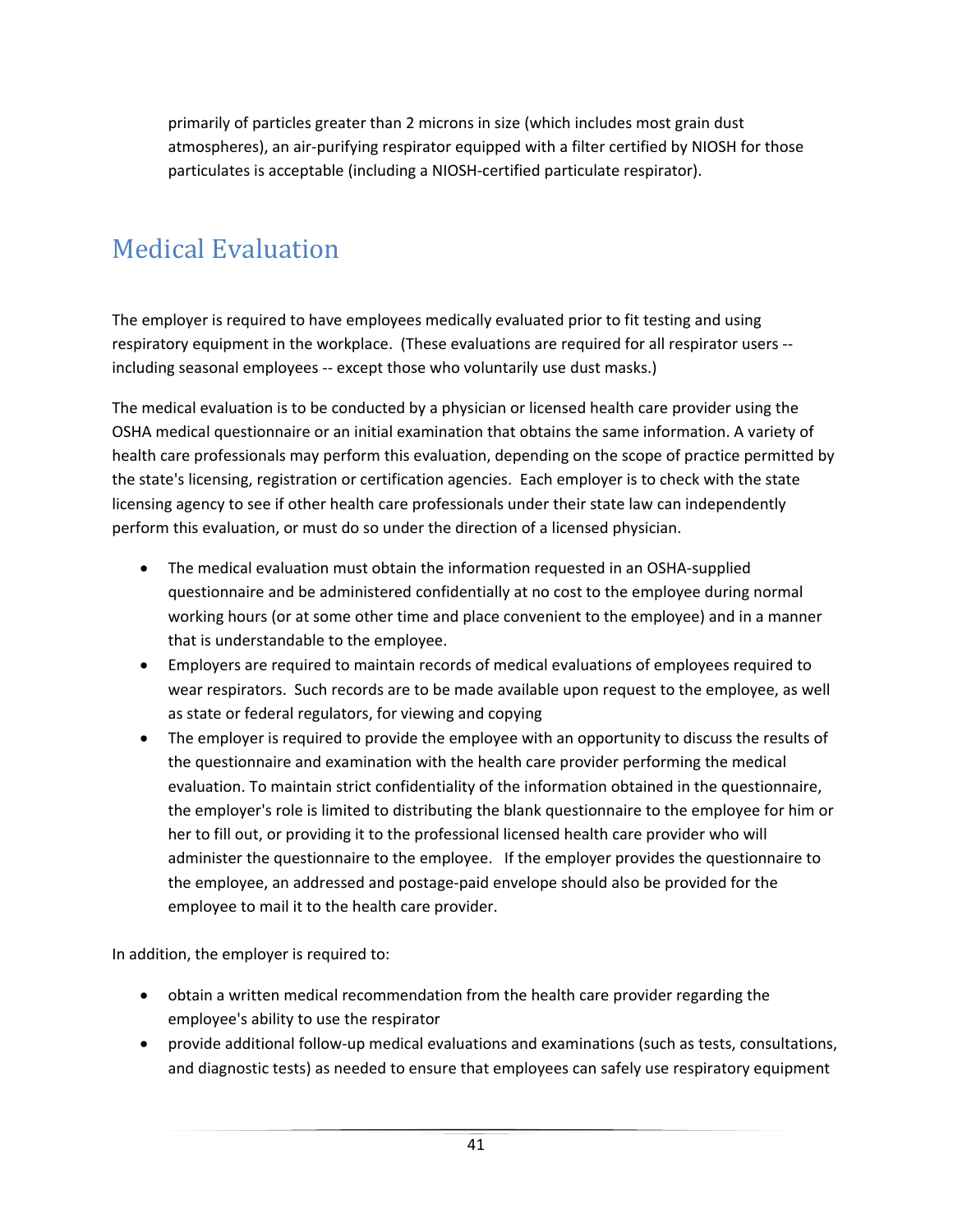primarily of particles greater than 2 microns in size (which includes most grain dust atmospheres), an air-purifying respirator equipped with a filter certified by NIOSH for those particulates is acceptable (including a NIOSH-certified particulate respirator).

## Medical Evaluation

The employer is required to have employees medically evaluated prior to fit testing and using respiratory equipment in the workplace. (These evaluations are required for all respirator users -- including seasonal employees -- except those who voluntarily use dust masks.)

The medical evaluation is to be conducted by a physician or licensed health care provider using the OSHA medical questionnaire or an initial examination that obtains the same information. A variety of health care professionals may perform this evaluation, depending on the scope of practice permitted by the state's licensing, registration or certification agencies. Each employer is to check with the state licensing agency to see if other health care professionals under their state law can independently perform this evaluation, or must do so under the direction of a licensed physician.

- The medical evaluation must obtain the information requested in an OSHA-supplied questionnaire and be administered confidentially at no cost to the employee during normal working hours (or at some other time and place convenient to the employee) and in a manner that is understandable to the employee.
- Employers are required to maintain records of medical evaluations of employees required to wear respirators. Such records are to be made available upon request to the employee, as well as state or federal regulators, for viewing and copying
- The employer is required to provide the employee with an opportunity to discuss the results of the questionnaire and examination with the health care provider performing the medical evaluation. To maintain strict confidentiality of the information obtained in the questionnaire, the employer's role is limited to distributing the blank questionnaire to the employee for him or her to fill out, or providing it to the professional licensed health care provider who will administer the questionnaire to the employee. If the employer provides the questionnaire to the employee, an addressed and postage-paid envelope should also be provided for the employee to mail it to the health care provider.

In addition, the employer is required to:

- obtain a written medical recommendation from the health care provider regarding the employee's ability to use the respirator
- provide additional follow-up medical evaluations and examinations (such as tests, consultations, and diagnostic tests) as needed to ensure that employees can safely use respiratory equipment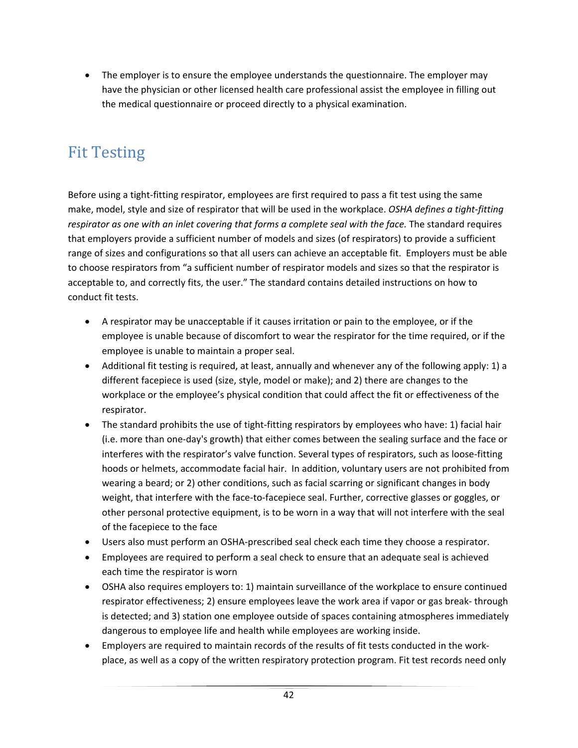- The employer is to ensure the employee understands the questionnaire. The employer may have the physician or other licensed health care professional assist the employee in filling out the medical questionnaire or proceed directly to a physical examination.

## Fit Testing

Before using a tight-fitting respirator, employees are first required to pass a fit test using the same make, model, style and size of respirator that will be used in the workplace. *OSHA defines a tight-fitting respirator as one with an inlet covering that forms a complete seal with the face.* The standard requires that employers provide a sufficient number of models and sizes (of respirators) to provide a sufficient range of sizes and configurations so that all users can achieve an acceptable fit. Employers must be able to choose respirators from "a sufficient number of respirator models and sizes so that the respirator is acceptable to, and correctly fits, the user." The standard contains detailed instructions on how to conduct fit tests.

- A respirator may be unacceptable if it causes irritation or pain to the employee, or if the employee is unable because of discomfort to wear the respirator for the time required, or if the employee is unable to maintain a proper seal.
- Additional fit testing is required, at least, annually and whenever any of the following apply: 1) a different facepiece is used (size, style, model or make); and 2) there are changes to the workplace or the employee's physical condition that could affect the fit or effectiveness of the respirator.
- The standard prohibits the use of tight-fitting respirators by employees who have: 1) facial hair (i.e. more than one-day's growth) that either comes between the sealing surface and the face or interferes with the respirator's valve function. Several types of respirators, such as loose-fitting hoods or helmets, accommodate facial hair. In addition, voluntary users are not prohibited from wearing a beard; or 2) other conditions, such as facial scarring or significant changes in body weight, that interfere with the face-to-facepiece seal. Further, corrective glasses or goggles, or other personal protective equipment, is to be worn in a way that will not interfere with the seal of the facepiece to the face
- Users also must perform an OSHA-prescribed seal check each time they choose a respirator.
- Employees are required to perform a seal check to ensure that an adequate seal is achieved each time the respirator is worn
- OSHA also requires employers to: 1) maintain surveillance of the workplace to ensure continued respirator effectiveness; 2) ensure employees leave the work area if vapor or gas break- through is detected; and 3) station one employee outside of spaces containing atmospheres immediately dangerous to employee life and health while employees are working inside.
- Employers are required to maintain records of the results of fit tests conducted in the work-place, as well as a copy of the written respiratory protection program. Fit test records need only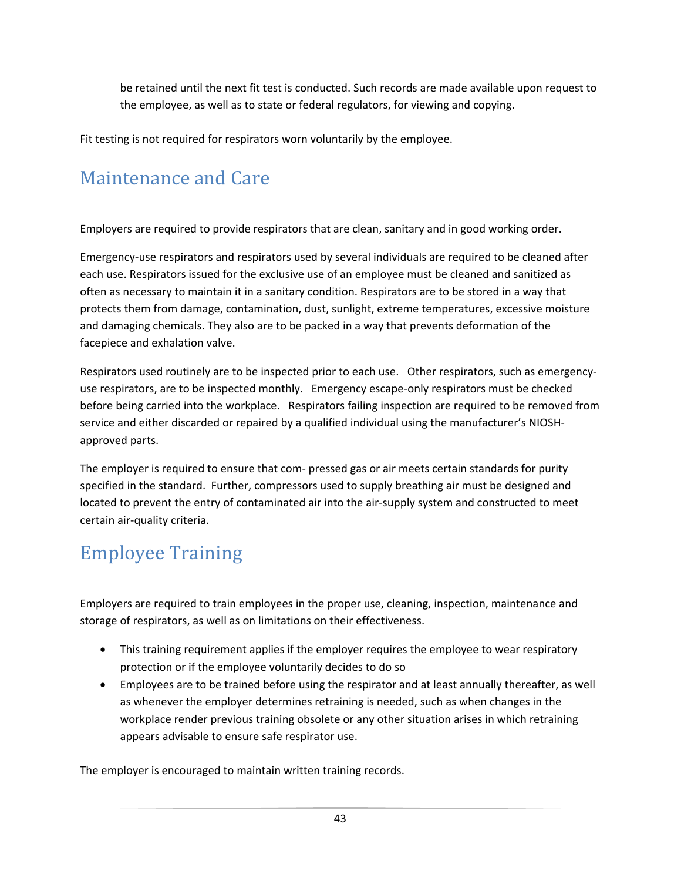be retained until the next fit test is conducted. Such records are made available upon request to the employee, as well as to state or federal regulators, for viewing and copying.

Fit testing is not required for respirators worn voluntarily by the employee.

## Maintenance and Care

Employers are required to provide respirators that are clean, sanitary and in good working order.

Emergency-use respirators and respirators used by several individuals are required to be cleaned after each use. Respirators issued for the exclusive use of an employee must be cleaned and sanitized as often as necessary to maintain it in a sanitary condition. Respirators are to be stored in a way that protects them from damage, contamination, dust, sunlight, extreme temperatures, excessive moisture and damaging chemicals. They also are to be packed in a way that prevents deformation of the facepiece and exhalation valve.

Respirators used routinely are to be inspected prior to each use. Other respirators, such as emergency-use respirators, are to be inspected monthly. Emergency escape-only respirators must be checked before being carried into the workplace. Respirators failing inspection are required to be removed from service and either discarded or repaired by a qualified individual using the manufacturer's NIOSH-approved parts.

The employer is required to ensure that com- pressed gas or air meets certain standards for purity specified in the standard. Further, compressors used to supply breathing air must be designed and located to prevent the entry of contaminated air into the air-supply system and constructed to meet certain air-quality criteria.

## Employee Training

Employers are required to train employees in the proper use, cleaning, inspection, maintenance and storage of respirators, as well as on limitations on their effectiveness.

- This training requirement applies if the employer requires the employee to wear respiratory protection or if the employee voluntarily decides to do so
- Employees are to be trained before using the respirator and at least annually thereafter, as well as whenever the employer determines retraining is needed, such as when changes in the workplace render previous training obsolete or any other situation arises in which retraining appears advisable to ensure safe respirator use.

The employer is encouraged to maintain written training records.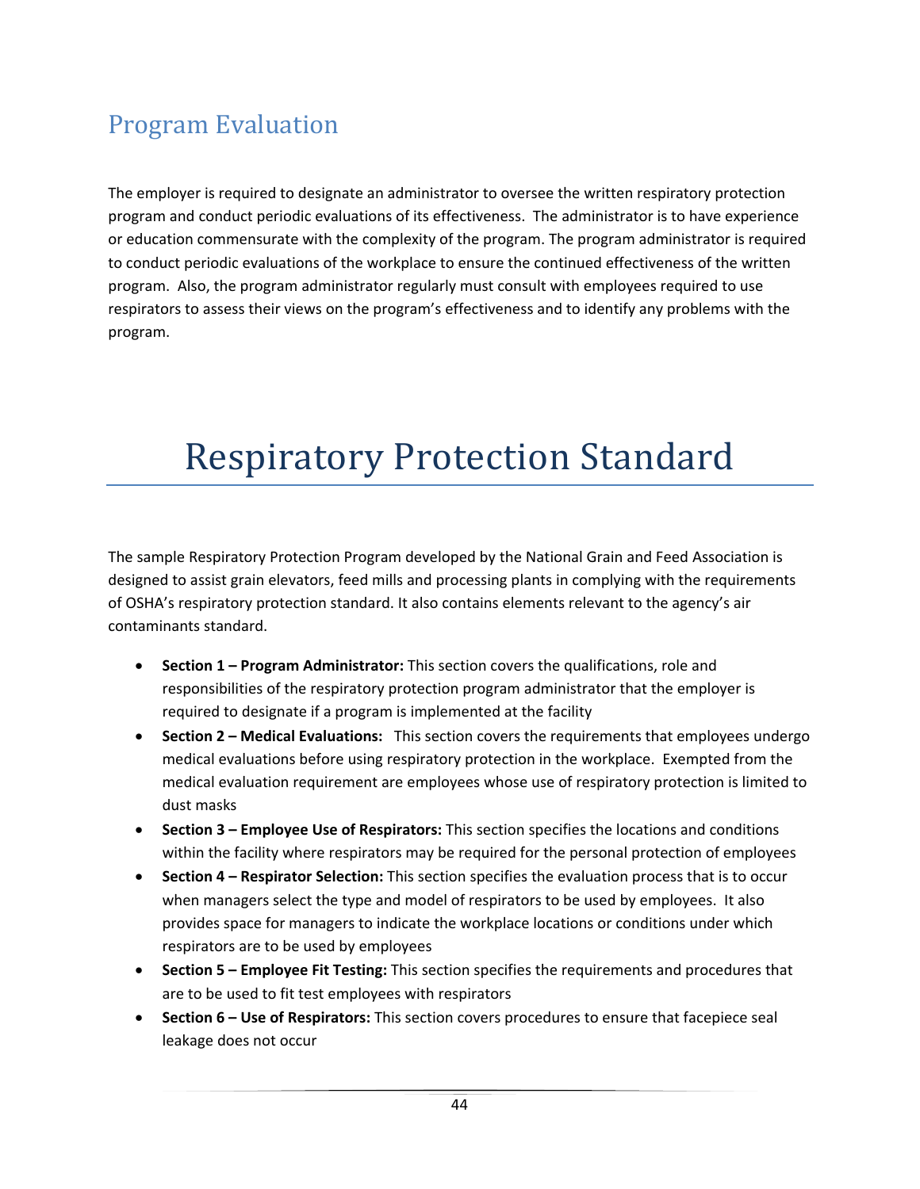## Program Evaluation

The employer is required to designate an administrator to oversee the written respiratory protection program and conduct periodic evaluations of its effectiveness. The administrator is to have experience or education commensurate with the complexity of the program. The program administrator is required to conduct periodic evaluations of the workplace to ensure the continued effectiveness of the written program. Also, the program administrator regularly must consult with employees required to use respirators to assess their views on the program's effectiveness and to identify any problems with the program.

# Respiratory Protection Standard

The sample Respiratory Protection Program developed by the National Grain and Feed Association is designed to assist grain elevators, feed mills and processing plants in complying with the requirements of OSHA's respiratory protection standard. It also contains elements relevant to the agency's air contaminants standard.

- **Section 1 – Program Administrator:** This section covers the qualifications, role and responsibilities of the respiratory protection program administrator that the employer is required to designate if a program is implemented at the facility
- **Section 2 – Medical Evaluations:** This section covers the requirements that employees undergo medical evaluations before using respiratory protection in the workplace. Exempted from the medical evaluation requirement are employees whose use of respiratory protection is limited to dust masks
- **Section 3 – Employee Use of Respirators:** This section specifies the locations and conditions within the facility where respirators may be required for the personal protection of employees
- **Section 4 – Respirator Selection:** This section specifies the evaluation process that is to occur when managers select the type and model of respirators to be used by employees. It also provides space for managers to indicate the workplace locations or conditions under which respirators are to be used by employees
- **Section 5 – Employee Fit Testing:** This section specifies the requirements and procedures that are to be used to fit test employees with respirators
- **Section 6 – Use of Respirators:** This section covers procedures to ensure that facepiece seal leakage does not occur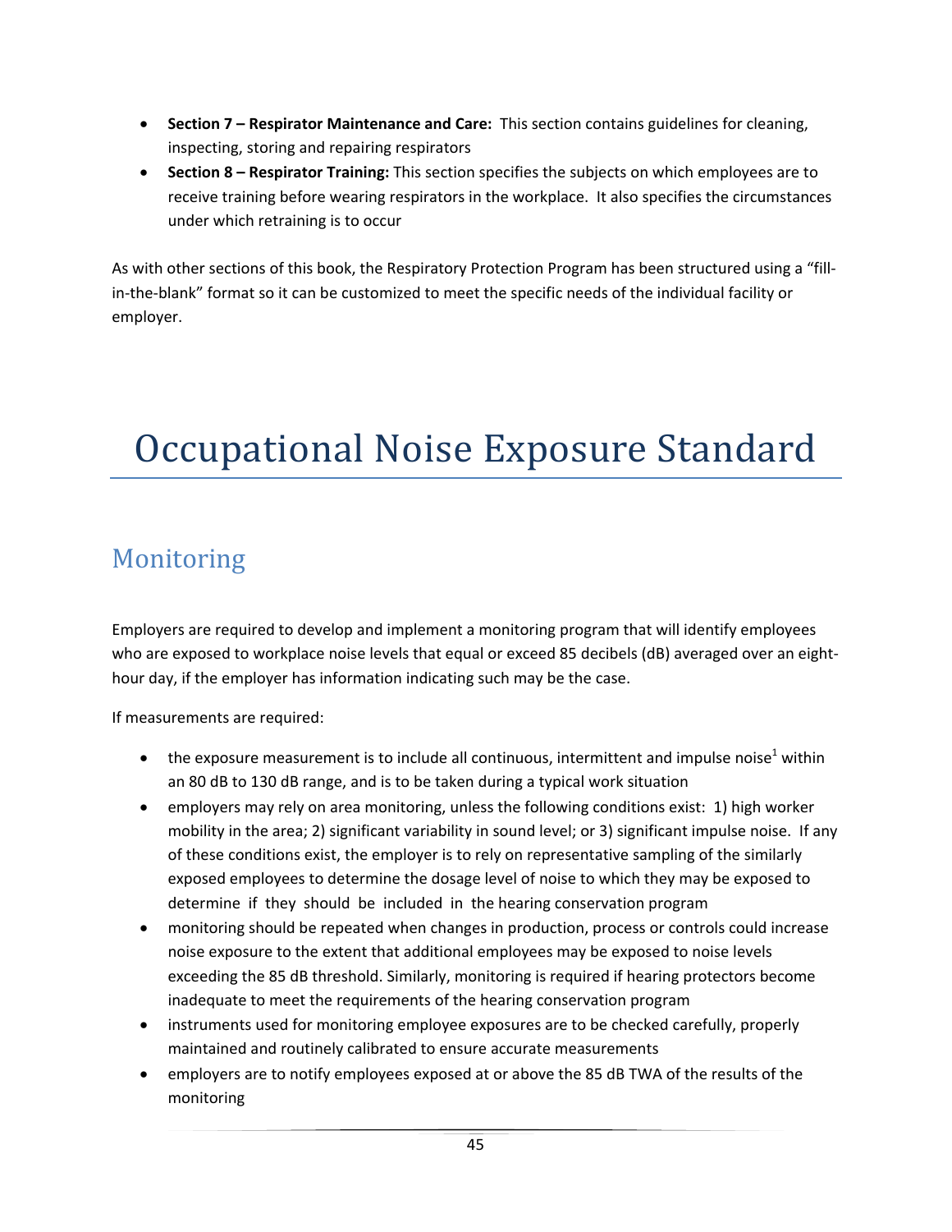- **Section 7 – Respirator Maintenance and Care:** This section contains guidelines for cleaning, inspecting, storing and repairing respirators
- **Section 8 – Respirator Training:** This section specifies the subjects on which employees are to receive training before wearing respirators in the workplace. It also specifies the circumstances under which retraining is to occur

As with other sections of this book, the Respiratory Protection Program has been structured using a "fill-in-the-blank" format so it can be customized to meet the specific needs of the individual facility or employer.

# Occupational Noise Exposure Standard

## Monitoring

Employers are required to develop and implement a monitoring program that will identify employees who are exposed to workplace noise levels that equal or exceed 85 decibels (dB) averaged over an eight-hour day, if the employer has information indicating such may be the case.

If measurements are required:

- the exposure measurement is to include all continuous, intermittent and impulse noise[1] within an 80 dB to 130 dB range, and is to be taken during a typical work situation
- employers may rely on area monitoring, unless the following conditions exist: 1) high worker mobility in the area; 2) significant variability in sound level; or 3) significant impulse noise. If any of these conditions exist, the employer is to rely on representative sampling of the similarly exposed employees to determine the dosage level of noise to which they may be exposed to determine if they should be included in the hearing conservation program
- monitoring should be repeated when changes in production, process or controls could increase noise exposure to the extent that additional employees may be exposed to noise levels exceeding the 85 dB threshold. Similarly, monitoring is required if hearing protectors become inadequate to meet the requirements of the hearing conservation program
- instruments used for monitoring employee exposures are to be checked carefully, properly maintained and routinely calibrated to ensure accurate measurements
- employers are to notify employees exposed at or above the 85 dB TWA of the results of the monitoring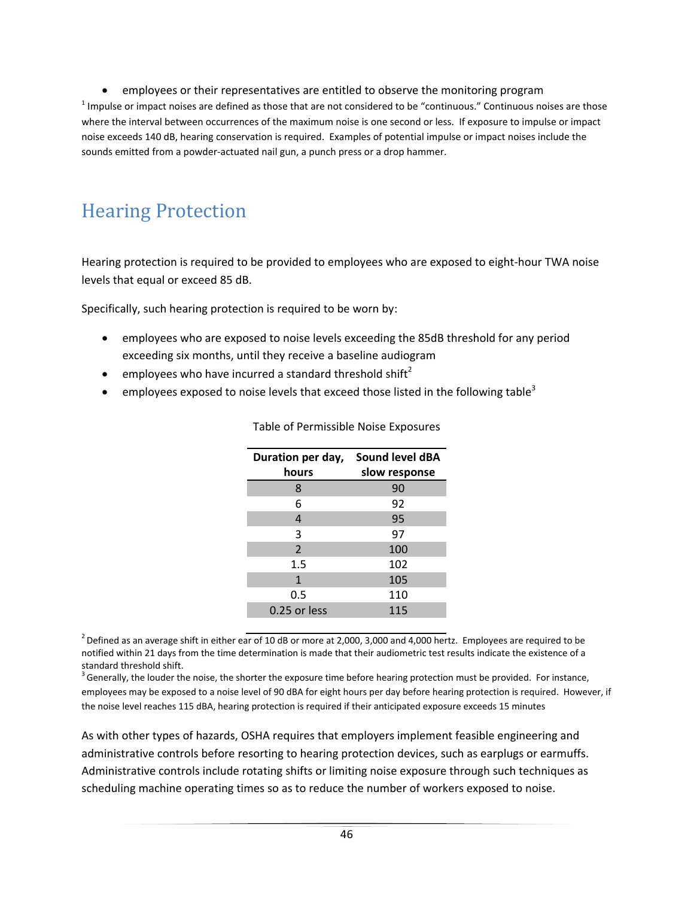- employees or their representatives are entitled to observe the monitoring program

[1] Impulse or impact noises are defined as those that are not considered to be "continuous." Continuous noises are those where the interval between occurrences of the maximum noise is one second or less. If exposure to impulse or impact noise exceeds 140 dB, hearing conservation is required. Examples of potential impulse or impact noises include the sounds emitted from a powder-actuated nail gun, a punch press or a drop hammer.

# Hearing Protection

Hearing protection is required to be provided to employees who are exposed to eight-hour TWA noise levels that equal or exceed 85 dB.

Specifically, such hearing protection is required to be worn by:

- employees who are exposed to noise levels exceeding the 85dB threshold for any period exceeding six months, until they receive a baseline audiogram
- employees who have incurred a standard threshold shift[2]
- employees exposed to noise levels that exceed those listed in the following table[3]

Table of Permissible Noise Exposures

| Duration per day, hours | Sound level dBA slow response |
|---|---|
| 8 | 90 |
| 6 | 92 |
| 4 | 95 |
| 3 | 97 |
| 2 | 100 |
| 1.5 | 102 |
| 1 | 105 |
| 0.5 | 110 |
| 0.25 or less | 115 |

[2] Defined as an average shift in either ear of 10 dB or more at 2,000, 3,000 and 4,000 hertz. Employees are required to be notified within 21 days from the time determination is made that their audiometric test results indicate the existence of a standard threshold shift.

[3] Generally, the louder the noise, the shorter the exposure time before hearing protection must be provided. For instance, employees may be exposed to a noise level of 90 dBA for eight hours per day before hearing protection is required. However, if the noise level reaches 115 dBA, hearing protection is required if their anticipated exposure exceeds 15 minutes

As with other types of hazards, OSHA requires that employers implement feasible engineering and administrative controls before resorting to hearing protection devices, such as earplugs or earmuffs. Administrative controls include rotating shifts or limiting noise exposure through such techniques as scheduling machine operating times so as to reduce the number of workers exposed to noise.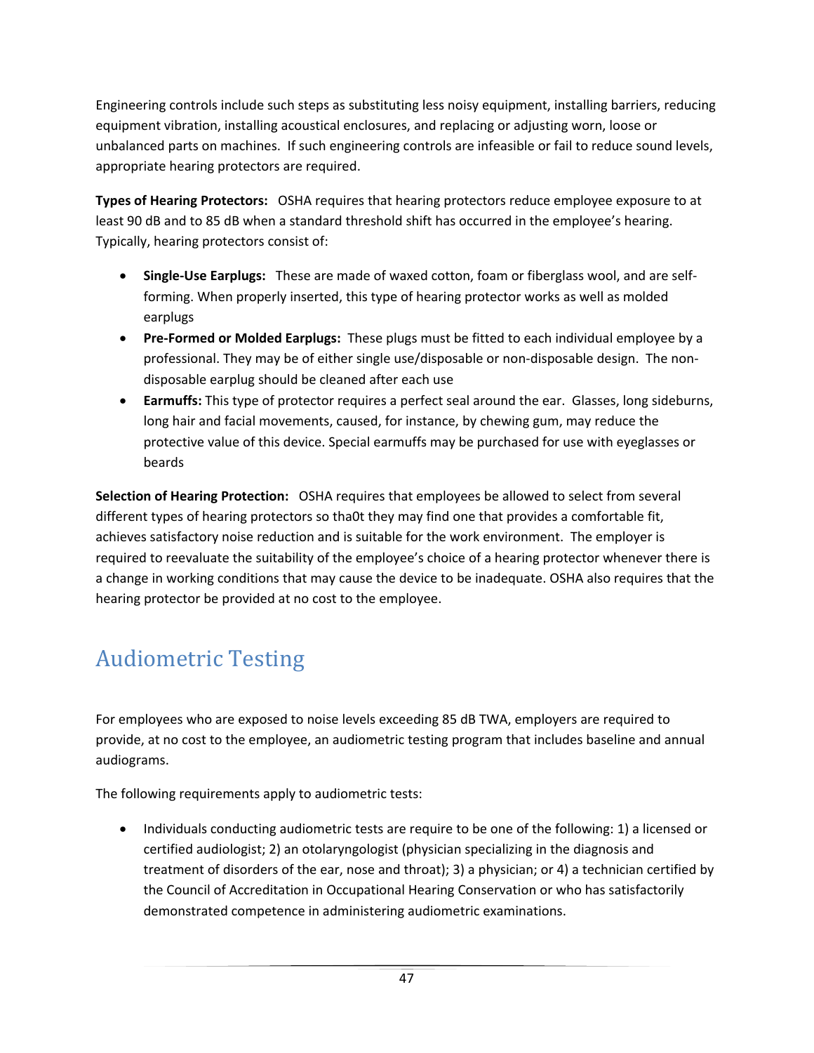Engineering controls include such steps as substituting less noisy equipment, installing barriers, reducing equipment vibration, installing acoustical enclosures, and replacing or adjusting worn, loose or unbalanced parts on machines. If such engineering controls are infeasible or fail to reduce sound levels, appropriate hearing protectors are required.

**Types of Hearing Protectors:** OSHA requires that hearing protectors reduce employee exposure to at least 90 dB and to 85 dB when a standard threshold shift has occurred in the employee's hearing. Typically, hearing protectors consist of:

- **Single-Use Earplugs:** These are made of waxed cotton, foam or fiberglass wool, and are self-forming. When properly inserted, this type of hearing protector works as well as molded earplugs
- **Pre-Formed or Molded Earplugs:** These plugs must be fitted to each individual employee by a professional. They may be of either single use/disposable or non-disposable design. The non-disposable earplug should be cleaned after each use
- **Earmuffs:** This type of protector requires a perfect seal around the ear. Glasses, long sideburns, long hair and facial movements, caused, for instance, by chewing gum, may reduce the protective value of this device. Special earmuffs may be purchased for use with eyeglasses or beards

**Selection of Hearing Protection:** OSHA requires that employees be allowed to select from several different types of hearing protectors so tha0t they may find one that provides a comfortable fit, achieves satisfactory noise reduction and is suitable for the work environment. The employer is required to reevaluate the suitability of the employee's choice of a hearing protector whenever there is a change in working conditions that may cause the device to be inadequate. OSHA also requires that the hearing protector be provided at no cost to the employee.

# Audiometric Testing

For employees who are exposed to noise levels exceeding 85 dB TWA, employers are required to provide, at no cost to the employee, an audiometric testing program that includes baseline and annual audiograms.

The following requirements apply to audiometric tests:

- Individuals conducting audiometric tests are require to be one of the following: 1) a licensed or certified audiologist; 2) an otolaryngologist (physician specializing in the diagnosis and treatment of disorders of the ear, nose and throat); 3) a physician; or 4) a technician certified by the Council of Accreditation in Occupational Hearing Conservation or who has satisfactorily demonstrated competence in administering audiometric examinations.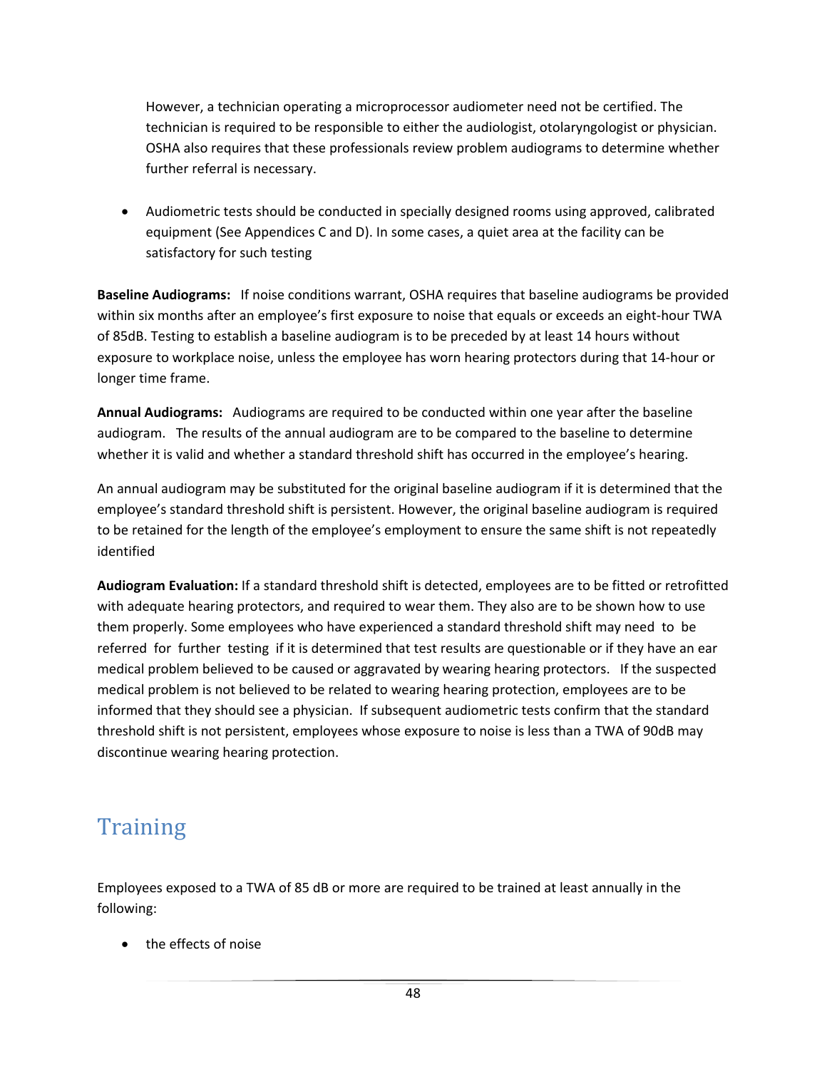However, a technician operating a microprocessor audiometer need not be certified. The technician is required to be responsible to either the audiologist, otolaryngologist or physician. OSHA also requires that these professionals review problem audiograms to determine whether further referral is necessary.

- Audiometric tests should be conducted in specially designed rooms using approved, calibrated equipment (See Appendices C and D). In some cases, a quiet area at the facility can be satisfactory for such testing

**Baseline Audiograms:** If noise conditions warrant, OSHA requires that baseline audiograms be provided within six months after an employee's first exposure to noise that equals or exceeds an eight-hour TWA of 85dB. Testing to establish a baseline audiogram is to be preceded by at least 14 hours without exposure to workplace noise, unless the employee has worn hearing protectors during that 14-hour or longer time frame.

**Annual Audiograms:** Audiograms are required to be conducted within one year after the baseline audiogram. The results of the annual audiogram are to be compared to the baseline to determine whether it is valid and whether a standard threshold shift has occurred in the employee's hearing.

An annual audiogram may be substituted for the original baseline audiogram if it is determined that the employee's standard threshold shift is persistent. However, the original baseline audiogram is required to be retained for the length of the employee's employment to ensure the same shift is not repeatedly identified

**Audiogram Evaluation:** If a standard threshold shift is detected, employees are to be fitted or retrofitted with adequate hearing protectors, and required to wear them. They also are to be shown how to use them properly. Some employees who have experienced a standard threshold shift may need to be referred for further testing if it is determined that test results are questionable or if they have an ear medical problem believed to be caused or aggravated by wearing hearing protectors. If the suspected medical problem is not believed to be related to wearing hearing protection, employees are to be informed that they should see a physician. If subsequent audiometric tests confirm that the standard threshold shift is not persistent, employees whose exposure to noise is less than a TWA of 90dB may discontinue wearing hearing protection.

# Training

Employees exposed to a TWA of 85 dB or more are required to be trained at least annually in the following:

- the effects of noise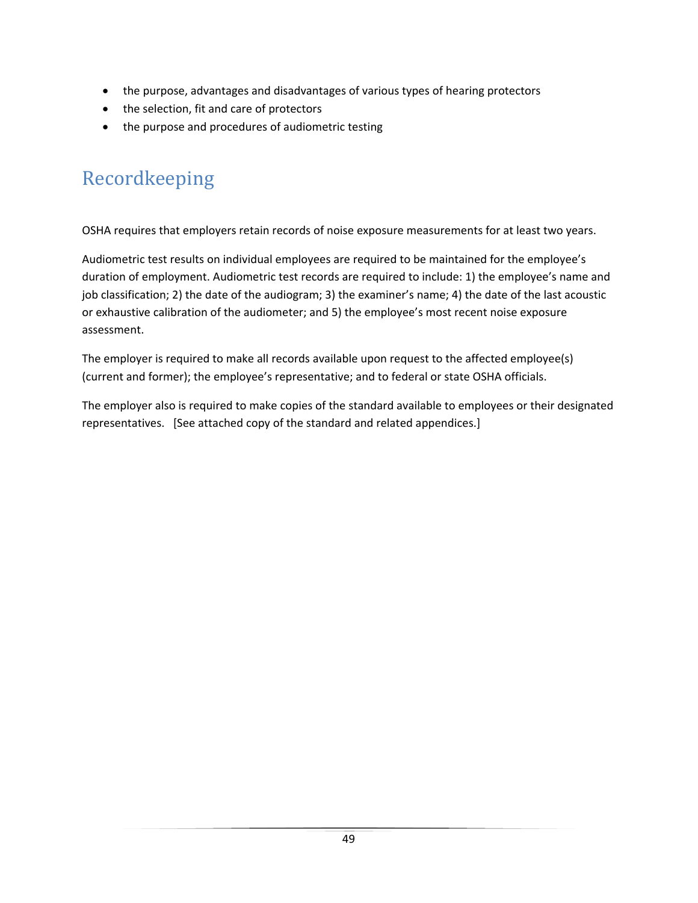- the purpose, advantages and disadvantages of various types of hearing protectors
- the selection, fit and care of protectors
- the purpose and procedures of audiometric testing

## Recordkeeping

OSHA requires that employers retain records of noise exposure measurements for at least two years.

Audiometric test results on individual employees are required to be maintained for the employee's duration of employment. Audiometric test records are required to include: 1) the employee's name and job classification; 2) the date of the audiogram; 3) the examiner's name; 4) the date of the last acoustic or exhaustive calibration of the audiometer; and 5) the employee's most recent noise exposure assessment.

The employer is required to make all records available upon request to the affected employee(s) (current and former); the employee's representative; and to federal or state OSHA officials.

The employer also is required to make copies of the standard available to employees or their designated representatives. [See attached copy of the standard and related appendices.]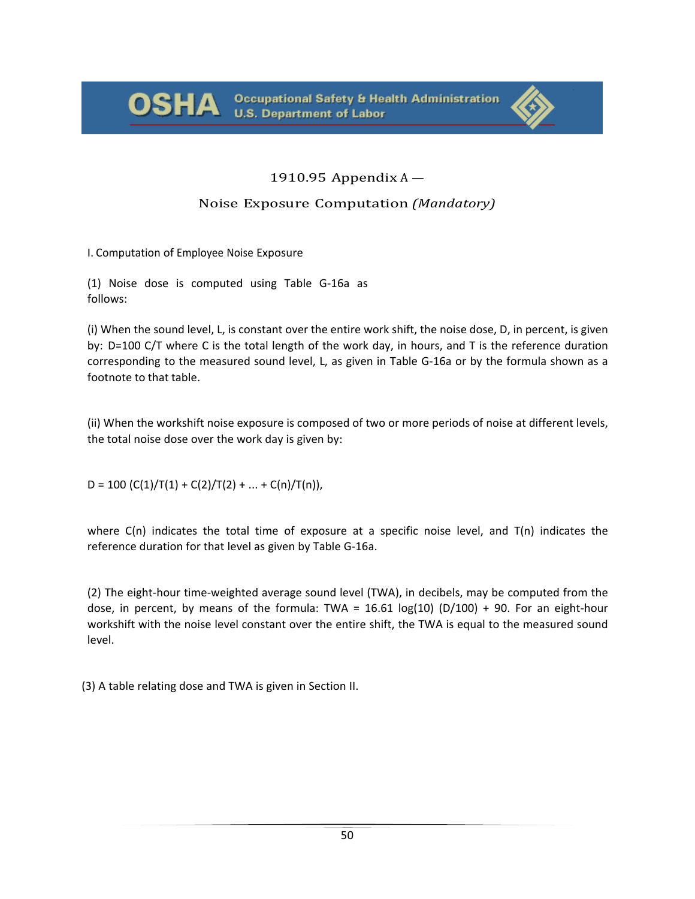# 1910.95 Appendix A —

## Noise Exposure Computation *(Mandatory)*

I. Computation of Employee Noise Exposure

(1) Noise dose is computed using Table G-16a as follows:

(i) When the sound level, L, is constant over the entire work shift, the noise dose, D, in percent, is given by: $D=100\ C/T$ where C is the total length of the work day, in hours, and T is the reference duration corresponding to the measured sound level, L, as given in Table G-16a or by the formula shown as a footnote to that table.

(ii) When the workshift noise exposure is composed of two or more periods of noise at different levels, the total noise dose over the work day is given by:

$$D = 100\ (C(1)/T(1) + C(2)/T(2) + ... + C(n)/T(n)),$$

where C(n) indicates the total time of exposure at a specific noise level, and T(n) indicates the reference duration for that level as given by Table G-16a.

(2) The eight-hour time-weighted average sound level (TWA), in decibels, may be computed from the dose, in percent, by means of the formula: $TWA = 16.61\ \log(10)\ (D/100) + 90$. For an eight-hour workshift with the noise level constant over the entire shift, the TWA is equal to the measured sound level.

(3) A table relating dose and TWA is given in Section II.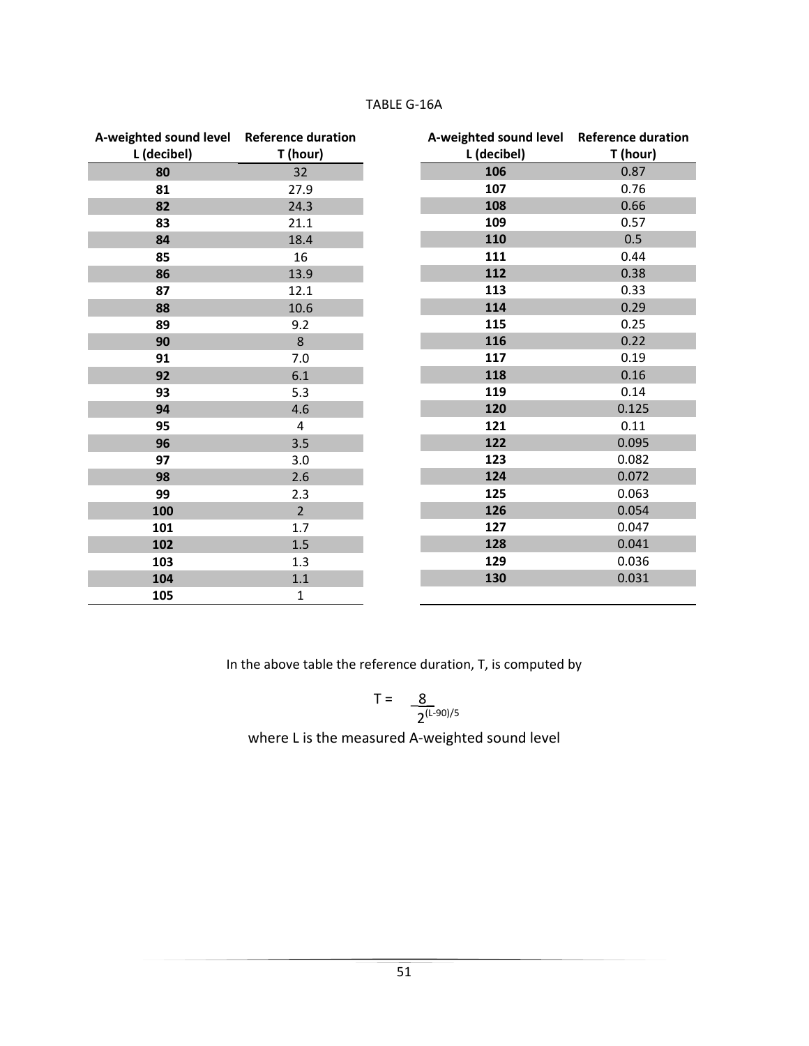TABLE G-16A

| A-weighted sound level L (decibel) | Reference duration T (hour) |
|---|---|
| **80** | 32 |
| **81** | 27.9 |
| **82** | 24.3 |
| **83** | 21.1 |
| **84** | 18.4 |
| **85** | 16 |
| **86** | 13.9 |
| **87** | 12.1 |
| **88** | 10.6 |
| **89** | 9.2 |
| **90** | 8 |
| **91** | 7.0 |
| **92** | 6.1 |
| **93** | 5.3 |
| **94** | 4.6 |
| **95** | 4 |
| **96** | 3.5 |
| **97** | 3.0 |
| **98** | 2.6 |
| **99** | 2.3 |
| **100** | 2 |
| **101** | 1.7 |
| **102** | 1.5 |
| **103** | 1.3 |
| **104** | 1.1 |
| **105** | 1 |
| **106** | 0.87 |
| **107** | 0.76 |
| **108** | 0.66 |
| **109** | 0.57 |
| **110** | 0.5 |
| **111** | 0.44 |
| **112** | 0.38 |
| **113** | 0.33 |
| **114** | 0.29 |
| **115** | 0.25 |
| **116** | 0.22 |
| **117** | 0.19 |
| **118** | 0.16 |
| **119** | 0.14 |
| **120** | 0.125 |
| **121** | 0.11 |
| **122** | 0.095 |
| **123** | 0.082 |
| **124** | 0.072 |
| **125** | 0.063 |
| **126** | 0.054 |
| **127** | 0.047 |
| **128** | 0.041 |
| **129** | 0.036 |
| **130** | 0.031 |

In the above table the reference duration, T, is computed by

$$T = \frac{8}{2^{(L-90)/5}}$$

where L is the measured A-weighted sound level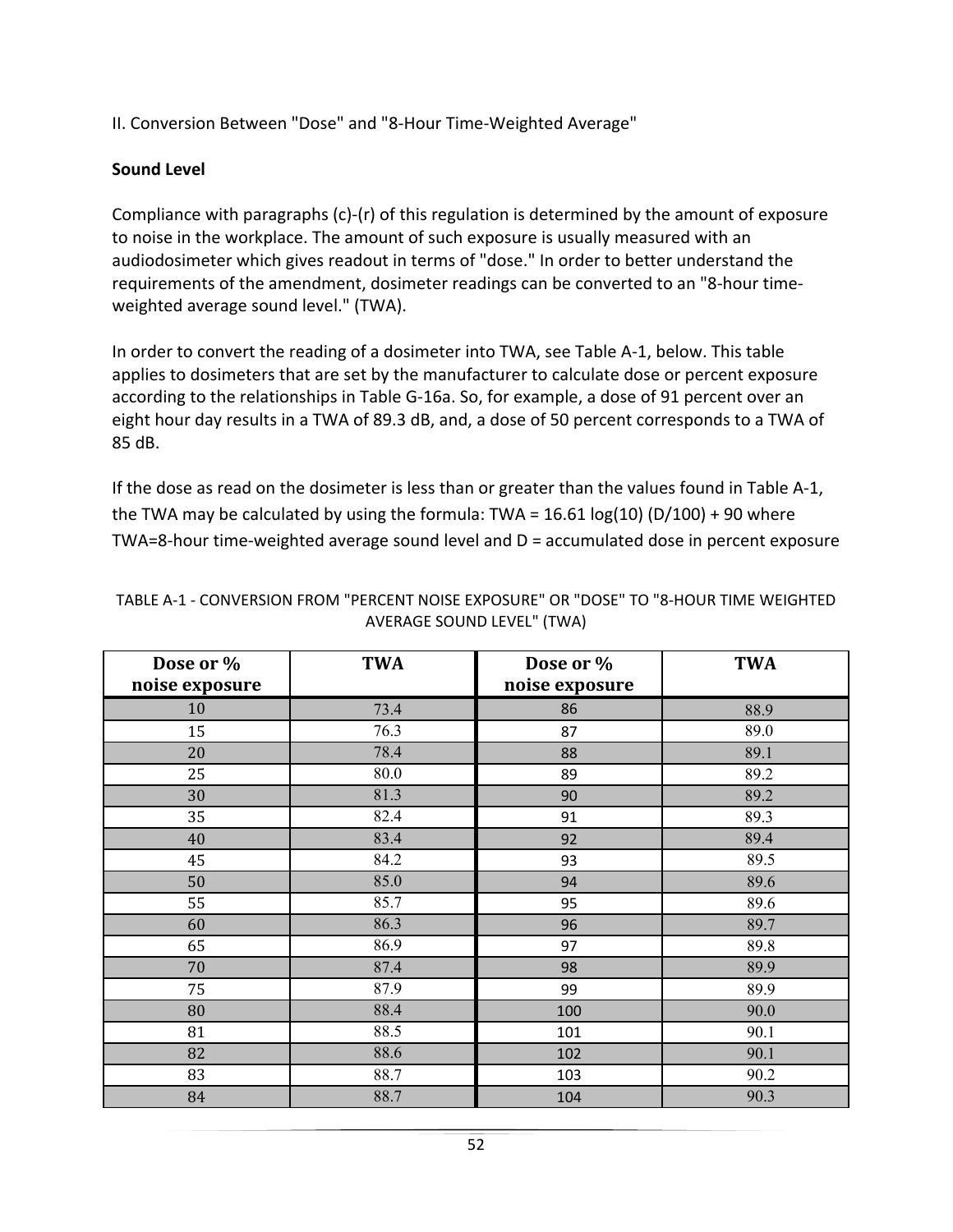II. Conversion Between "Dose" and "8-Hour Time-Weighted Average"

**Sound Level**

Compliance with paragraphs (c)-(r) of this regulation is determined by the amount of exposure to noise in the workplace. The amount of such exposure is usually measured with an audiodosimeter which gives readout in terms of "dose." In order to better understand the requirements of the amendment, dosimeter readings can be converted to an "8-hour time-weighted average sound level." (TWA).

In order to convert the reading of a dosimeter into TWA, see Table A-1, below. This table applies to dosimeters that are set by the manufacturer to calculate dose or percent exposure according to the relationships in Table G-16a. So, for example, a dose of 91 percent over an eight hour day results in a TWA of 89.3 dB, and, a dose of 50 percent corresponds to a TWA of 85 dB.

If the dose as read on the dosimeter is less than or greater than the values found in Table A-1, the TWA may be calculated by using the formula: TWA = 16.61 log(10) (D/100) + 90 where TWA=8-hour time-weighted average sound level and D = accumulated dose in percent exposure

TABLE A-1 - CONVERSION FROM "PERCENT NOISE EXPOSURE" OR "DOSE" TO "8-HOUR TIME WEIGHTED AVERAGE SOUND LEVEL" (TWA)

| Dose or % noise exposure | TWA | Dose or % noise exposure | TWA |
|---|---|---|---|
| 10 | 73.4 | 86 | 88.9 |
| 15 | 76.3 | 87 | 89.0 |
| 20 | 78.4 | 88 | 89.1 |
| 25 | 80.0 | 89 | 89.2 |
| 30 | 81.3 | 90 | 89.2 |
| 35 | 82.4 | 91 | 89.3 |
| 40 | 83.4 | 92 | 89.4 |
| 45 | 84.2 | 93 | 89.5 |
| 50 | 85.0 | 94 | 89.6 |
| 55 | 85.7 | 95 | 89.6 |
| 60 | 86.3 | 96 | 89.7 |
| 65 | 86.9 | 97 | 89.8 |
| 70 | 87.4 | 98 | 89.9 |
| 75 | 87.9 | 99 | 89.9 |
| 80 | 88.4 | 100 | 90.0 |
| 81 | 88.5 | 101 | 90.1 |
| 82 | 88.6 | 102 | 90.1 |
| 83 | 88.7 | 103 | 90.2 |
| 84 | 88.7 | 104 | 90.3 |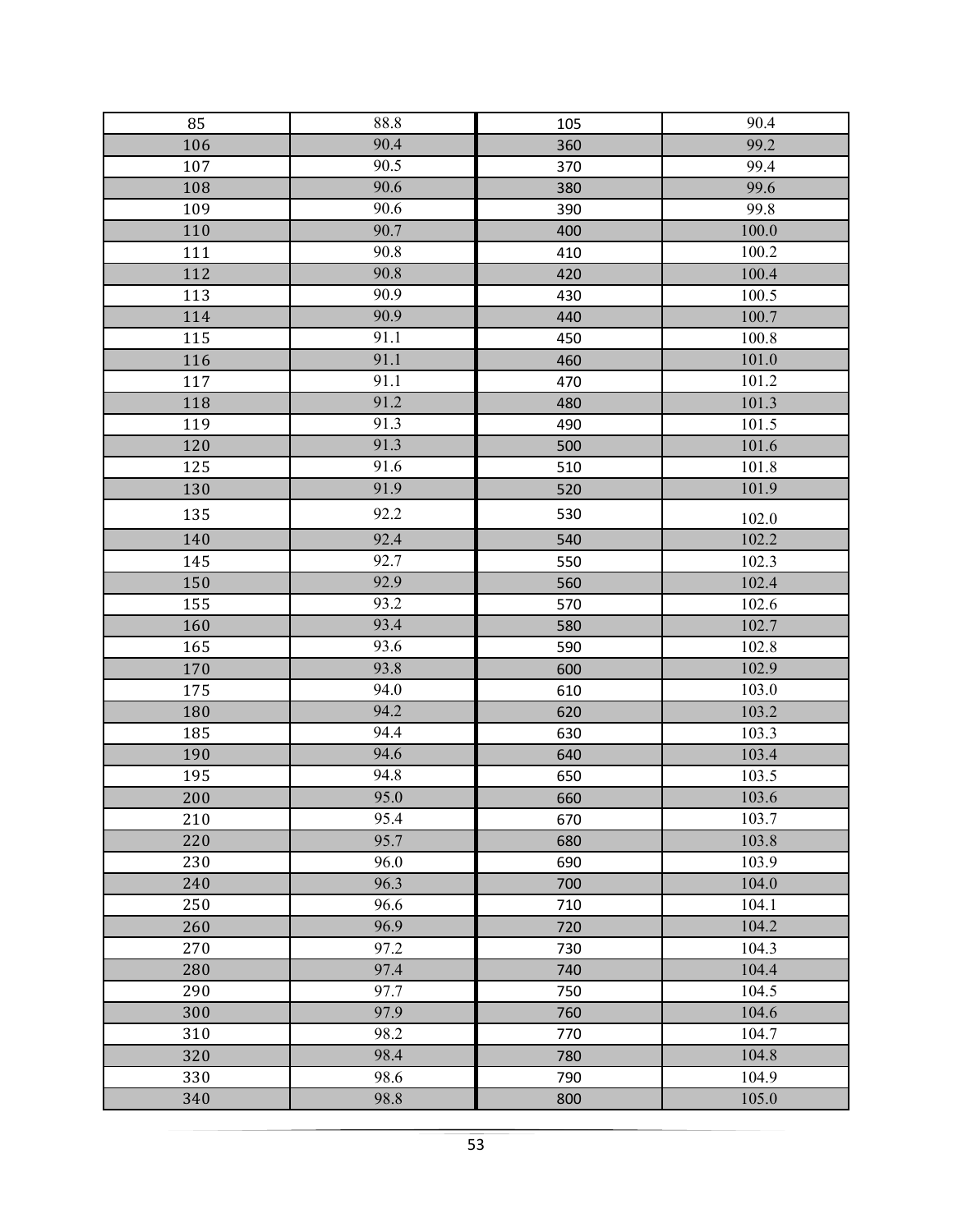| 85 | 88.8 | 105 | 90.4 |
|---|---|---|---|
| 106 | 90.4 | 360 | 99.2 |
| 107 | 90.5 | 370 | 99.4 |
| 108 | 90.6 | 380 | 99.6 |
| 109 | 90.6 | 390 | 99.8 |
| 110 | 90.7 | 400 | 100.0 |
| 111 | 90.8 | 410 | 100.2 |
| 112 | 90.8 | 420 | 100.4 |
| 113 | 90.9 | 430 | 100.5 |
| 114 | 90.9 | 440 | 100.7 |
| 115 | 91.1 | 450 | 100.8 |
| 116 | 91.1 | 460 | 101.0 |
| 117 | 91.1 | 470 | 101.2 |
| 118 | 91.2 | 480 | 101.3 |
| 119 | 91.3 | 490 | 101.5 |
| 120 | 91.3 | 500 | 101.6 |
| 125 | 91.6 | 510 | 101.8 |
| 130 | 91.9 | 520 | 101.9 |
| 135 | 92.2 | 530 | 102.0 |
| 140 | 92.4 | 540 | 102.2 |
| 145 | 92.7 | 550 | 102.3 |
| 150 | 92.9 | 560 | 102.4 |
| 155 | 93.2 | 570 | 102.6 |
| 160 | 93.4 | 580 | 102.7 |
| 165 | 93.6 | 590 | 102.8 |
| 170 | 93.8 | 600 | 102.9 |
| 175 | 94.0 | 610 | 103.0 |
| 180 | 94.2 | 620 | 103.2 |
| 185 | 94.4 | 630 | 103.3 |
| 190 | 94.6 | 640 | 103.4 |
| 195 | 94.8 | 650 | 103.5 |
| 200 | 95.0 | 660 | 103.6 |
| 210 | 95.4 | 670 | 103.7 |
| 220 | 95.7 | 680 | 103.8 |
| 230 | 96.0 | 690 | 103.9 |
| 240 | 96.3 | 700 | 104.0 |
| 250 | 96.6 | 710 | 104.1 |
| 260 | 96.9 | 720 | 104.2 |
| 270 | 97.2 | 730 | 104.3 |
| 280 | 97.4 | 740 | 104.4 |
| 290 | 97.7 | 750 | 104.5 |
| 300 | 97.9 | 760 | 104.6 |
| 310 | 98.2 | 770 | 104.7 |
| 320 | 98.4 | 780 | 104.8 |
| 330 | 98.6 | 790 | 104.9 |
| 340 | 98.8 | 800 | 105.0 |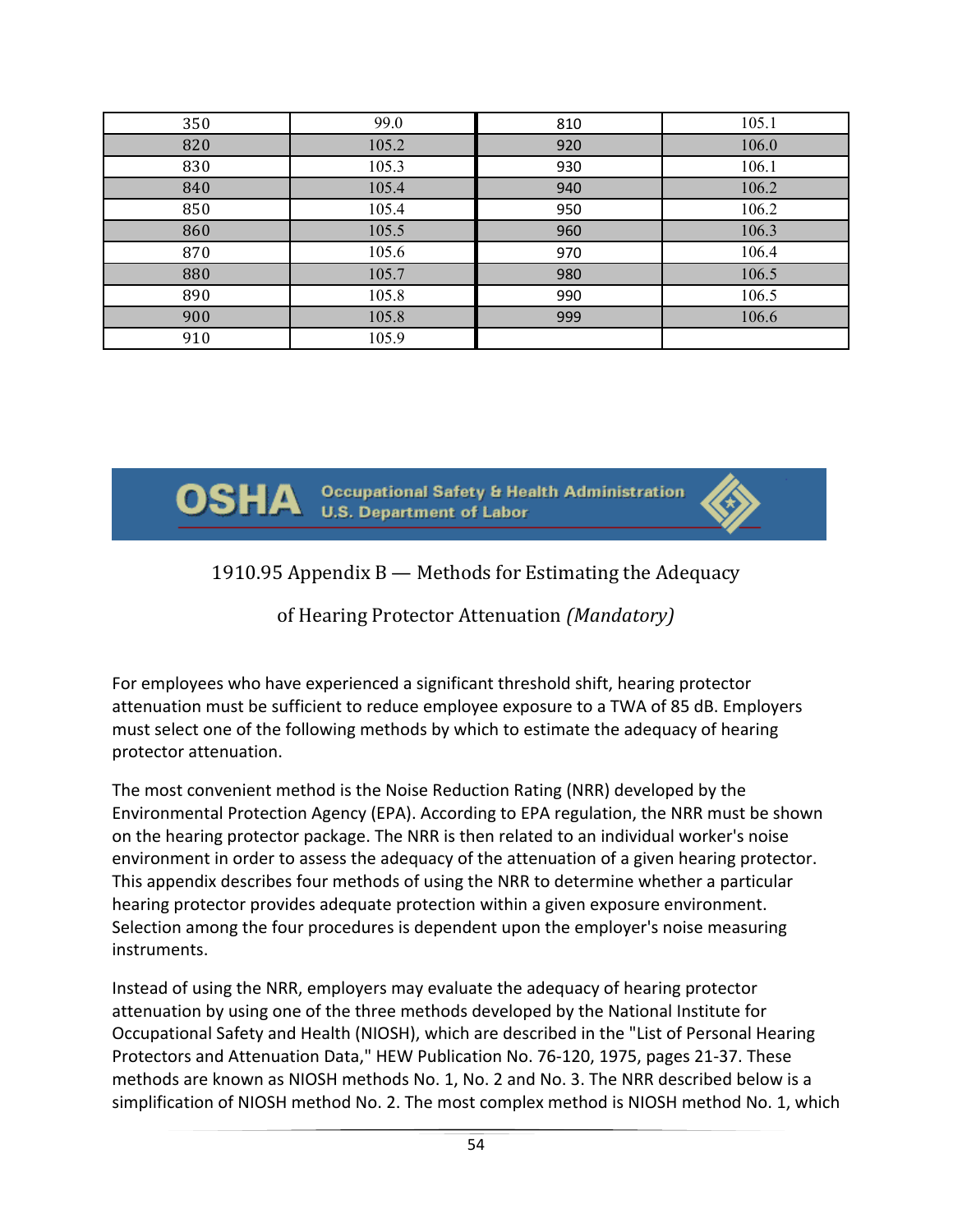| | | | |
|---|---|---|---|
| 350 | 99.0 | 810 | 105.1 |
| 820 | 105.2 | 920 | 106.0 |
| 830 | 105.3 | 930 | 106.1 |
| 840 | 105.4 | 940 | 106.2 |
| 850 | 105.4 | 950 | 106.2 |
| 860 | 105.5 | 960 | 106.3 |
| 870 | 105.6 | 970 | 106.4 |
| 880 | 105.7 | 980 | 106.5 |
| 890 | 105.8 | 990 | 106.5 |
| 900 | 105.8 | 999 | 106.6 |
| 910 | 105.9 | | |

OSHA Occupational Safety & Health Administration U.S. Department of Labor

# 1910.95 Appendix B — Methods for Estimating the Adequacy of Hearing Protector Attenuation *(Mandatory)*

For employees who have experienced a significant threshold shift, hearing protector attenuation must be sufficient to reduce employee exposure to a TWA of 85 dB. Employers must select one of the following methods by which to estimate the adequacy of hearing protector attenuation.

The most convenient method is the Noise Reduction Rating (NRR) developed by the Environmental Protection Agency (EPA). According to EPA regulation, the NRR must be shown on the hearing protector package. The NRR is then related to an individual worker's noise environment in order to assess the adequacy of the attenuation of a given hearing protector. This appendix describes four methods of using the NRR to determine whether a particular hearing protector provides adequate protection within a given exposure environment. Selection among the four procedures is dependent upon the employer's noise measuring instruments.

Instead of using the NRR, employers may evaluate the adequacy of hearing protector attenuation by using one of the three methods developed by the National Institute for Occupational Safety and Health (NIOSH), which are described in the "List of Personal Hearing Protectors and Attenuation Data," HEW Publication No. 76-120, 1975, pages 21-37. These methods are known as NIOSH methods No. 1, No. 2 and No. 3. The NRR described below is a simplification of NIOSH method No. 2. The most complex method is NIOSH method No. 1, which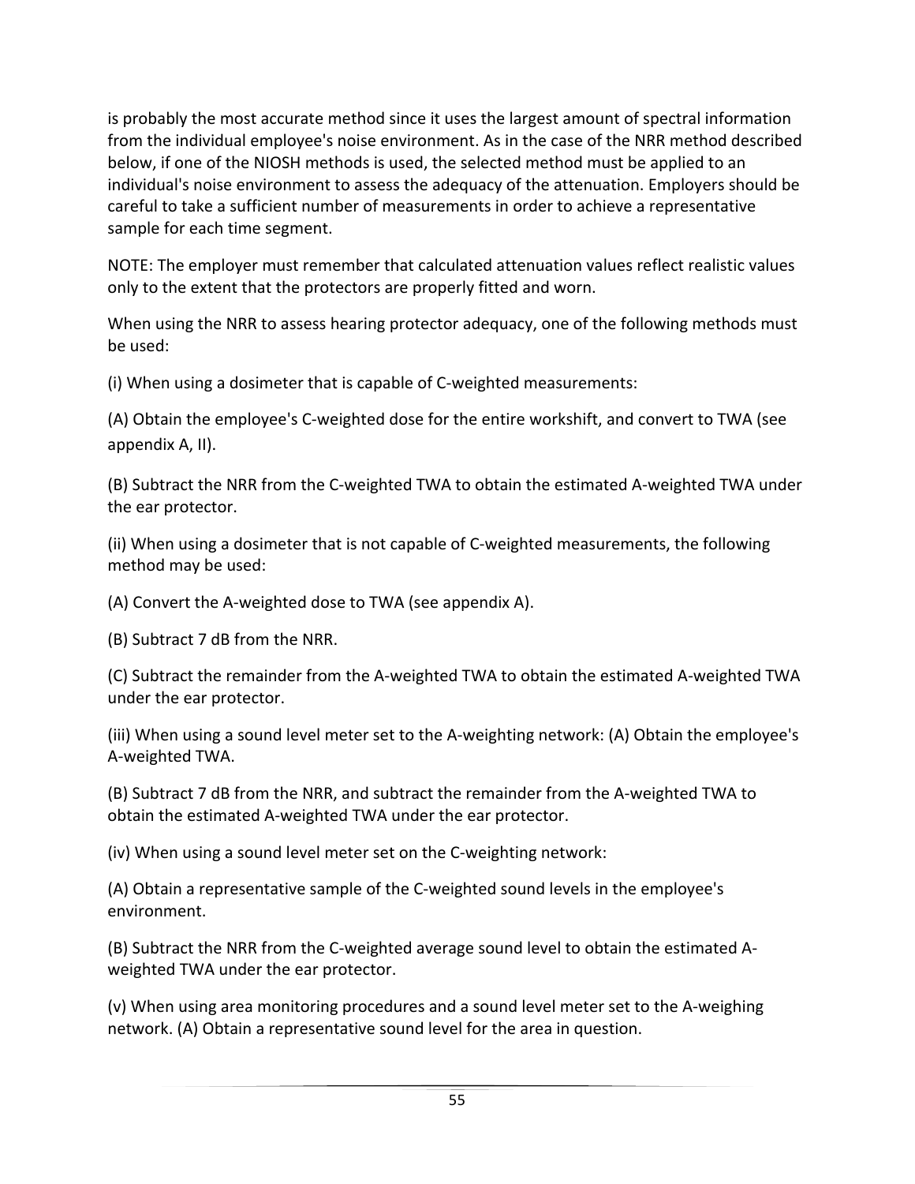is probably the most accurate method since it uses the largest amount of spectral information from the individual employee's noise environment. As in the case of the NRR method described below, if one of the NIOSH methods is used, the selected method must be applied to an individual's noise environment to assess the adequacy of the attenuation. Employers should be careful to take a sufficient number of measurements in order to achieve a representative sample for each time segment.

NOTE: The employer must remember that calculated attenuation values reflect realistic values only to the extent that the protectors are properly fitted and worn.

When using the NRR to assess hearing protector adequacy, one of the following methods must be used:

(i) When using a dosimeter that is capable of C-weighted measurements:

(A) Obtain the employee's C-weighted dose for the entire workshift, and convert to TWA (see appendix A, II).

(B) Subtract the NRR from the C-weighted TWA to obtain the estimated A-weighted TWA under the ear protector.

(ii) When using a dosimeter that is not capable of C-weighted measurements, the following method may be used:

(A) Convert the A-weighted dose to TWA (see appendix A).

(B) Subtract 7 dB from the NRR.

(C) Subtract the remainder from the A-weighted TWA to obtain the estimated A-weighted TWA under the ear protector.

(iii) When using a sound level meter set to the A-weighting network: (A) Obtain the employee's A-weighted TWA.

(B) Subtract 7 dB from the NRR, and subtract the remainder from the A-weighted TWA to obtain the estimated A-weighted TWA under the ear protector.

(iv) When using a sound level meter set on the C-weighting network:

(A) Obtain a representative sample of the C-weighted sound levels in the employee's environment.

(B) Subtract the NRR from the C-weighted average sound level to obtain the estimated A-weighted TWA under the ear protector.

(v) When using area monitoring procedures and a sound level meter set to the A-weighing network. (A) Obtain a representative sound level for the area in question.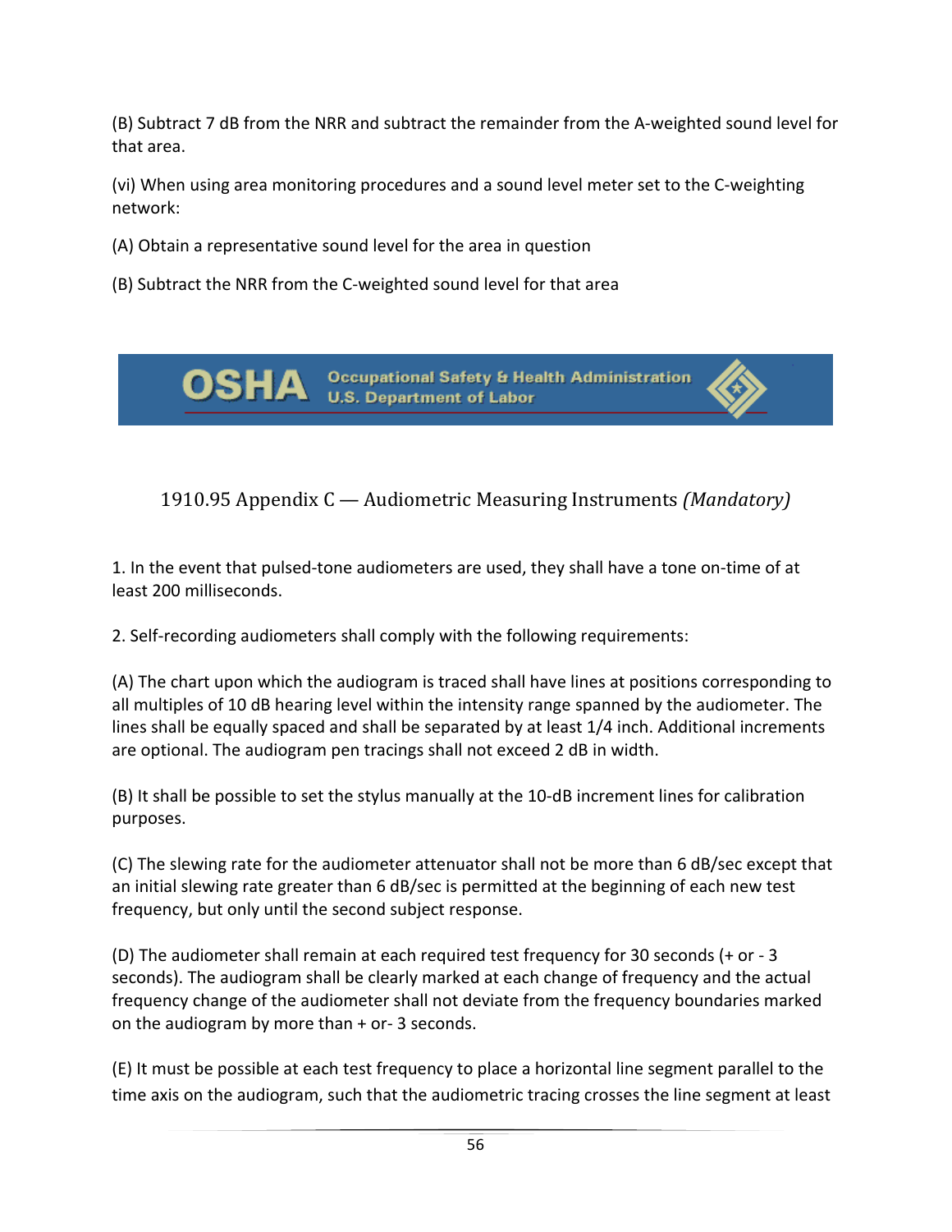(B) Subtract 7 dB from the NRR and subtract the remainder from the A-weighted sound level for that area.

(vi) When using area monitoring procedures and a sound level meter set to the C-weighting network:

(A) Obtain a representative sound level for the area in question

(B) Subtract the NRR from the C-weighted sound level for that area

OSHA Occupational Safety & Health Administration U.S. Department of Labor

## 1910.95 Appendix C — Audiometric Measuring Instruments *(Mandatory)*

1. In the event that pulsed-tone audiometers are used, they shall have a tone on-time of at least 200 milliseconds.

2. Self-recording audiometers shall comply with the following requirements:

(A) The chart upon which the audiogram is traced shall have lines at positions corresponding to all multiples of 10 dB hearing level within the intensity range spanned by the audiometer. The lines shall be equally spaced and shall be separated by at least 1/4 inch. Additional increments are optional. The audiogram pen tracings shall not exceed 2 dB in width.

(B) It shall be possible to set the stylus manually at the 10-dB increment lines for calibration purposes.

(C) The slewing rate for the audiometer attenuator shall not be more than 6 dB/sec except that an initial slewing rate greater than 6 dB/sec is permitted at the beginning of each new test frequency, but only until the second subject response.

(D) The audiometer shall remain at each required test frequency for 30 seconds (+ or - 3 seconds). The audiogram shall be clearly marked at each change of frequency and the actual frequency change of the audiometer shall not deviate from the frequency boundaries marked on the audiogram by more than + or- 3 seconds.

(E) It must be possible at each test frequency to place a horizontal line segment parallel to the time axis on the audiogram, such that the audiometric tracing crosses the line segment at least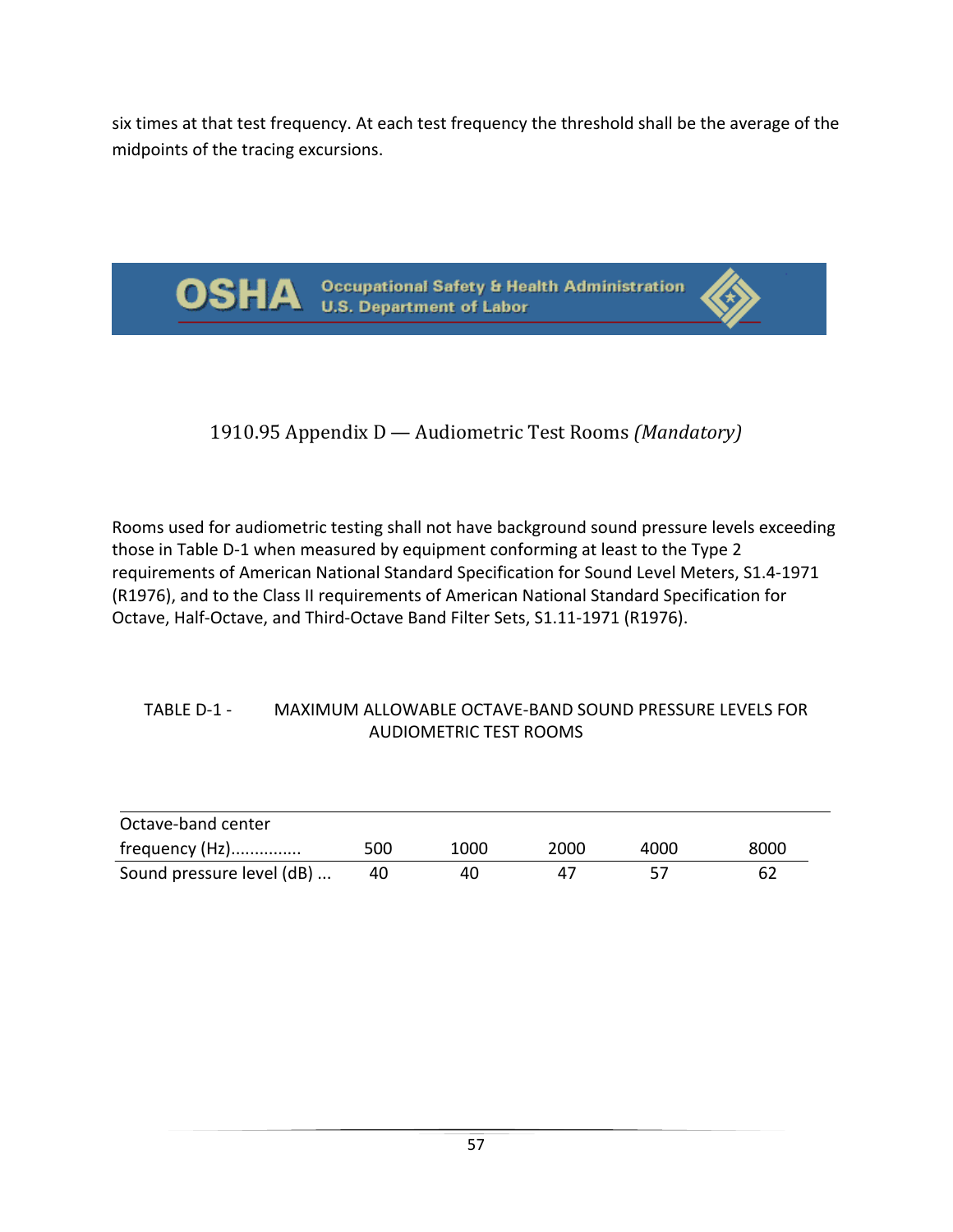six times at that test frequency. At each test frequency the threshold shall be the average of the midpoints of the tracing excursions.

OSHA Occupational Safety & Health Administration
U.S. Department of Labor

## 1910.95 Appendix D — Audiometric Test Rooms *(Mandatory)*

Rooms used for audiometric testing shall not have background sound pressure levels exceeding those in Table D-1 when measured by equipment conforming at least to the Type 2 requirements of American National Standard Specification for Sound Level Meters, S1.4-1971 (R1976), and to the Class II requirements of American National Standard Specification for Octave, Half-Octave, and Third-Octave Band Filter Sets, S1.11-1971 (R1976).

TABLE D-1 - MAXIMUM ALLOWABLE OCTAVE-BAND SOUND PRESSURE LEVELS FOR AUDIOMETRIC TEST ROOMS

| Octave-band center frequency (Hz).............. | 500 | 1000 | 2000 | 4000 | 8000 |
|---|---|---|---|---|---|
| Sound pressure level (dB) ... | 40 | 40 | 47 | 57 | 62 |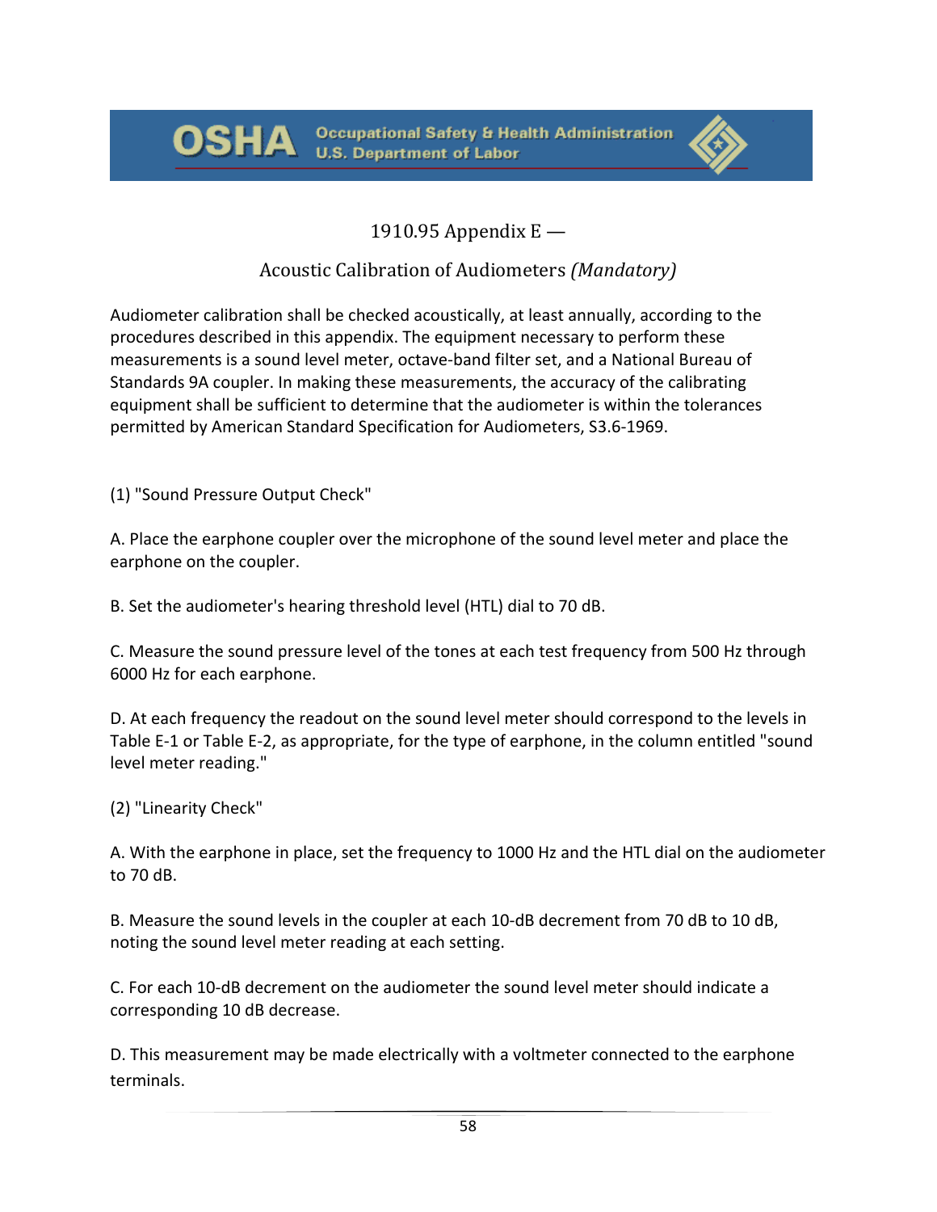## 1910.95 Appendix E —

## Acoustic Calibration of Audiometers *(Mandatory)*

Audiometer calibration shall be checked acoustically, at least annually, according to the procedures described in this appendix. The equipment necessary to perform these measurements is a sound level meter, octave-band filter set, and a National Bureau of Standards 9A coupler. In making these measurements, the accuracy of the calibrating equipment shall be sufficient to determine that the audiometer is within the tolerances permitted by American Standard Specification for Audiometers, S3.6-1969.

(1) "Sound Pressure Output Check"

A. Place the earphone coupler over the microphone of the sound level meter and place the earphone on the coupler.

B. Set the audiometer's hearing threshold level (HTL) dial to 70 dB.

C. Measure the sound pressure level of the tones at each test frequency from 500 Hz through 6000 Hz for each earphone.

D. At each frequency the readout on the sound level meter should correspond to the levels in Table E-1 or Table E-2, as appropriate, for the type of earphone, in the column entitled "sound level meter reading."

(2) "Linearity Check"

A. With the earphone in place, set the frequency to 1000 Hz and the HTL dial on the audiometer to 70 dB.

B. Measure the sound levels in the coupler at each 10-dB decrement from 70 dB to 10 dB, noting the sound level meter reading at each setting.

C. For each 10-dB decrement on the audiometer the sound level meter should indicate a corresponding 10 dB decrease.

D. This measurement may be made electrically with a voltmeter connected to the earphone terminals.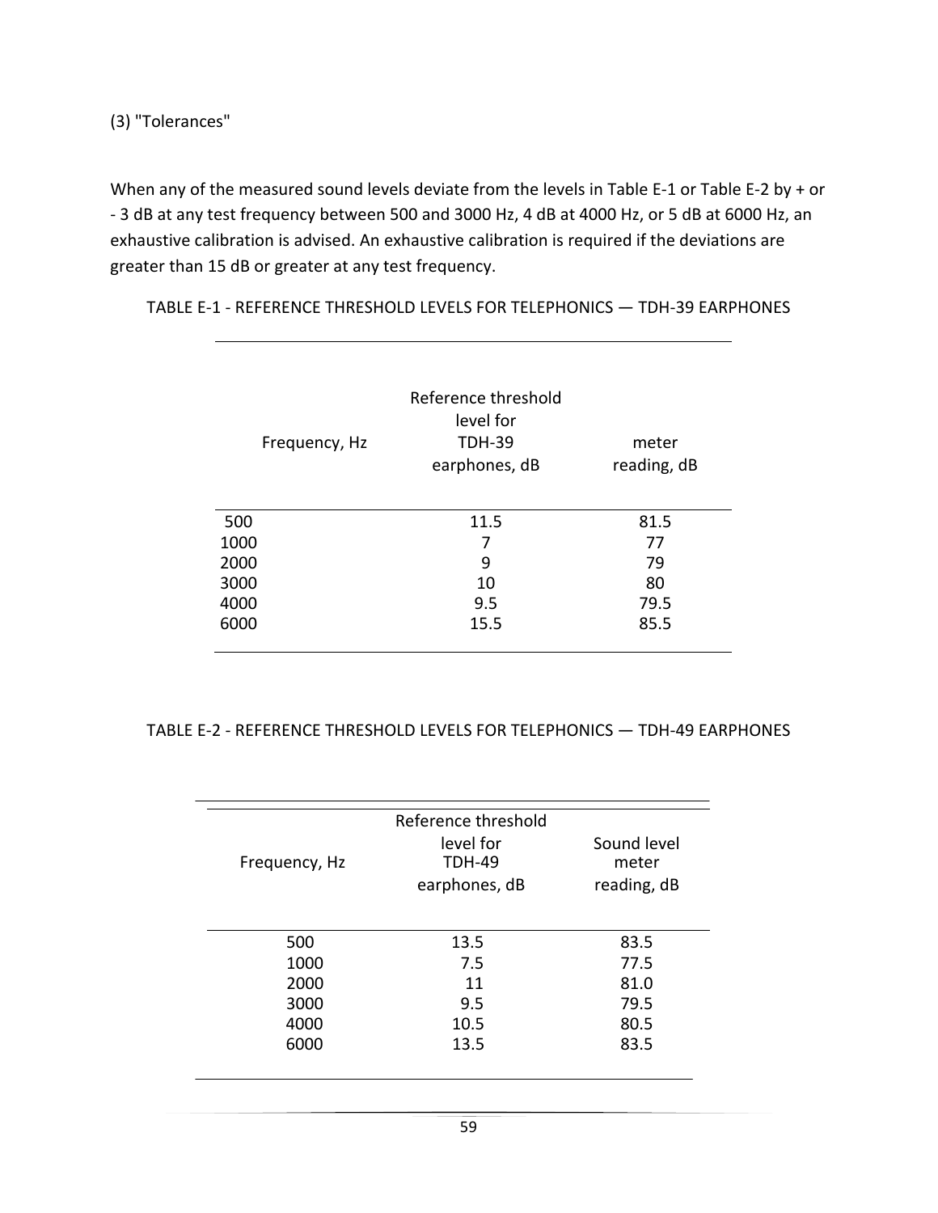(3) "Tolerances"

When any of the measured sound levels deviate from the levels in Table E-1 or Table E-2 by + or - 3 dB at any test frequency between 500 and 3000 Hz, 4 dB at 4000 Hz, or 5 dB at 6000 Hz, an exhaustive calibration is advised. An exhaustive calibration is required if the deviations are greater than 15 dB or greater at any test frequency.

TABLE E-1 - REFERENCE THRESHOLD LEVELS FOR TELEPHONICS — TDH-39 EARPHONES

| Frequency, Hz | Reference threshold level for TDH-39 earphones, dB | meter reading, dB |
|---|---|---|
| 500 | 11.5 | 81.5 |
| 1000 | 7 | 77 |
| 2000 | 9 | 79 |
| 3000 | 10 | 80 |
| 4000 | 9.5 | 79.5 |
| 6000 | 15.5 | 85.5 |

TABLE E-2 - REFERENCE THRESHOLD LEVELS FOR TELEPHONICS — TDH-49 EARPHONES

| Frequency, Hz | Reference threshold level for TDH-49 earphones, dB | Sound level meter reading, dB |
|---|---|---|
| 500 | 13.5 | 83.5 |
| 1000 | 7.5 | 77.5 |
| 2000 | 11 | 81.0 |
| 3000 | 9.5 | 79.5 |
| 4000 | 10.5 | 80.5 |
| 6000 | 13.5 | 83.5 |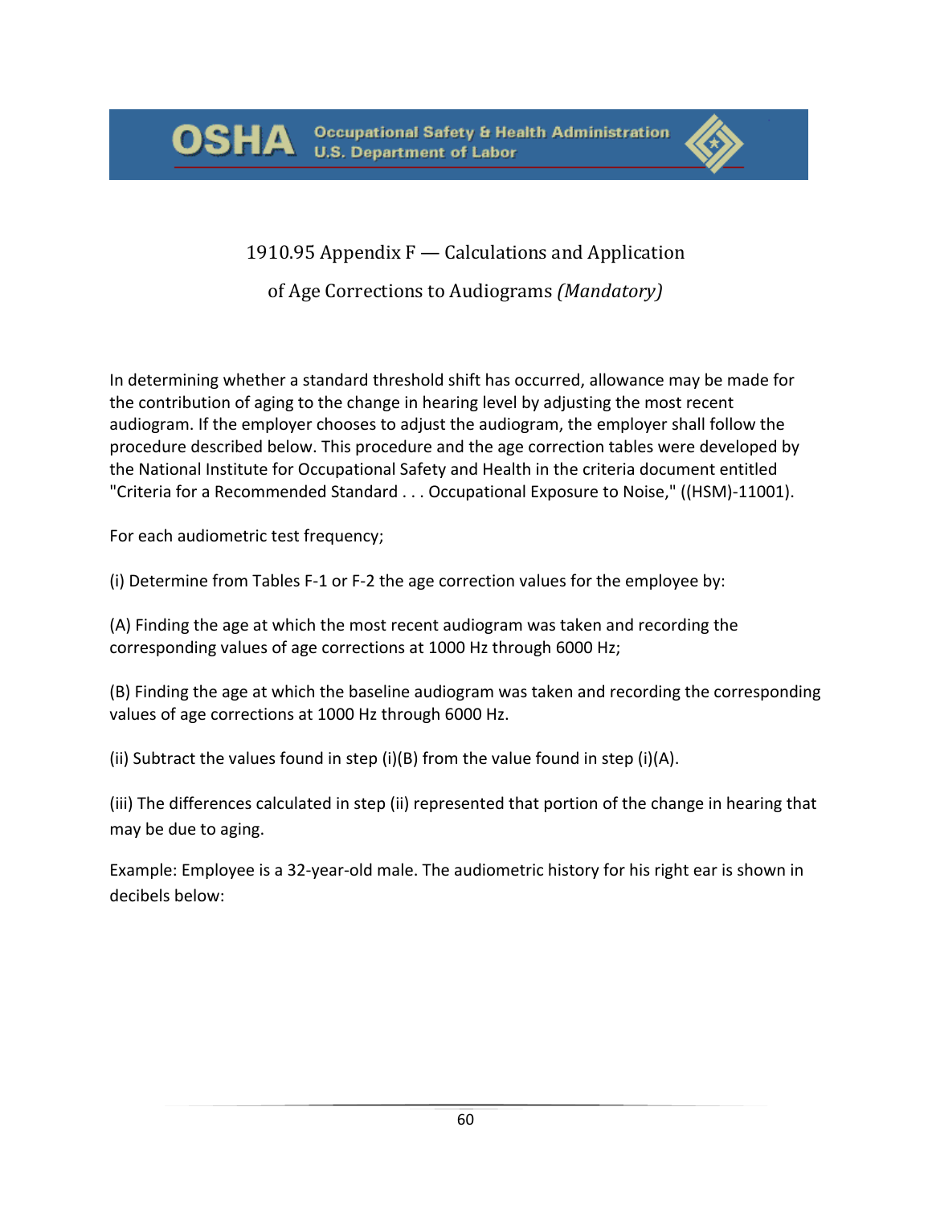# 1910.95 Appendix F — Calculations and Application of Age Corrections to Audiograms *(Mandatory)*

In determining whether a standard threshold shift has occurred, allowance may be made for the contribution of aging to the change in hearing level by adjusting the most recent audiogram. If the employer chooses to adjust the audiogram, the employer shall follow the procedure described below. This procedure and the age correction tables were developed by the National Institute for Occupational Safety and Health in the criteria document entitled "Criteria for a Recommended Standard . . . Occupational Exposure to Noise," ((HSM)-11001).

For each audiometric test frequency;

(i) Determine from Tables F-1 or F-2 the age correction values for the employee by:

(A) Finding the age at which the most recent audiogram was taken and recording the corresponding values of age corrections at 1000 Hz through 6000 Hz;

(B) Finding the age at which the baseline audiogram was taken and recording the corresponding values of age corrections at 1000 Hz through 6000 Hz.

(ii) Subtract the values found in step (i)(B) from the value found in step (i)(A).

(iii) The differences calculated in step (ii) represented that portion of the change in hearing that may be due to aging.

Example: Employee is a 32-year-old male. The audiometric history for his right ear is shown in decibels below: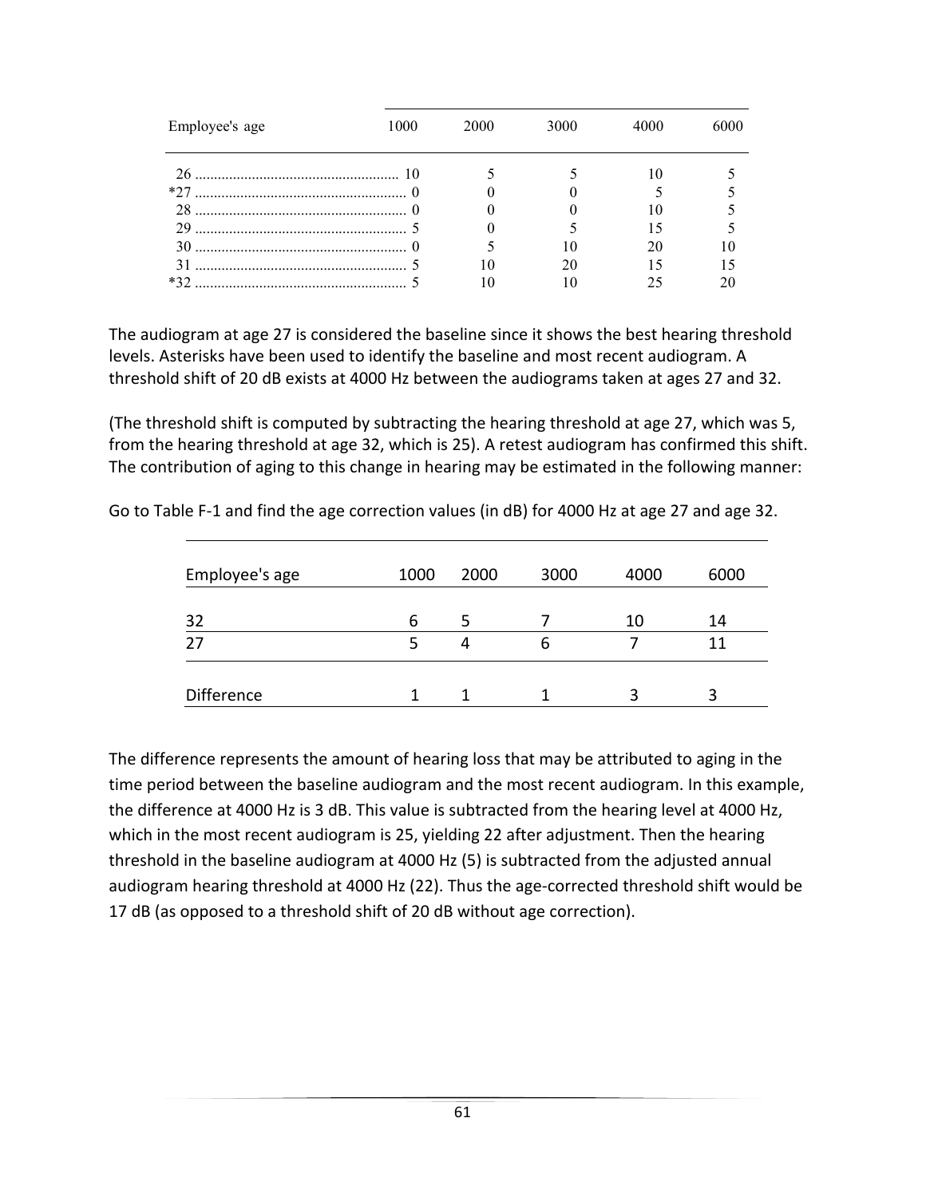| Employee's age | 1000 | 2000 | 3000 | 4000 | 6000 |
|---|---|---|---|---|---|
| 26 | 10 | 5 | 5 | 10 | 5 |
| *27 | 0 | 0 | 0 | 5 | 5 |
| 28 | 0 | 0 | 0 | 10 | 5 |
| 29 | 5 | 0 | 5 | 15 | 5 |
| 30 | 0 | 5 | 10 | 20 | 10 |
| 31 | 5 | 10 | 20 | 15 | 15 |
| *32 | 5 | 10 | 10 | 25 | 20 |

The audiogram at age 27 is considered the baseline since it shows the best hearing threshold levels. Asterisks have been used to identify the baseline and most recent audiogram. A threshold shift of 20 dB exists at 4000 Hz between the audiograms taken at ages 27 and 32.

(The threshold shift is computed by subtracting the hearing threshold at age 27, which was 5, from the hearing threshold at age 32, which is 25). A retest audiogram has confirmed this shift. The contribution of aging to this change in hearing may be estimated in the following manner:

Go to Table F-1 and find the age correction values (in dB) for 4000 Hz at age 27 and age 32.

| Employee's age | 1000 | 2000 | 3000 | 4000 | 6000 |
|---|---|---|---|---|---|
| 32 | 6 | 5 | 7 | 10 | 14 |
| 27 | 5 | 4 | 6 | 7 | 11 |
| Difference | 1 | 1 | 1 | 3 | 3 |

The difference represents the amount of hearing loss that may be attributed to aging in the time period between the baseline audiogram and the most recent audiogram. In this example, the difference at 4000 Hz is 3 dB. This value is subtracted from the hearing level at 4000 Hz, which in the most recent audiogram is 25, yielding 22 after adjustment. Then the hearing threshold in the baseline audiogram at 4000 Hz (5) is subtracted from the adjusted annual audiogram hearing threshold at 4000 Hz (22). Thus the age-corrected threshold shift would be 17 dB (as opposed to a threshold shift of 20 dB without age correction).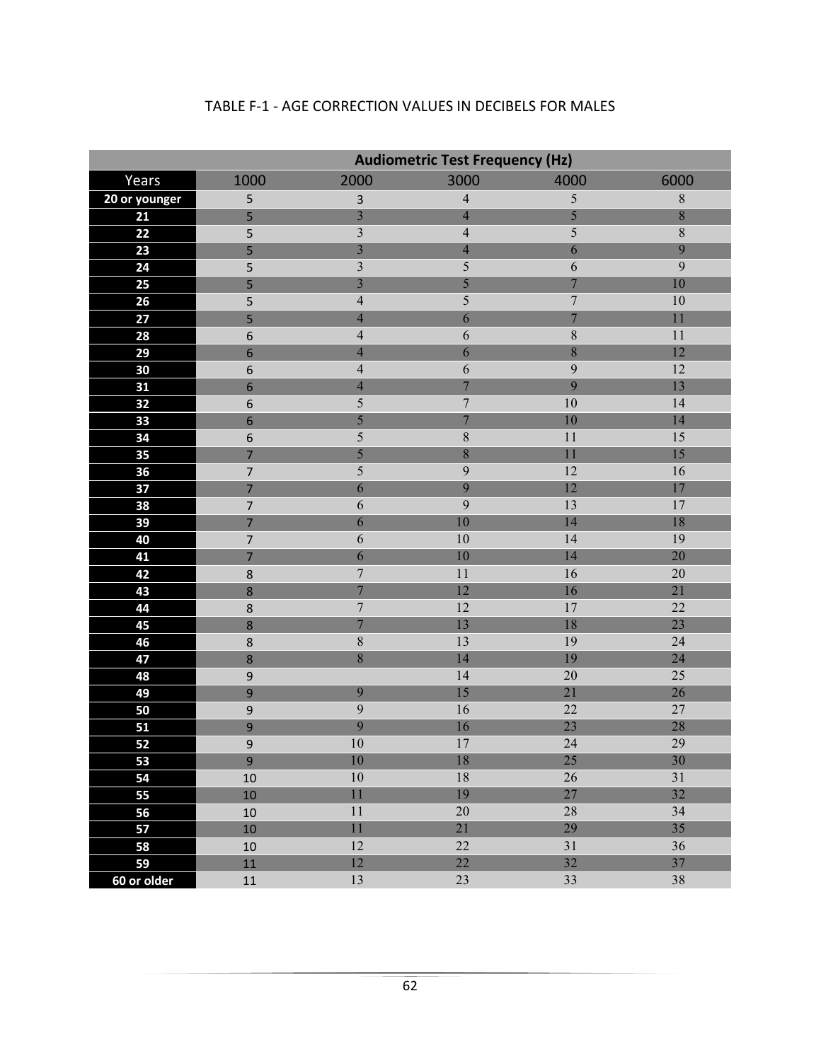TABLE F-1 - AGE CORRECTION VALUES IN DECIBELS FOR MALES

| | Audiometric Test Frequency (Hz) | | | | |
|---|---|---|---|---|---|
| Years | 1000 | 2000 | 3000 | 4000 | 6000 |
| 20 or younger | 5 | 3 | 4 | 5 | 8 |
| 21 | 5 | 3 | 4 | 5 | 8 |
| 22 | 5 | 3 | 4 | 5 | 8 |
| 23 | 5 | 3 | 4 | 6 | 9 |
| 24 | 5 | 3 | 5 | 6 | 9 |
| 25 | 5 | 3 | 5 | 7 | 10 |
| 26 | 5 | 4 | 5 | 7 | 10 |
| 27 | 5 | 4 | 6 | 7 | 11 |
| 28 | 6 | 4 | 6 | 8 | 11 |
| 29 | 6 | 4 | 6 | 8 | 12 |
| 30 | 6 | 4 | 6 | 9 | 12 |
| 31 | 6 | 4 | 7 | 9 | 13 |
| 32 | 6 | 5 | 7 | 10 | 14 |
| 33 | 6 | 5 | 7 | 10 | 14 |
| 34 | 6 | 5 | 8 | 11 | 15 |
| 35 | 7 | 5 | 8 | 11 | 15 |
| 36 | 7 | 5 | 9 | 12 | 16 |
| 37 | 7 | 6 | 9 | 12 | 17 |
| 38 | 7 | 6 | 9 | 13 | 17 |
| 39 | 7 | 6 | 10 | 14 | 18 |
| 40 | 7 | 6 | 10 | 14 | 19 |
| 41 | 7 | 6 | 10 | 14 | 20 |
| 42 | 8 | 7 | 11 | 16 | 20 |
| 43 | 8 | 7 | 12 | 16 | 21 |
| 44 | 8 | 7 | 12 | 17 | 22 |
| 45 | 8 | 7 | 13 | 18 | 23 |
| 46 | 8 | 8 | 13 | 19 | 24 |
| 47 | 8 | 8 | 14 | 19 | 24 |
| 48 | 9 | | 14 | 20 | 25 |
| 49 | 9 | 9 | 15 | 21 | 26 |
| 50 | 9 | 9 | 16 | 22 | 27 |
| 51 | 9 | 9 | 16 | 23 | 28 |
| 52 | 9 | 10 | 17 | 24 | 29 |
| 53 | 9 | 10 | 18 | 25 | 30 |
| 54 | 10 | 10 | 18 | 26 | 31 |
| 55 | 10 | 11 | 19 | 27 | 32 |
| 56 | 10 | 11 | 20 | 28 | 34 |
| 57 | 10 | 11 | 21 | 29 | 35 |
| 58 | 10 | 12 | 22 | 31 | 36 |
| 59 | 11 | 12 | 22 | 32 | 37 |
| 60 or older | 11 | 13 | 23 | 33 | 38 |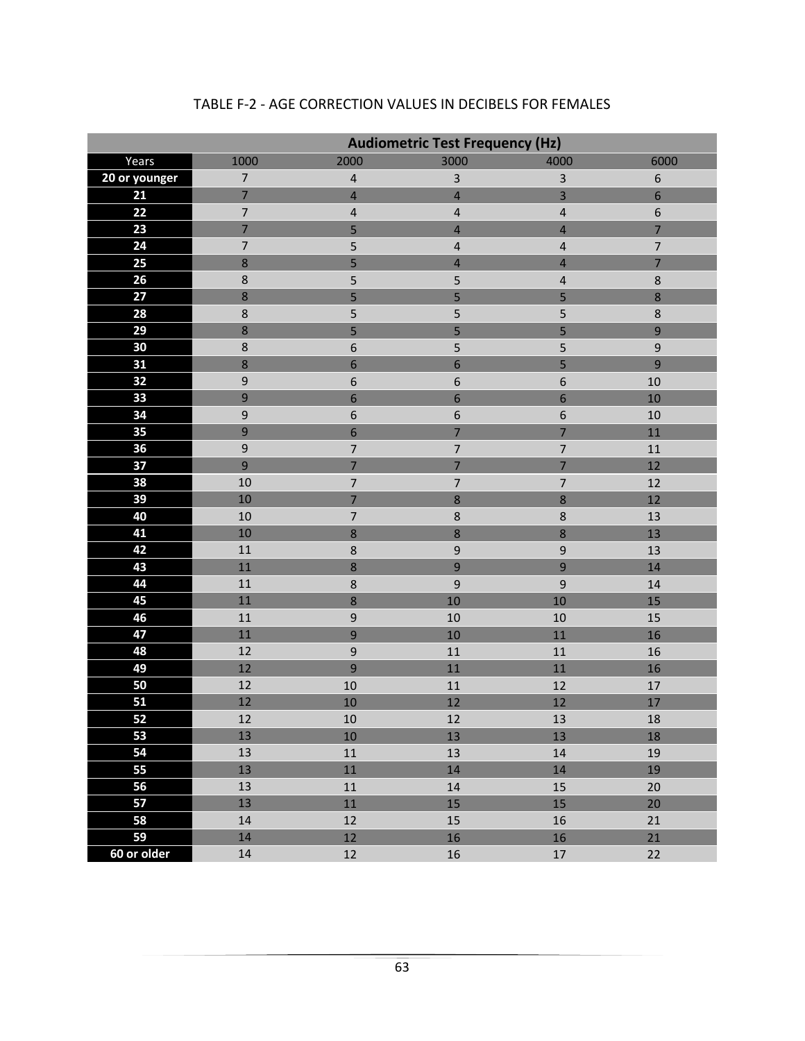TABLE F-2 - AGE CORRECTION VALUES IN DECIBELS FOR FEMALES

| | Audiometric Test Frequency (Hz) | | | | |
|---|---|---|---|---|---|
| Years | 1000 | 2000 | 3000 | 4000 | 6000 |
| 20 or younger | 7 | 4 | 3 | 3 | 6 |
| 21 | 7 | 4 | 4 | 3 | 6 |
| 22 | 7 | 4 | 4 | 4 | 6 |
| 23 | 7 | 5 | 4 | 4 | 7 |
| 24 | 7 | 5 | 4 | 4 | 7 |
| 25 | 8 | 5 | 4 | 4 | 7 |
| 26 | 8 | 5 | 5 | 4 | 8 |
| 27 | 8 | 5 | 5 | 5 | 8 |
| 28 | 8 | 5 | 5 | 5 | 8 |
| 29 | 8 | 5 | 5 | 5 | 9 |
| 30 | 8 | 6 | 5 | 5 | 9 |
| 31 | 8 | 6 | 6 | 5 | 9 |
| 32 | 9 | 6 | 6 | 6 | 10 |
| 33 | 9 | 6 | 6 | 6 | 10 |
| 34 | 9 | 6 | 6 | 6 | 10 |
| 35 | 9 | 6 | 7 | 7 | 11 |
| 36 | 9 | 7 | 7 | 7 | 11 |
| 37 | 9 | 7 | 7 | 7 | 12 |
| 38 | 10 | 7 | 7 | 7 | 12 |
| 39 | 10 | 7 | 8 | 8 | 12 |
| 40 | 10 | 7 | 8 | 8 | 13 |
| 41 | 10 | 8 | 8 | 8 | 13 |
| 42 | 11 | 8 | 9 | 9 | 13 |
| 43 | 11 | 8 | 9 | 9 | 14 |
| 44 | 11 | 8 | 9 | 9 | 14 |
| 45 | 11 | 8 | 10 | 10 | 15 |
| 46 | 11 | 9 | 10 | 10 | 15 |
| 47 | 11 | 9 | 10 | 11 | 16 |
| 48 | 12 | 9 | 11 | 11 | 16 |
| 49 | 12 | 9 | 11 | 11 | 16 |
| 50 | 12 | 10 | 11 | 12 | 17 |
| 51 | 12 | 10 | 12 | 12 | 17 |
| 52 | 12 | 10 | 12 | 13 | 18 |
| 53 | 13 | 10 | 13 | 13 | 18 |
| 54 | 13 | 11 | 13 | 14 | 19 |
| 55 | 13 | 11 | 14 | 14 | 19 |
| 56 | 13 | 11 | 14 | 15 | 20 |
| 57 | 13 | 11 | 15 | 15 | 20 |
| 58 | 14 | 12 | 15 | 16 | 21 |
| 59 | 14 | 12 | 16 | 16 | 21 |
| 60 or older | 14 | 12 | 16 | 17 | 22 |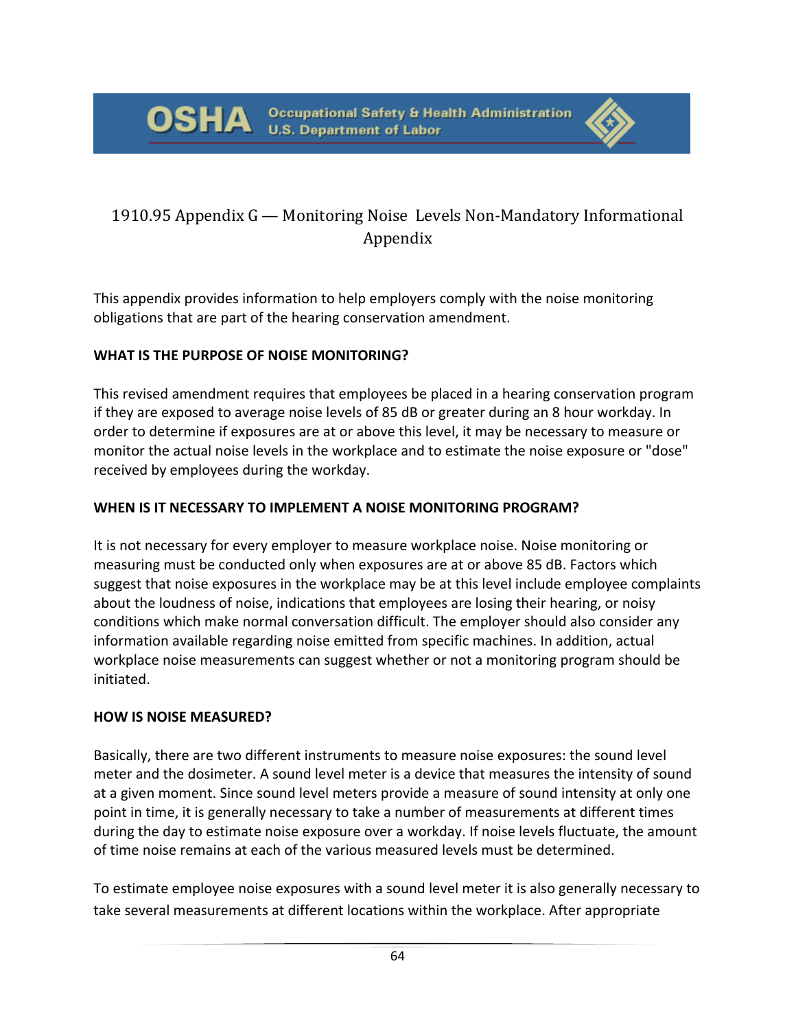# 1910.95 Appendix G — Monitoring Noise Levels Non-Mandatory Informational Appendix

This appendix provides information to help employers comply with the noise monitoring obligations that are part of the hearing conservation amendment.

**WHAT IS THE PURPOSE OF NOISE MONITORING?**

This revised amendment requires that employees be placed in a hearing conservation program if they are exposed to average noise levels of 85 dB or greater during an 8 hour workday. In order to determine if exposures are at or above this level, it may be necessary to measure or monitor the actual noise levels in the workplace and to estimate the noise exposure or "dose" received by employees during the workday.

**WHEN IS IT NECESSARY TO IMPLEMENT A NOISE MONITORING PROGRAM?**

It is not necessary for every employer to measure workplace noise. Noise monitoring or measuring must be conducted only when exposures are at or above 85 dB. Factors which suggest that noise exposures in the workplace may be at this level include employee complaints about the loudness of noise, indications that employees are losing their hearing, or noisy conditions which make normal conversation difficult. The employer should also consider any information available regarding noise emitted from specific machines. In addition, actual workplace noise measurements can suggest whether or not a monitoring program should be initiated.

**HOW IS NOISE MEASURED?**

Basically, there are two different instruments to measure noise exposures: the sound level meter and the dosimeter. A sound level meter is a device that measures the intensity of sound at a given moment. Since sound level meters provide a measure of sound intensity at only one point in time, it is generally necessary to take a number of measurements at different times during the day to estimate noise exposure over a workday. If noise levels fluctuate, the amount of time noise remains at each of the various measured levels must be determined.

To estimate employee noise exposures with a sound level meter it is also generally necessary to take several measurements at different locations within the workplace. After appropriate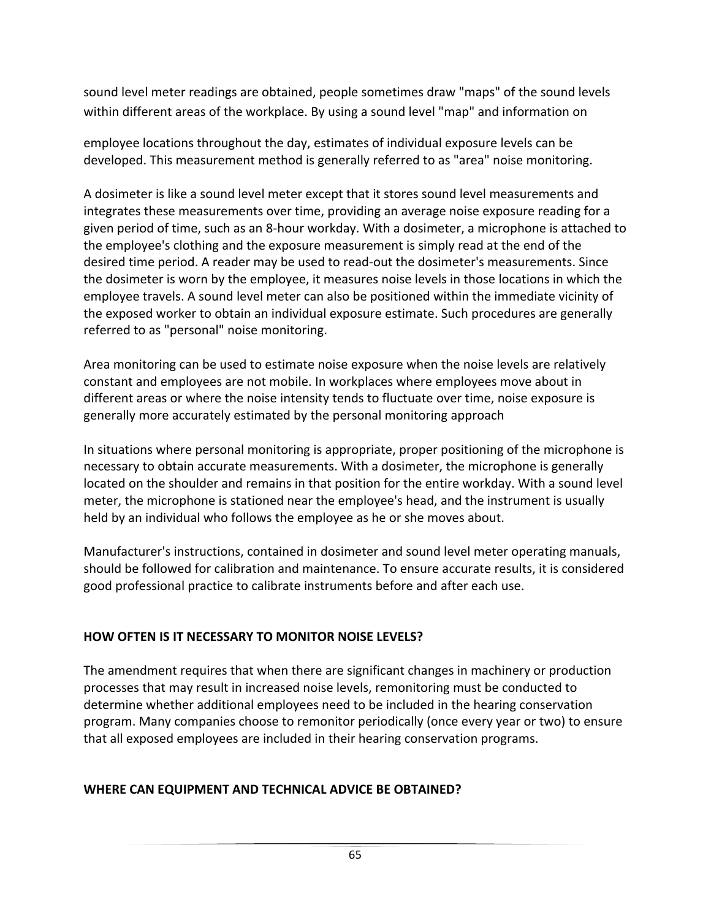sound level meter readings are obtained, people sometimes draw "maps" of the sound levels within different areas of the workplace. By using a sound level "map" and information on

employee locations throughout the day, estimates of individual exposure levels can be developed. This measurement method is generally referred to as "area" noise monitoring.

A dosimeter is like a sound level meter except that it stores sound level measurements and integrates these measurements over time, providing an average noise exposure reading for a given period of time, such as an 8-hour workday. With a dosimeter, a microphone is attached to the employee's clothing and the exposure measurement is simply read at the end of the desired time period. A reader may be used to read-out the dosimeter's measurements. Since the dosimeter is worn by the employee, it measures noise levels in those locations in which the employee travels. A sound level meter can also be positioned within the immediate vicinity of the exposed worker to obtain an individual exposure estimate. Such procedures are generally referred to as "personal" noise monitoring.

Area monitoring can be used to estimate noise exposure when the noise levels are relatively constant and employees are not mobile. In workplaces where employees move about in different areas or where the noise intensity tends to fluctuate over time, noise exposure is generally more accurately estimated by the personal monitoring approach

In situations where personal monitoring is appropriate, proper positioning of the microphone is necessary to obtain accurate measurements. With a dosimeter, the microphone is generally located on the shoulder and remains in that position for the entire workday. With a sound level meter, the microphone is stationed near the employee's head, and the instrument is usually held by an individual who follows the employee as he or she moves about.

Manufacturer's instructions, contained in dosimeter and sound level meter operating manuals, should be followed for calibration and maintenance. To ensure accurate results, it is considered good professional practice to calibrate instruments before and after each use.

**HOW OFTEN IS IT NECESSARY TO MONITOR NOISE LEVELS?**

The amendment requires that when there are significant changes in machinery or production processes that may result in increased noise levels, remonitoring must be conducted to determine whether additional employees need to be included in the hearing conservation program. Many companies choose to remonitor periodically (once every year or two) to ensure that all exposed employees are included in their hearing conservation programs.

**WHERE CAN EQUIPMENT AND TECHNICAL ADVICE BE OBTAINED?**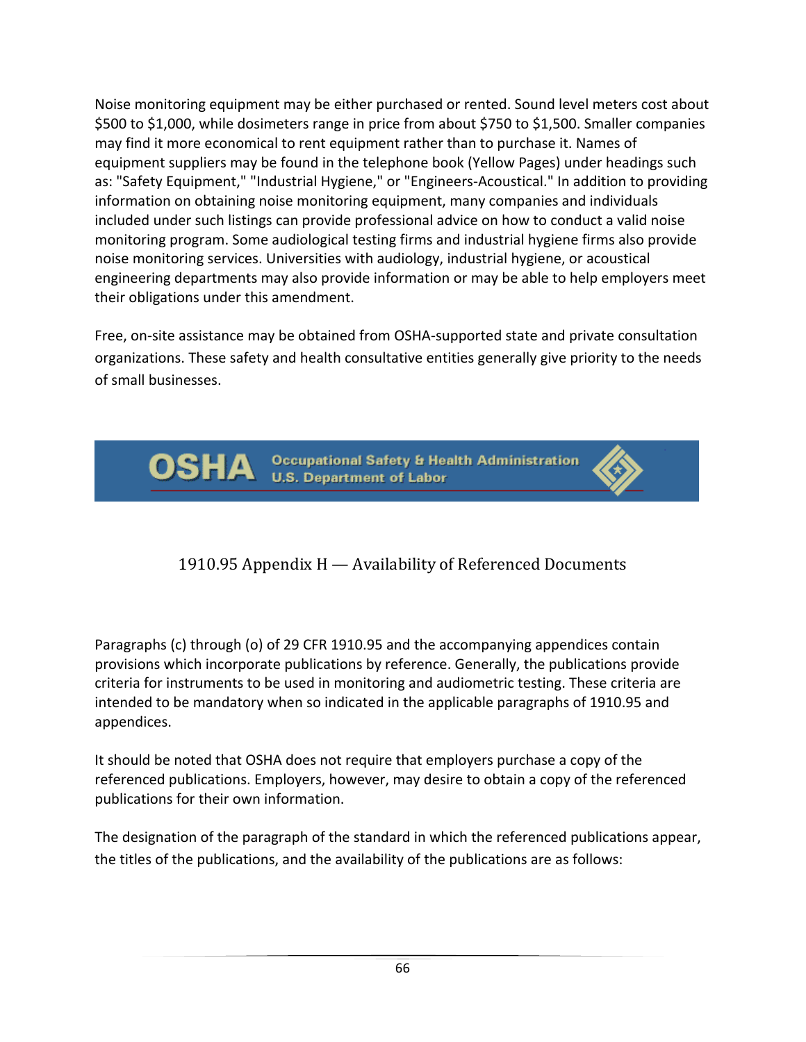Noise monitoring equipment may be either purchased or rented. Sound level meters cost about $500 to $1,000, while dosimeters range in price from about $750 to $1,500. Smaller companies may find it more economical to rent equipment rather than to purchase it. Names of equipment suppliers may be found in the telephone book (Yellow Pages) under headings such as: "Safety Equipment," "Industrial Hygiene," or "Engineers-Acoustical." In addition to providing information on obtaining noise monitoring equipment, many companies and individuals included under such listings can provide professional advice on how to conduct a valid noise monitoring program. Some audiological testing firms and industrial hygiene firms also provide noise monitoring services. Universities with audiology, industrial hygiene, or acoustical engineering departments may also provide information or may be able to help employers meet their obligations under this amendment.

Free, on-site assistance may be obtained from OSHA-supported state and private consultation organizations. These safety and health consultative entities generally give priority to the needs of small businesses.

**OSHA** Occupational Safety & Health Administration
U.S. Department of Labor

## 1910.95 Appendix H — Availability of Referenced Documents

Paragraphs (c) through (o) of 29 CFR 1910.95 and the accompanying appendices contain provisions which incorporate publications by reference. Generally, the publications provide criteria for instruments to be used in monitoring and audiometric testing. These criteria are intended to be mandatory when so indicated in the applicable paragraphs of 1910.95 and appendices.

It should be noted that OSHA does not require that employers purchase a copy of the referenced publications. Employers, however, may desire to obtain a copy of the referenced publications for their own information.

The designation of the paragraph of the standard in which the referenced publications appear, the titles of the publications, and the availability of the publications are as follows: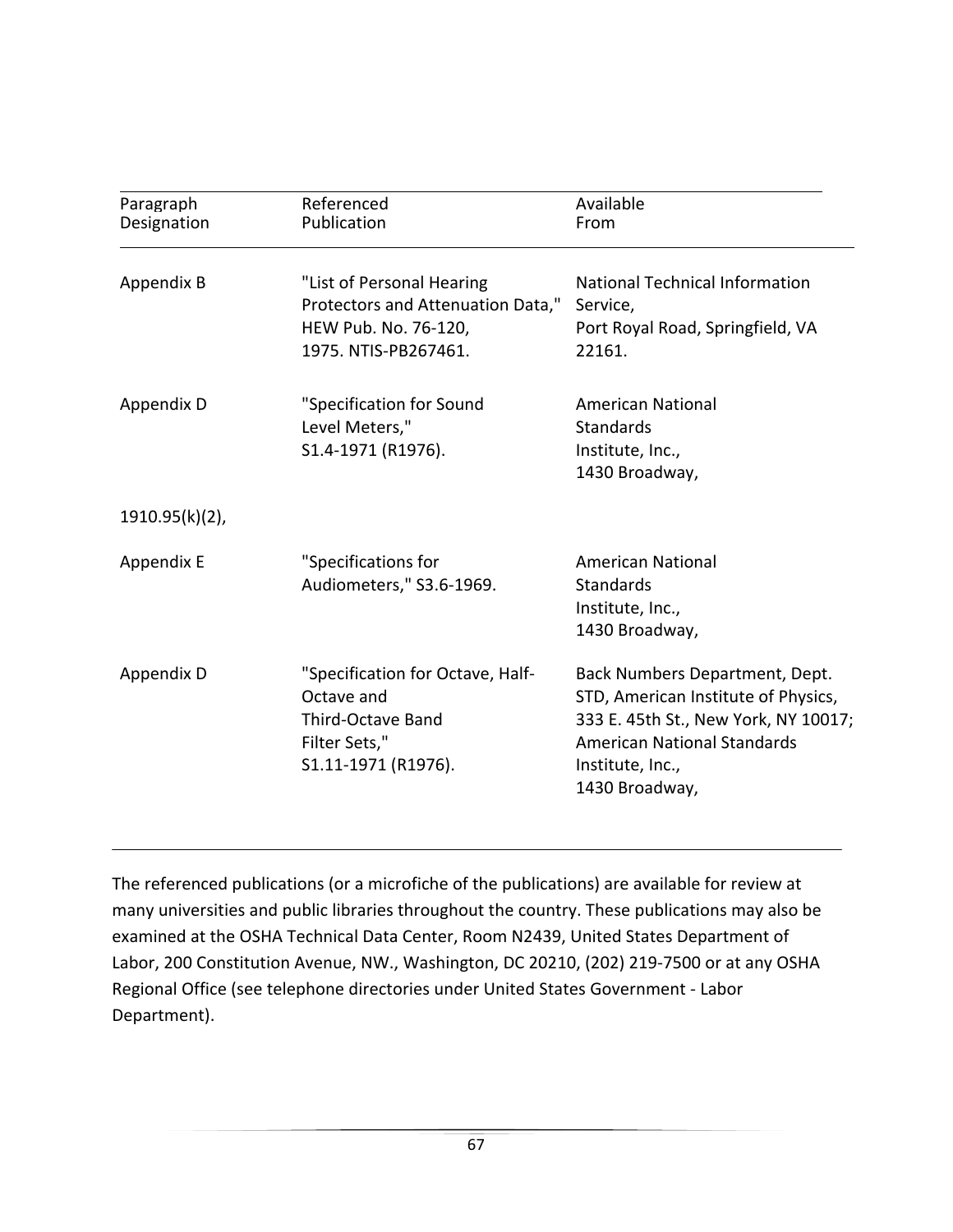| Paragraph Designation | Referenced Publication | Available From |
|---|---|---|
| Appendix B | "List of Personal Hearing Protectors and Attenuation Data," HEW Pub. No. 76-120, 1975. NTIS-PB267461. | National Technical Information Service, Port Royal Road, Springfield, VA 22161. |
| Appendix D | "Specification for Sound Level Meters," S1.4-1971 (R1976). | American National Standards Institute, Inc., 1430 Broadway, |
| 1910.95(k)(2), | | |
| Appendix E | "Specifications for Audiometers," S3.6-1969. | American National Standards Institute, Inc., 1430 Broadway, |
| Appendix D | "Specification for Octave, Half-Octave and Third-Octave Band Filter Sets," S1.11-1971 (R1976). | Back Numbers Department, Dept. STD, American Institute of Physics, 333 E. 45th St., New York, NY 10017; American National Standards Institute, Inc., 1430 Broadway, |

The referenced publications (or a microfiche of the publications) are available for review at many universities and public libraries throughout the country. These publications may also be examined at the OSHA Technical Data Center, Room N2439, United States Department of Labor, 200 Constitution Avenue, NW., Washington, DC 20210, (202) 219-7500 or at any OSHA Regional Office (see telephone directories under United States Government - Labor Department).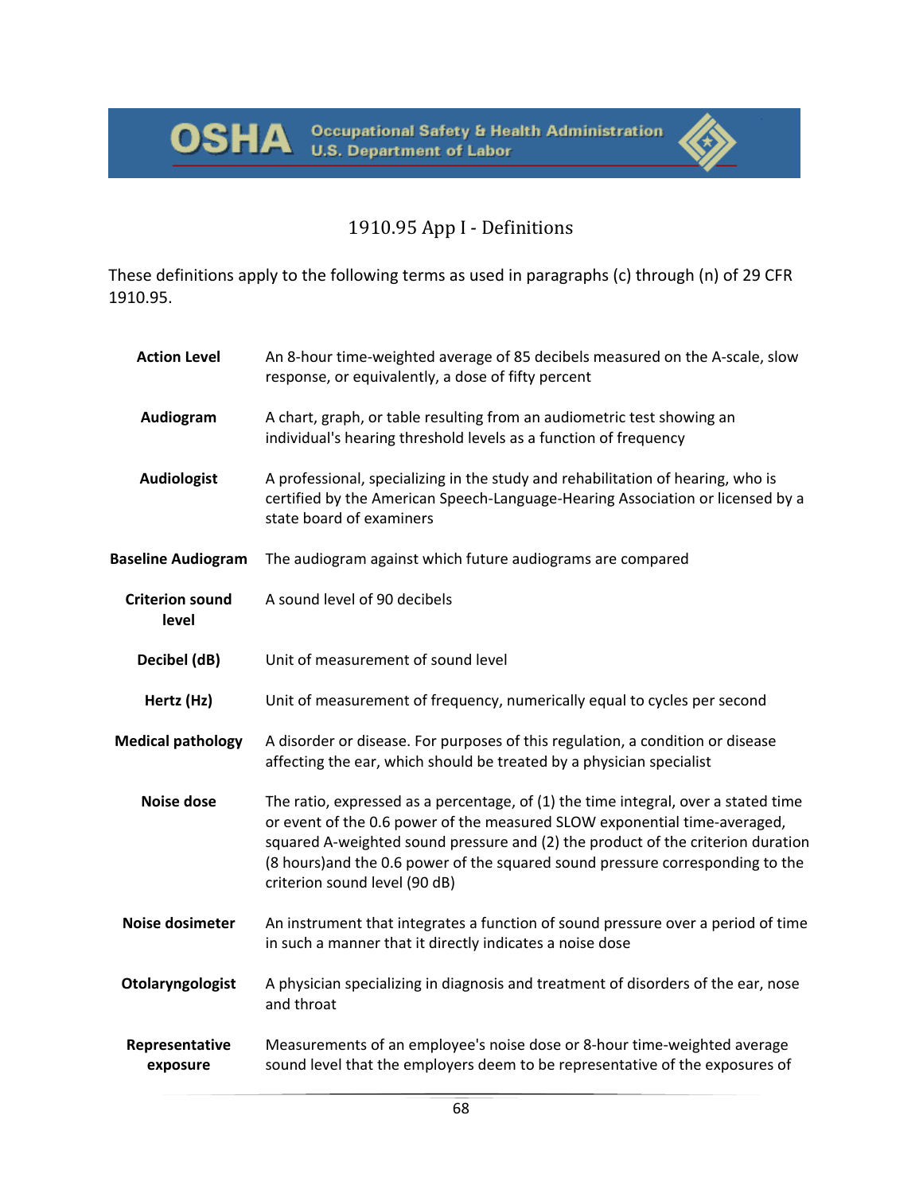OSHA Occupational Safety & Health Administration U.S. Department of Labor

# 1910.95 App I - Definitions

These definitions apply to the following terms as used in paragraphs (c) through (n) of 29 CFR 1910.95.

| | |
|---|---|
| **Action Level** | An 8-hour time-weighted average of 85 decibels measured on the A-scale, slow response, or equivalently, a dose of fifty percent |
| **Audiogram** | A chart, graph, or table resulting from an audiometric test showing an individual's hearing threshold levels as a function of frequency |
| **Audiologist** | A professional, specializing in the study and rehabilitation of hearing, who is certified by the American Speech-Language-Hearing Association or licensed by a state board of examiners |
| **Baseline Audiogram** | The audiogram against which future audiograms are compared |
| **Criterion sound level** | A sound level of 90 decibels |
| **Decibel (dB)** | Unit of measurement of sound level |
| **Hertz (Hz)** | Unit of measurement of frequency, numerically equal to cycles per second |
| **Medical pathology** | A disorder or disease. For purposes of this regulation, a condition or disease affecting the ear, which should be treated by a physician specialist |
| **Noise dose** | The ratio, expressed as a percentage, of (1) the time integral, over a stated time or event of the 0.6 power of the measured SLOW exponential time-averaged, squared A-weighted sound pressure and (2) the product of the criterion duration (8 hours)and the 0.6 power of the squared sound pressure corresponding to the criterion sound level (90 dB) |
| **Noise dosimeter** | An instrument that integrates a function of sound pressure over a period of time in such a manner that it directly indicates a noise dose |
| **Otolaryngologist** | A physician specializing in diagnosis and treatment of disorders of the ear, nose and throat |
| **Representative exposure** | Measurements of an employee's noise dose or 8-hour time-weighted average sound level that the employers deem to be representative of the exposures of |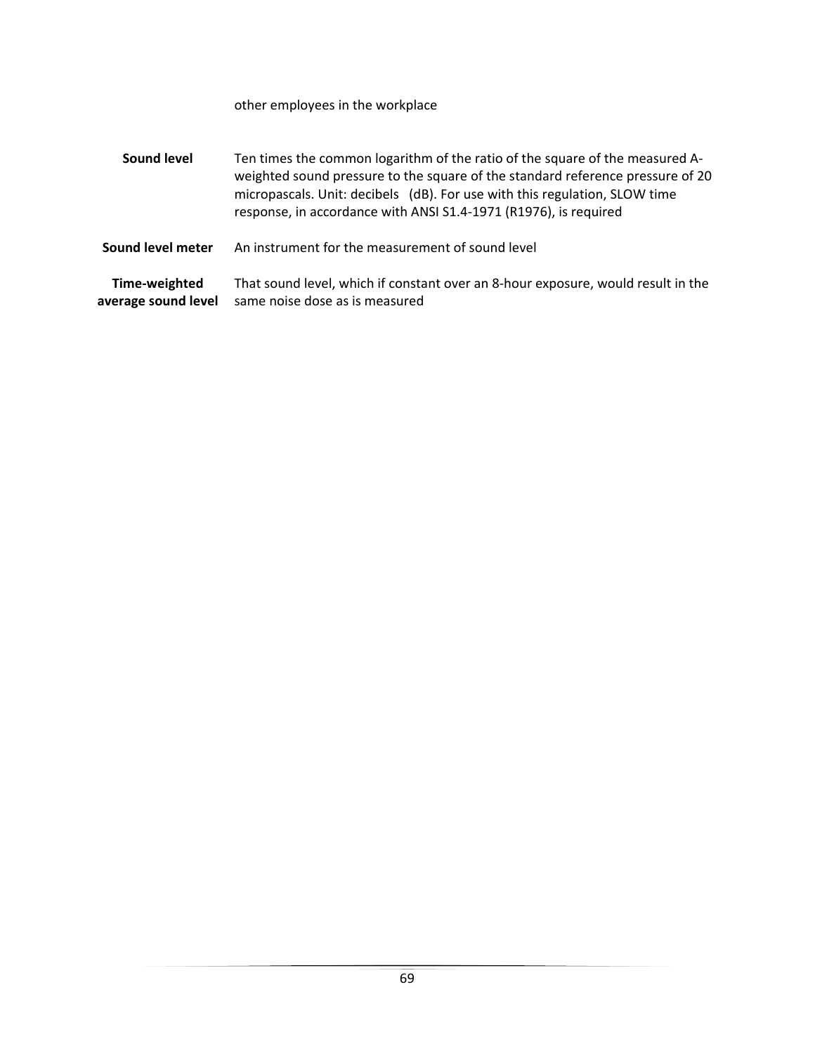| | |
|---|---|
| | other employees in the workplace |
| **Sound level** | Ten times the common logarithm of the ratio of the square of the measured A-weighted sound pressure to the square of the standard reference pressure of 20 micropascals. Unit: decibels (dB). For use with this regulation, SLOW time response, in accordance with ANSI S1.4-1971 (R1976), is required |
| **Sound level meter** | An instrument for the measurement of sound level |
| **Time-weighted average sound level** | That sound level, which if constant over an 8-hour exposure, would result in the same noise dose as is measured |